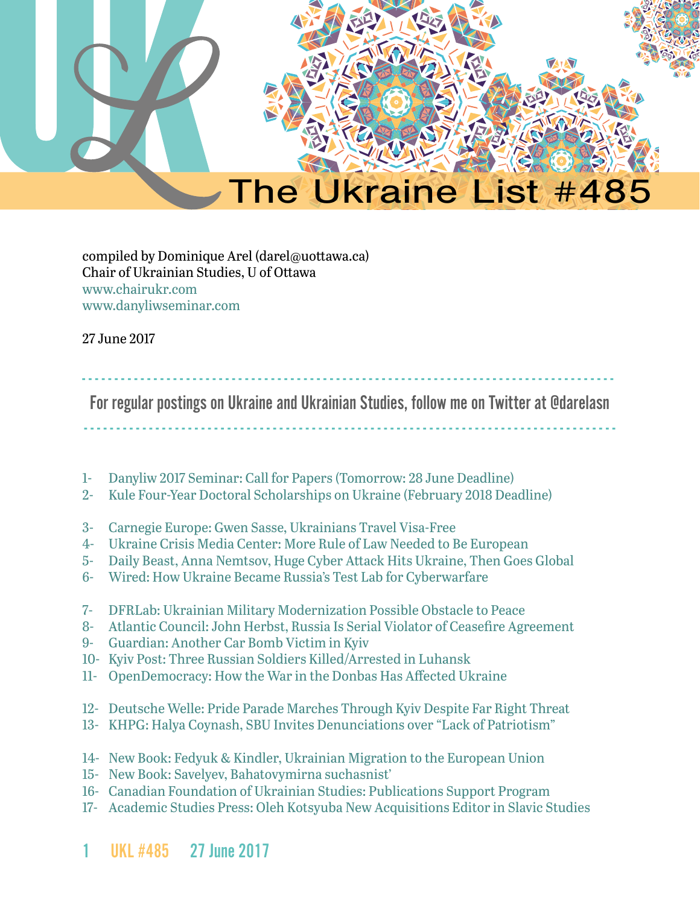# The Ukraine List #485

compiled by Dominique Arel (darel@uottawa.ca)
Chair of Ukrainian Studies, U of Ottawa
www.chairukr.com
www.danyliwseminar.com

27 June 2017

---

For regular postings on Ukraine and Ukrainian Studies, follow me on Twitter at @darelasn

---

1- Danyliw 2017 Seminar: Call for Papers (Tomorrow: 28 June Deadline)
2- Kule Four-Year Doctoral Scholarships on Ukraine (February 2018 Deadline)

3- Carnegie Europe: Gwen Sasse, Ukrainians Travel Visa-Free
4- Ukraine Crisis Media Center: More Rule of Law Needed to Be European
5- Daily Beast, Anna Nemtsov, Huge Cyber Attack Hits Ukraine, Then Goes Global
6- Wired: How Ukraine Became Russia's Test Lab for Cyberwarfare

7- DFRLab: Ukrainian Military Modernization Possible Obstacle to Peace
8- Atlantic Council: John Herbst, Russia Is Serial Violator of Ceasefire Agreement
9- Guardian: Another Car Bomb Victim in Kyiv
10- Kyiv Post: Three Russian Soldiers Killed/Arrested in Luhansk
11- OpenDemocracy: How the War in the Donbas Has Affected Ukraine

12- Deutsche Welle: Pride Parade Marches Through Kyiv Despite Far Right Threat
13- KHPG: Halya Coynash, SBU Invites Denunciations over "Lack of Patriotism"

14- New Book: Fedyuk & Kindler, Ukrainian Migration to the European Union
15- New Book: Savelyev, Bahatovymirna suchasnist'
16- Canadian Foundation of Ukrainian Studies: Publications Support Program
17- Academic Studies Press: Oleh Kotsyuba New Acquisitions Editor in Slavic Studies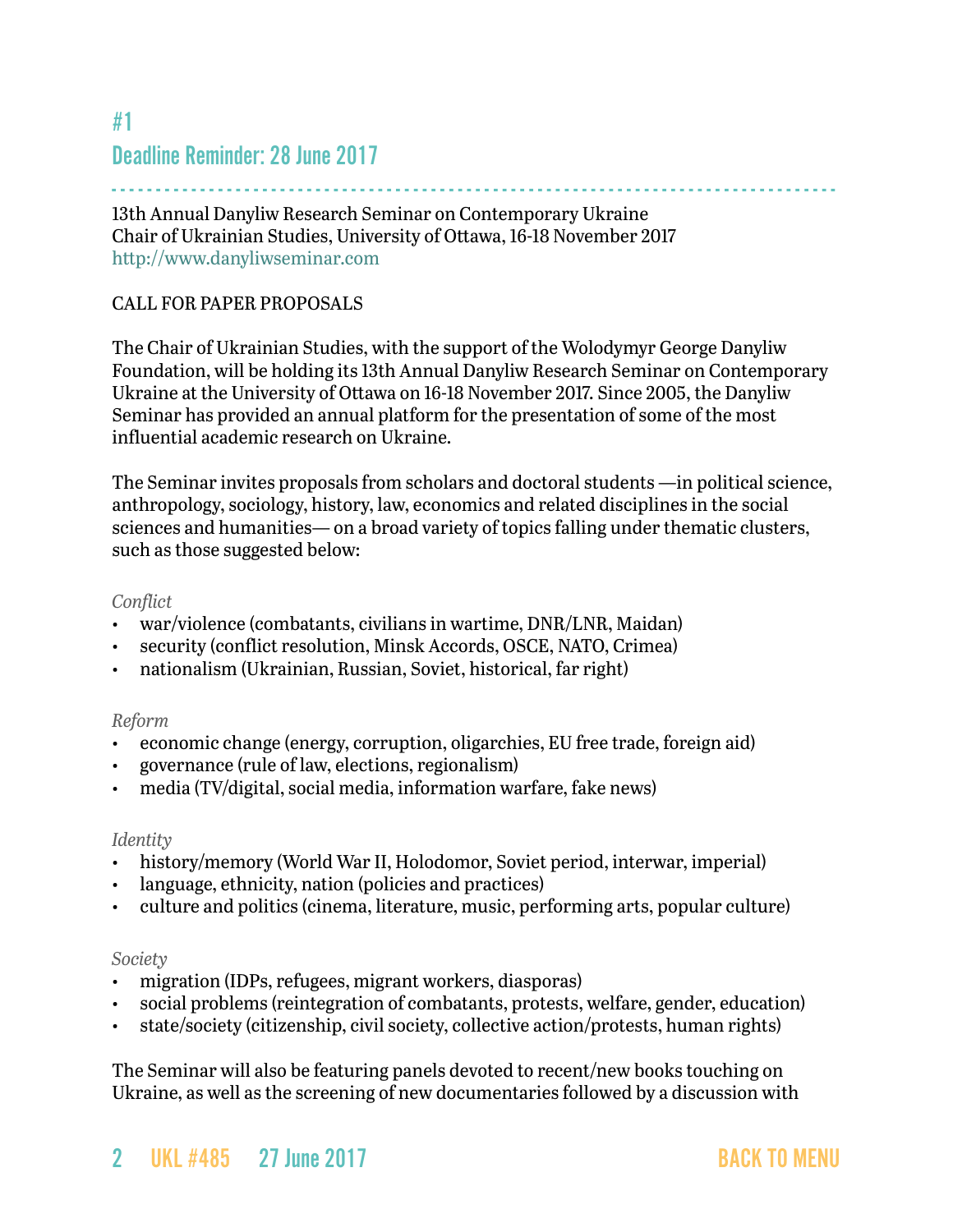## #1

## Deadline Reminder: 28 June 2017

13th Annual Danyliw Research Seminar on Contemporary Ukraine
Chair of Ukrainian Studies, University of Ottawa, 16-18 November 2017
http://www.danyliwseminar.com

CALL FOR PAPER PROPOSALS

The Chair of Ukrainian Studies, with the support of the Wolodymyr George Danyliw Foundation, will be holding its 13th Annual Danyliw Research Seminar on Contemporary Ukraine at the University of Ottawa on 16-18 November 2017. Since 2005, the Danyliw Seminar has provided an annual platform for the presentation of some of the most influential academic research on Ukraine.

The Seminar invites proposals from scholars and doctoral students —in political science, anthropology, sociology, history, law, economics and related disciplines in the social sciences and humanities— on a broad variety of topics falling under thematic clusters, such as those suggested below:

*Conflict*

- war/violence (combatants, civilians in wartime, DNR/LNR, Maidan)
- security (conflict resolution, Minsk Accords, OSCE, NATO, Crimea)
- nationalism (Ukrainian, Russian, Soviet, historical, far right)

*Reform*

- economic change (energy, corruption, oligarchies, EU free trade, foreign aid)
- governance (rule of law, elections, regionalism)
- media (TV/digital, social media, information warfare, fake news)

*Identity*

- history/memory (World War II, Holodomor, Soviet period, interwar, imperial)
- language, ethnicity, nation (policies and practices)
- culture and politics (cinema, literature, music, performing arts, popular culture)

*Society*

- migration (IDPs, refugees, migrant workers, diasporas)
- social problems (reintegration of combatants, protests, welfare, gender, education)
- state/society (citizenship, civil society, collective action/protests, human rights)

The Seminar will also be featuring panels devoted to recent/new books touching on Ukraine, as well as the screening of new documentaries followed by a discussion with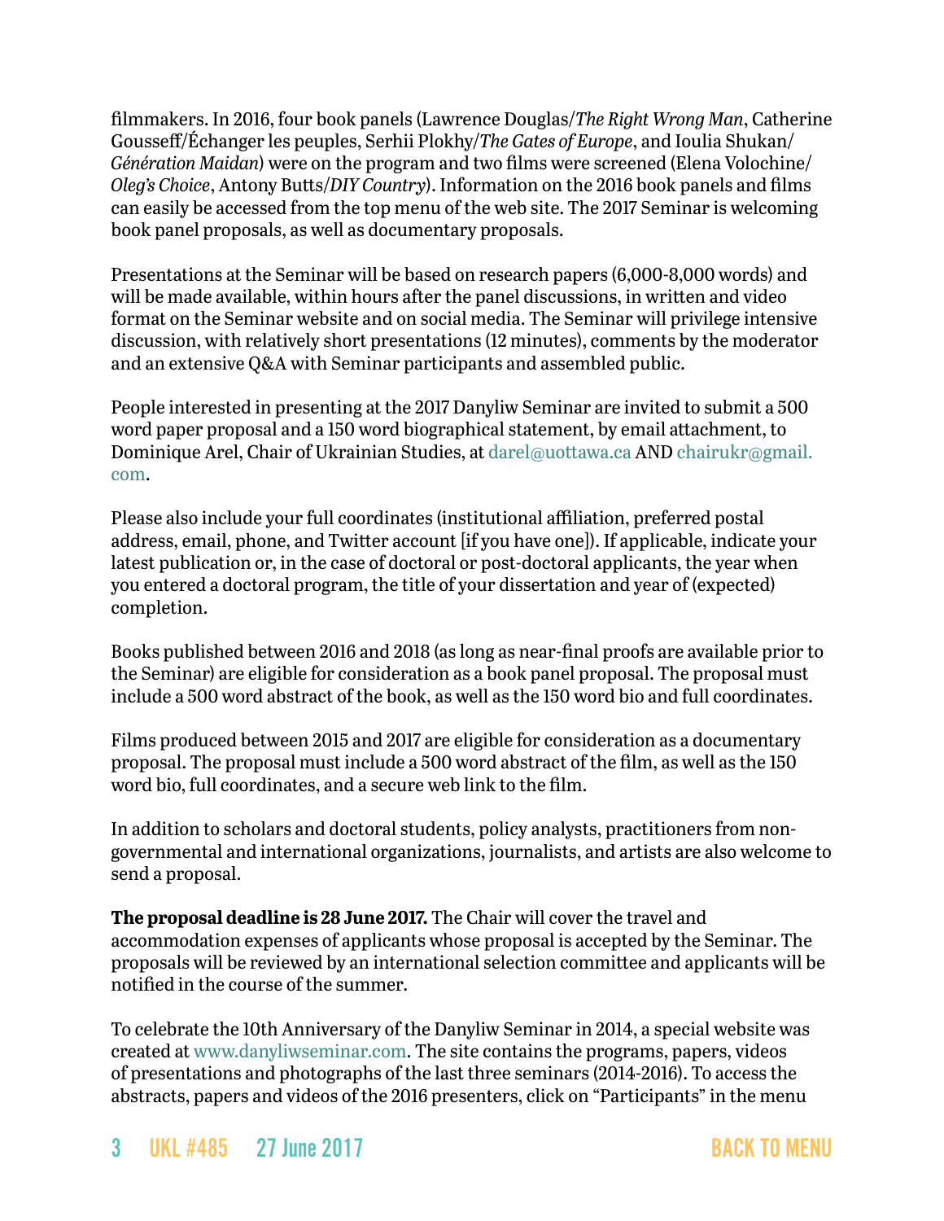filmmakers. In 2016, four book panels (Lawrence Douglas/*The Right Wrong Man*, Catherine Gousseff/Échanger les peuples, Serhii Plokhy/*The Gates of Europe*, and Ioulia Shukan/*Génération Maidan*) were on the program and two films were screened (Elena Volochine/*Oleg's Choice*, Antony Butts/*DIY Country*). Information on the 2016 book panels and films can easily be accessed from the top menu of the web site. The 2017 Seminar is welcoming book panel proposals, as well as documentary proposals.

Presentations at the Seminar will be based on research papers (6,000-8,000 words) and will be made available, within hours after the panel discussions, in written and video format on the Seminar website and on social media. The Seminar will privilege intensive discussion, with relatively short presentations (12 minutes), comments by the moderator and an extensive Q&A with Seminar participants and assembled public.

People interested in presenting at the 2017 Danyliw Seminar are invited to submit a 500 word paper proposal and a 150 word biographical statement, by email attachment, to Dominique Arel, Chair of Ukrainian Studies, at darel@uottawa.ca AND chairukr@gmail.com.

Please also include your full coordinates (institutional affiliation, preferred postal address, email, phone, and Twitter account [if you have one]). If applicable, indicate your latest publication or, in the case of doctoral or post-doctoral applicants, the year when you entered a doctoral program, the title of your dissertation and year of (expected) completion.

Books published between 2016 and 2018 (as long as near-final proofs are available prior to the Seminar) are eligible for consideration as a book panel proposal. The proposal must include a 500 word abstract of the book, as well as the 150 word bio and full coordinates.

Films produced between 2015 and 2017 are eligible for consideration as a documentary proposal. The proposal must include a 500 word abstract of the film, as well as the 150 word bio, full coordinates, and a secure web link to the film.

In addition to scholars and doctoral students, policy analysts, practitioners from non-governmental and international organizations, journalists, and artists are also welcome to send a proposal.

**The proposal deadline is 28 June 2017.** The Chair will cover the travel and accommodation expenses of applicants whose proposal is accepted by the Seminar. The proposals will be reviewed by an international selection committee and applicants will be notified in the course of the summer.

To celebrate the 10th Anniversary of the Danyliw Seminar in 2014, a special website was created at www.danyliwseminar.com. The site contains the programs, papers, videos of presentations and photographs of the last three seminars (2014-2016). To access the abstracts, papers and videos of the 2016 presenters, click on "Participants" in the menu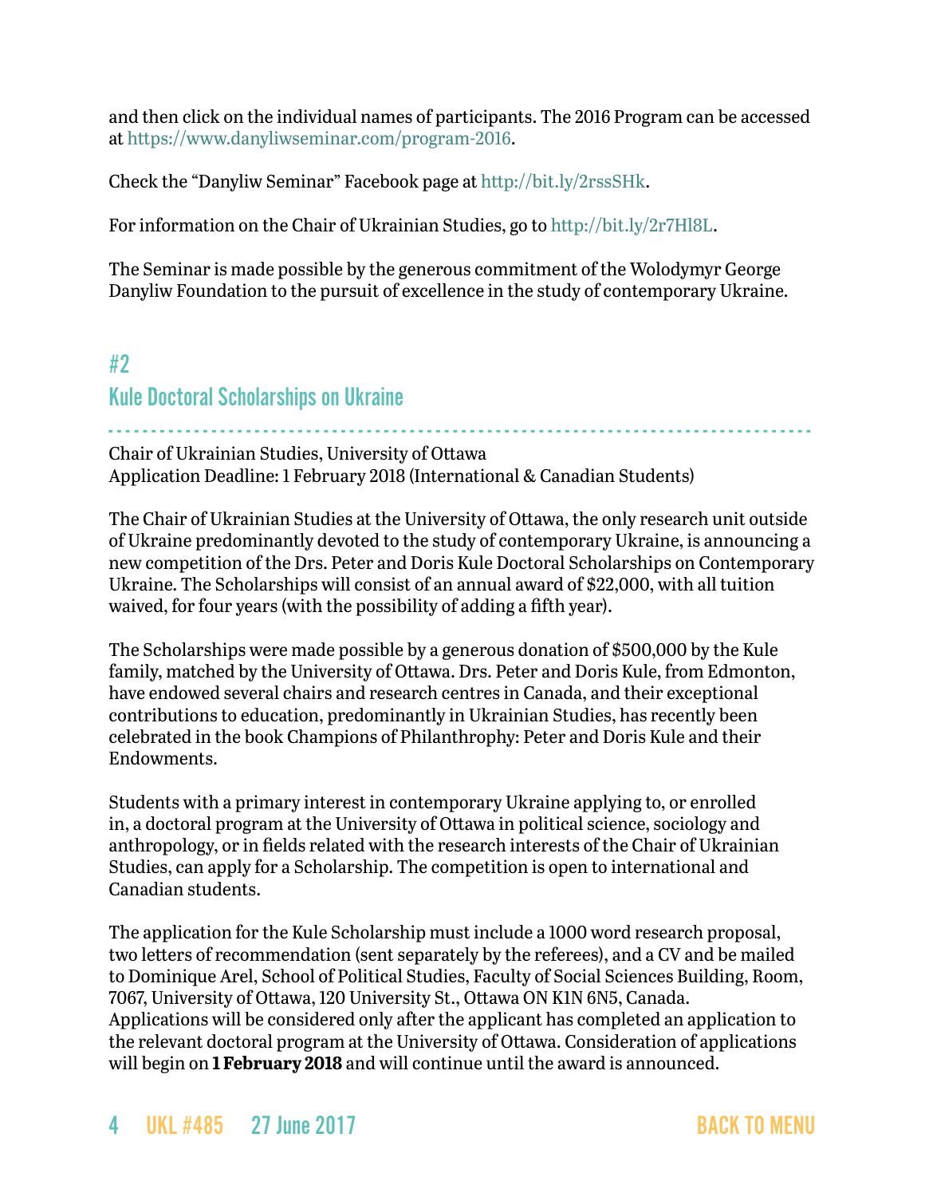and then click on the individual names of participants. The 2016 Program can be accessed at https://www.danyliwseminar.com/program-2016.

Check the "Danyliw Seminar" Facebook page at http://bit.ly/2rssSHk.

For information on the Chair of Ukrainian Studies, go to http://bit.ly/2r7Hl8L.

The Seminar is made possible by the generous commitment of the Wolodymyr George Danyliw Foundation to the pursuit of excellence in the study of contemporary Ukraine.

## #2
## Kule Doctoral Scholarships on Ukraine

Chair of Ukrainian Studies, University of Ottawa
Application Deadline: 1 February 2018 (International & Canadian Students)

The Chair of Ukrainian Studies at the University of Ottawa, the only research unit outside of Ukraine predominantly devoted to the study of contemporary Ukraine, is announcing a new competition of the Drs. Peter and Doris Kule Doctoral Scholarships on Contemporary Ukraine. The Scholarships will consist of an annual award of $22,000, with all tuition waived, for four years (with the possibility of adding a fifth year).

The Scholarships were made possible by a generous donation of $500,000 by the Kule family, matched by the University of Ottawa. Drs. Peter and Doris Kule, from Edmonton, have endowed several chairs and research centres in Canada, and their exceptional contributions to education, predominantly in Ukrainian Studies, has recently been celebrated in the book Champions of Philanthrophy: Peter and Doris Kule and their Endowments.

Students with a primary interest in contemporary Ukraine applying to, or enrolled in, a doctoral program at the University of Ottawa in political science, sociology and anthropology, or in fields related with the research interests of the Chair of Ukrainian Studies, can apply for a Scholarship. The competition is open to international and Canadian students.

The application for the Kule Scholarship must include a 1000 word research proposal, two letters of recommendation (sent separately by the referees), and a CV and be mailed to Dominique Arel, School of Political Studies, Faculty of Social Sciences Building, Room, 7067, University of Ottawa, 120 University St., Ottawa ON K1N 6N5, Canada. Applications will be considered only after the applicant has completed an application to the relevant doctoral program at the University of Ottawa. Consideration of applications will begin on **1 February 2018** and will continue until the award is announced.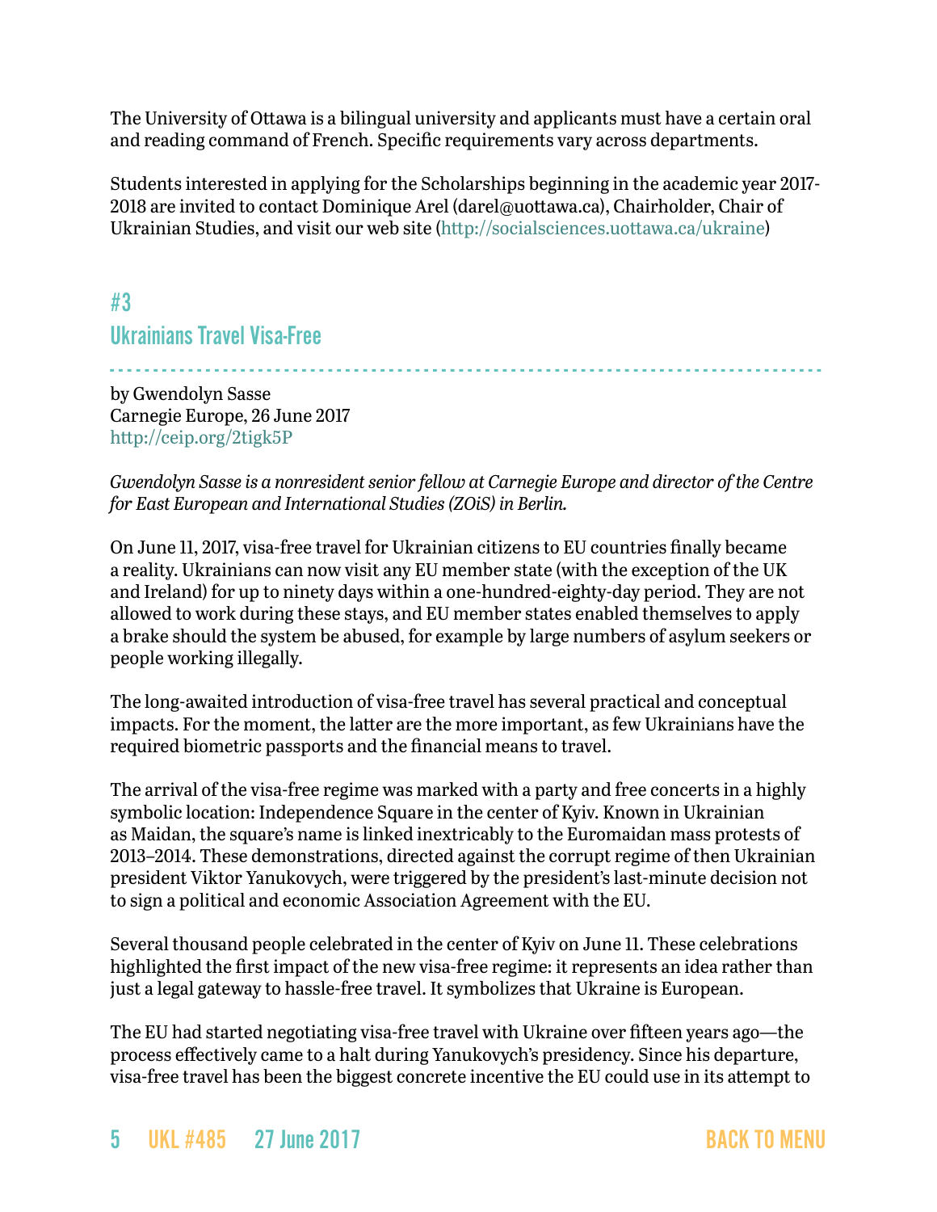The University of Ottawa is a bilingual university and applicants must have a certain oral and reading command of French. Specific requirements vary across departments.

Students interested in applying for the Scholarships beginning in the academic year 2017-2018 are invited to contact Dominique Arel (darel@uottawa.ca), Chairholder, Chair of Ukrainian Studies, and visit our web site (http://socialsciences.uottawa.ca/ukraine)

## #3
## Ukrainians Travel Visa-Free

by Gwendolyn Sasse
Carnegie Europe, 26 June 2017
http://ceip.org/2tigk5P

*Gwendolyn Sasse is a nonresident senior fellow at Carnegie Europe and director of the Centre for East European and International Studies (ZOiS) in Berlin.*

On June 11, 2017, visa-free travel for Ukrainian citizens to EU countries finally became a reality. Ukrainians can now visit any EU member state (with the exception of the UK and Ireland) for up to ninety days within a one-hundred-eighty-day period. They are not allowed to work during these stays, and EU member states enabled themselves to apply a brake should the system be abused, for example by large numbers of asylum seekers or people working illegally.

The long-awaited introduction of visa-free travel has several practical and conceptual impacts. For the moment, the latter are the more important, as few Ukrainians have the required biometric passports and the financial means to travel.

The arrival of the visa-free regime was marked with a party and free concerts in a highly symbolic location: Independence Square in the center of Kyiv. Known in Ukrainian as Maidan, the square's name is linked inextricably to the Euromaidan mass protests of 2013–2014. These demonstrations, directed against the corrupt regime of then Ukrainian president Viktor Yanukovych, were triggered by the president's last-minute decision not to sign a political and economic Association Agreement with the EU.

Several thousand people celebrated in the center of Kyiv on June 11. These celebrations highlighted the first impact of the new visa-free regime: it represents an idea rather than just a legal gateway to hassle-free travel. It symbolizes that Ukraine is European.

The EU had started negotiating visa-free travel with Ukraine over fifteen years ago—the process effectively came to a halt during Yanukovych's presidency. Since his departure, visa-free travel has been the biggest concrete incentive the EU could use in its attempt to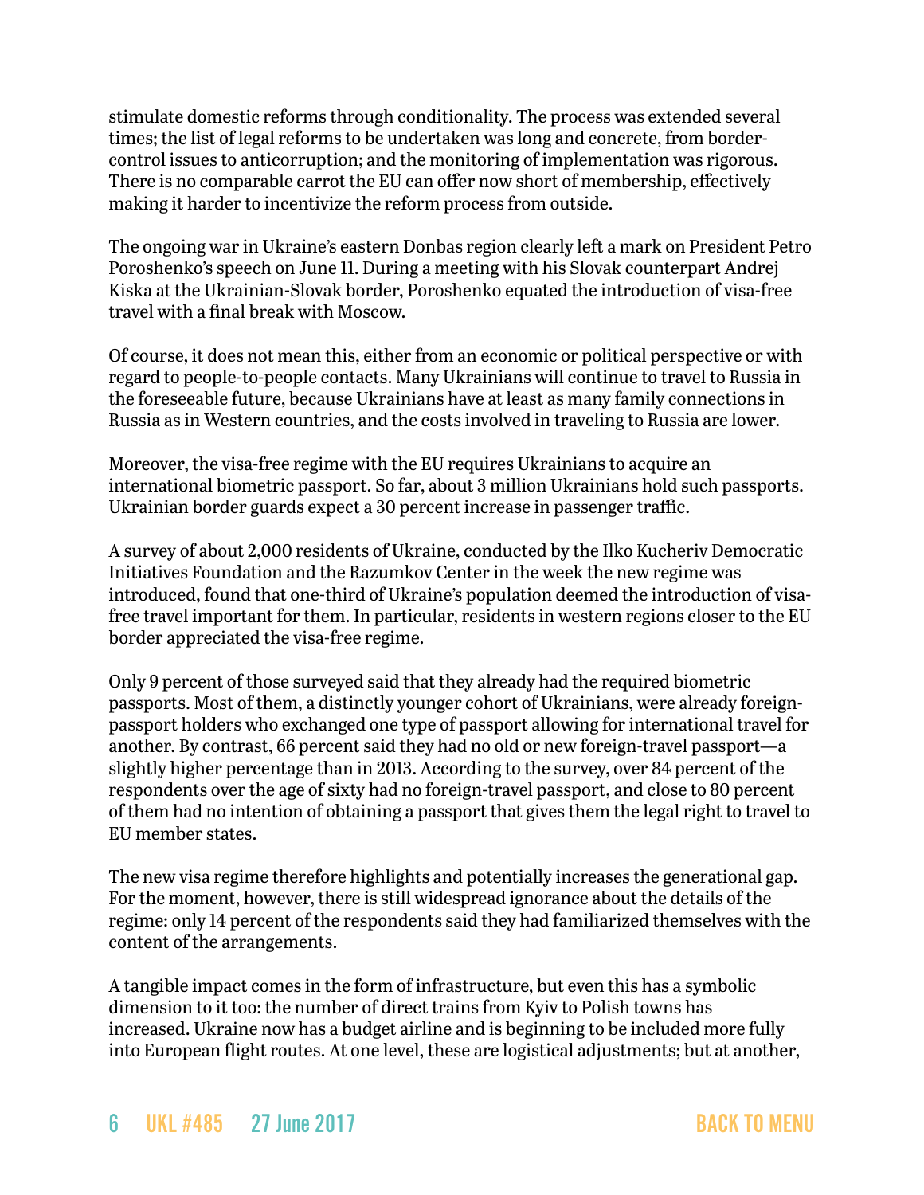stimulate domestic reforms through conditionality. The process was extended several times; the list of legal reforms to be undertaken was long and concrete, from border-control issues to anticorruption; and the monitoring of implementation was rigorous. There is no comparable carrot the EU can offer now short of membership, effectively making it harder to incentivize the reform process from outside.

The ongoing war in Ukraine's eastern Donbas region clearly left a mark on President Petro Poroshenko's speech on June 11. During a meeting with his Slovak counterpart Andrej Kiska at the Ukrainian-Slovak border, Poroshenko equated the introduction of visa-free travel with a final break with Moscow.

Of course, it does not mean this, either from an economic or political perspective or with regard to people-to-people contacts. Many Ukrainians will continue to travel to Russia in the foreseeable future, because Ukrainians have at least as many family connections in Russia as in Western countries, and the costs involved in traveling to Russia are lower.

Moreover, the visa-free regime with the EU requires Ukrainians to acquire an international biometric passport. So far, about 3 million Ukrainians hold such passports. Ukrainian border guards expect a 30 percent increase in passenger traffic.

A survey of about 2,000 residents of Ukraine, conducted by the Ilko Kucheriv Democratic Initiatives Foundation and the Razumkov Center in the week the new regime was introduced, found that one-third of Ukraine's population deemed the introduction of visa-free travel important for them. In particular, residents in western regions closer to the EU border appreciated the visa-free regime.

Only 9 percent of those surveyed said that they already had the required biometric passports. Most of them, a distinctly younger cohort of Ukrainians, were already foreign-passport holders who exchanged one type of passport allowing for international travel for another. By contrast, 66 percent said they had no old or new foreign-travel passport—a slightly higher percentage than in 2013. According to the survey, over 84 percent of the respondents over the age of sixty had no foreign-travel passport, and close to 80 percent of them had no intention of obtaining a passport that gives them the legal right to travel to EU member states.

The new visa regime therefore highlights and potentially increases the generational gap. For the moment, however, there is still widespread ignorance about the details of the regime: only 14 percent of the respondents said they had familiarized themselves with the content of the arrangements.

A tangible impact comes in the form of infrastructure, but even this has a symbolic dimension to it too: the number of direct trains from Kyiv to Polish towns has increased. Ukraine now has a budget airline and is beginning to be included more fully into European flight routes. At one level, these are logistical adjustments; but at another,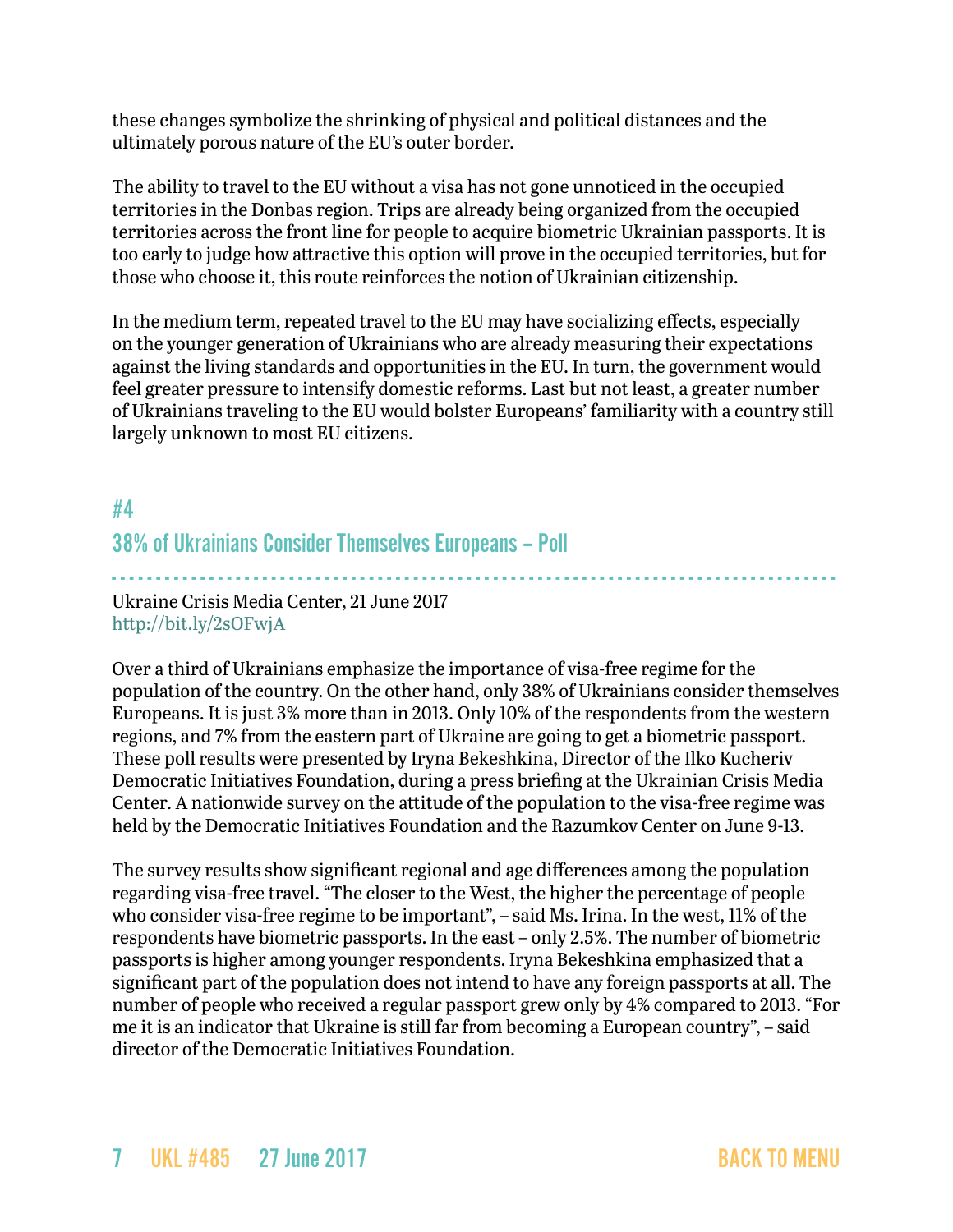these changes symbolize the shrinking of physical and political distances and the ultimately porous nature of the EU's outer border.

The ability to travel to the EU without a visa has not gone unnoticed in the occupied territories in the Donbas region. Trips are already being organized from the occupied territories across the front line for people to acquire biometric Ukrainian passports. It is too early to judge how attractive this option will prove in the occupied territories, but for those who choose it, this route reinforces the notion of Ukrainian citizenship.

In the medium term, repeated travel to the EU may have socializing effects, especially on the younger generation of Ukrainians who are already measuring their expectations against the living standards and opportunities in the EU. In turn, the government would feel greater pressure to intensify domestic reforms. Last but not least, a greater number of Ukrainians traveling to the EU would bolster Europeans' familiarity with a country still largely unknown to most EU citizens.

## #4

## 38% of Ukrainians Consider Themselves Europeans – Poll

Ukraine Crisis Media Center, 21 June 2017
http://bit.ly/2sOFwjA

Over a third of Ukrainians emphasize the importance of visa-free regime for the population of the country. On the other hand, only 38% of Ukrainians consider themselves Europeans. It is just 3% more than in 2013. Only 10% of the respondents from the western regions, and 7% from the eastern part of Ukraine are going to get a biometric passport. These poll results were presented by Iryna Bekeshkina, Director of the Ilko Kucheriv Democratic Initiatives Foundation, during a press briefing at the Ukrainian Crisis Media Center. A nationwide survey on the attitude of the population to the visa-free regime was held by the Democratic Initiatives Foundation and the Razumkov Center on June 9-13.

The survey results show significant regional and age differences among the population regarding visa-free travel. "The closer to the West, the higher the percentage of people who consider visa-free regime to be important", – said Ms. Irina. In the west, 11% of the respondents have biometric passports. In the east – only 2.5%. The number of biometric passports is higher among younger respondents. Iryna Bekeshkina emphasized that a significant part of the population does not intend to have any foreign passports at all. The number of people who received a regular passport grew only by 4% compared to 2013. "For me it is an indicator that Ukraine is still far from becoming a European country", – said director of the Democratic Initiatives Foundation.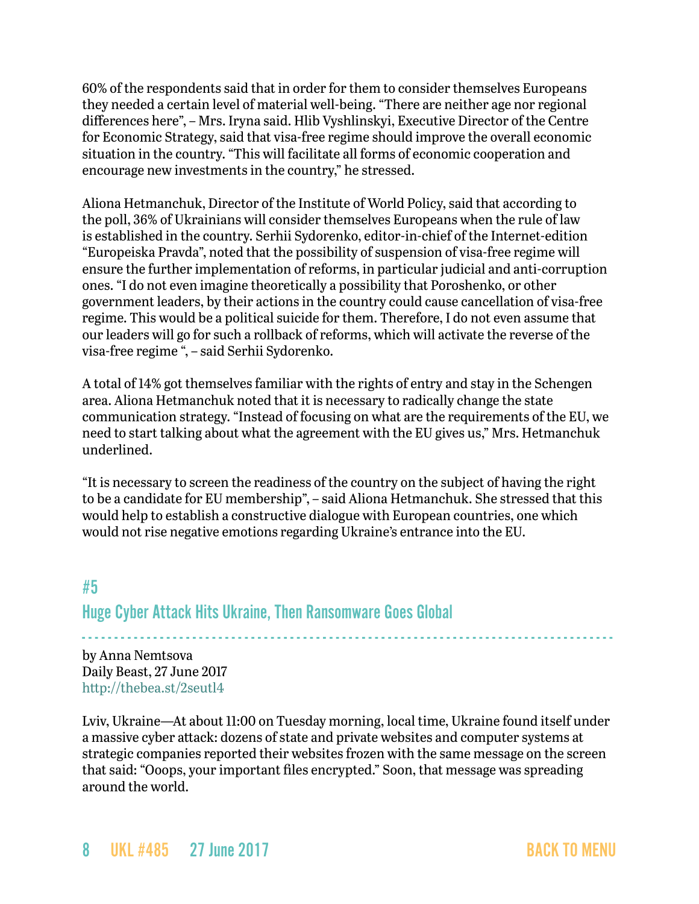60% of the respondents said that in order for them to consider themselves Europeans they needed a certain level of material well-being. "There are neither age nor regional differences here", – Mrs. Iryna said. Hlib Vyshlinskyi, Executive Director of the Centre for Economic Strategy, said that visa-free regime should improve the overall economic situation in the country. "This will facilitate all forms of economic cooperation and encourage new investments in the country," he stressed.

Aliona Hetmanchuk, Director of the Institute of World Policy, said that according to the poll, 36% of Ukrainians will consider themselves Europeans when the rule of law is established in the country. Serhii Sydorenko, editor-in-chief of the Internet-edition "Europeiska Pravda", noted that the possibility of suspension of visa-free regime will ensure the further implementation of reforms, in particular judicial and anti-corruption ones. "I do not even imagine theoretically a possibility that Poroshenko, or other government leaders, by their actions in the country could cause cancellation of visa-free regime. This would be a political suicide for them. Therefore, I do not even assume that our leaders will go for such a rollback of reforms, which will activate the reverse of the visa-free regime ", – said Serhii Sydorenko.

A total of 14% got themselves familiar with the rights of entry and stay in the Schengen area. Aliona Hetmanchuk noted that it is necessary to radically change the state communication strategy. "Instead of focusing on what are the requirements of the EU, we need to start talking about what the agreement with the EU gives us," Mrs. Hetmanchuk underlined.

"It is necessary to screen the readiness of the country on the subject of having the right to be a candidate for EU membership", – said Aliona Hetmanchuk. She stressed that this would help to establish a constructive dialogue with European countries, one which would not rise negative emotions regarding Ukraine's entrance into the EU.

## #5

## Huge Cyber Attack Hits Ukraine, Then Ransomware Goes Global

by Anna Nemtsova
Daily Beast, 27 June 2017
http://thebea.st/2seutl4

Lviv, Ukraine—At about 11:00 on Tuesday morning, local time, Ukraine found itself under a massive cyber attack: dozens of state and private websites and computer systems at strategic companies reported their websites frozen with the same message on the screen that said: "Ooops, your important files encrypted." Soon, that message was spreading around the world.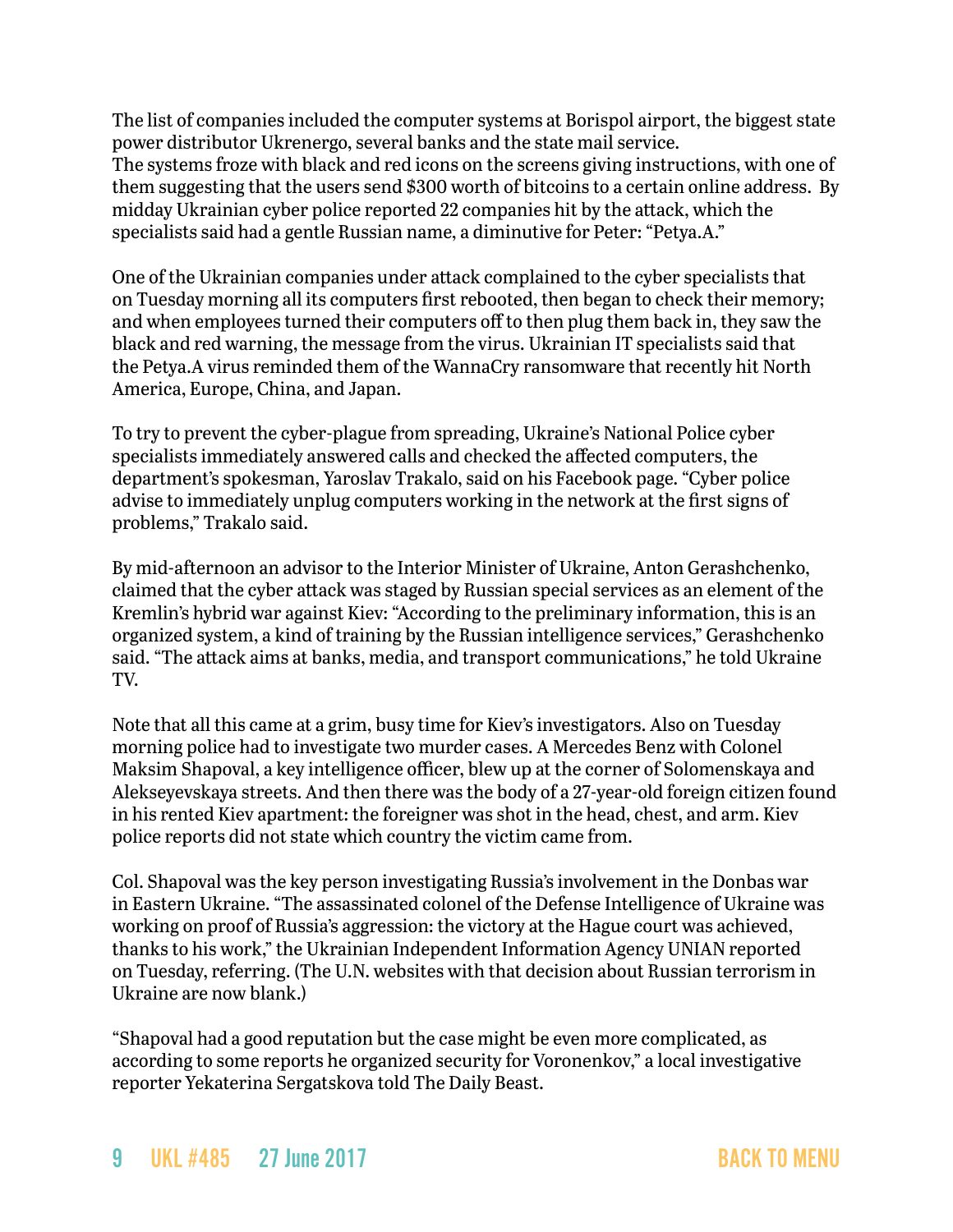The list of companies included the computer systems at Borispol airport, the biggest state power distributor Ukrenergo, several banks and the state mail service.
The systems froze with black and red icons on the screens giving instructions, with one of them suggesting that the users send $300 worth of bitcoins to a certain online address. By midday Ukrainian cyber police reported 22 companies hit by the attack, which the specialists said had a gentle Russian name, a diminutive for Peter: "Petya.A."

One of the Ukrainian companies under attack complained to the cyber specialists that on Tuesday morning all its computers first rebooted, then began to check their memory; and when employees turned their computers off to then plug them back in, they saw the black and red warning, the message from the virus. Ukrainian IT specialists said that the Petya.A virus reminded them of the WannaCry ransomware that recently hit North America, Europe, China, and Japan.

To try to prevent the cyber-plague from spreading, Ukraine's National Police cyber specialists immediately answered calls and checked the affected computers, the department's spokesman, Yaroslav Trakalo, said on his Facebook page. "Cyber police advise to immediately unplug computers working in the network at the first signs of problems," Trakalo said.

By mid-afternoon an advisor to the Interior Minister of Ukraine, Anton Gerashchenko, claimed that the cyber attack was staged by Russian special services as an element of the Kremlin's hybrid war against Kiev: "According to the preliminary information, this is an organized system, a kind of training by the Russian intelligence services," Gerashchenko said. "The attack aims at banks, media, and transport communications," he told Ukraine TV.

Note that all this came at a grim, busy time for Kiev's investigators. Also on Tuesday morning police had to investigate two murder cases. A Mercedes Benz with Colonel Maksim Shapoval, a key intelligence officer, blew up at the corner of Solomenskaya and Alekseyevskaya streets. And then there was the body of a 27-year-old foreign citizen found in his rented Kiev apartment: the foreigner was shot in the head, chest, and arm. Kiev police reports did not state which country the victim came from.

Col. Shapoval was the key person investigating Russia's involvement in the Donbas war in Eastern Ukraine. "The assassinated colonel of the Defense Intelligence of Ukraine was working on proof of Russia's aggression: the victory at the Hague court was achieved, thanks to his work," the Ukrainian Independent Information Agency UNIAN reported on Tuesday, referring. (The U.N. websites with that decision about Russian terrorism in Ukraine are now blank.)

"Shapoval had a good reputation but the case might be even more complicated, as according to some reports he organized security for Voronenkov," a local investigative reporter Yekaterina Sergatskova told The Daily Beast.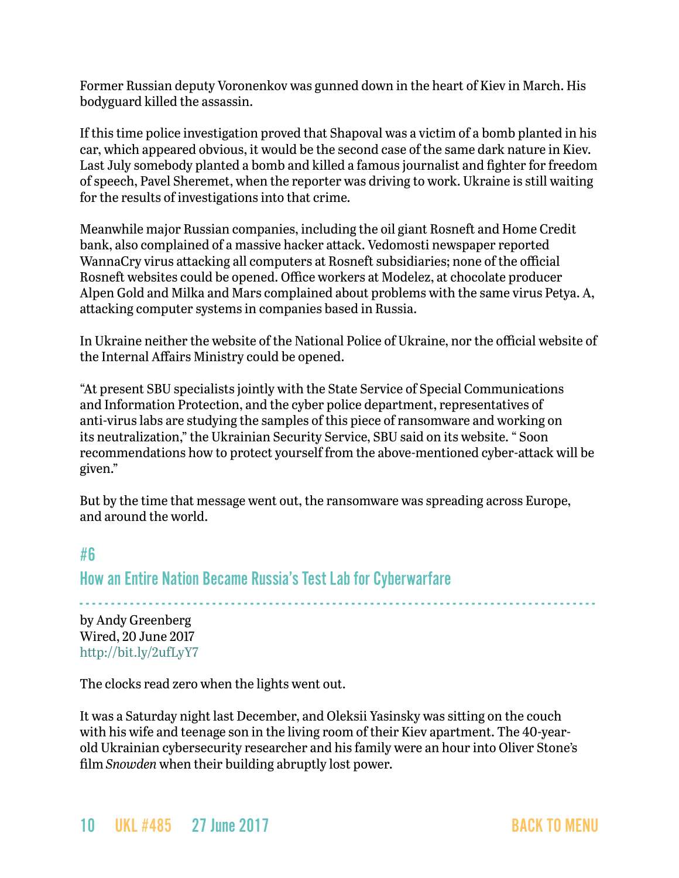Former Russian deputy Voronenkov was gunned down in the heart of Kiev in March. His bodyguard killed the assassin.

If this time police investigation proved that Shapoval was a victim of a bomb planted in his car, which appeared obvious, it would be the second case of the same dark nature in Kiev. Last July somebody planted a bomb and killed a famous journalist and fighter for freedom of speech, Pavel Sheremet, when the reporter was driving to work. Ukraine is still waiting for the results of investigations into that crime.

Meanwhile major Russian companies, including the oil giant Rosneft and Home Credit bank, also complained of a massive hacker attack. Vedomosti newspaper reported WannaCry virus attacking all computers at Rosneft subsidiaries; none of the official Rosneft websites could be opened. Office workers at Modelez, at chocolate producer Alpen Gold and Milka and Mars complained about problems with the same virus Petya. A, attacking computer systems in companies based in Russia.

In Ukraine neither the website of the National Police of Ukraine, nor the official website of the Internal Affairs Ministry could be opened.

"At present SBU specialists jointly with the State Service of Special Communications and Information Protection, and the cyber police department, representatives of anti-virus labs are studying the samples of this piece of ransomware and working on its neutralization," the Ukrainian Security Service, SBU said on its website. " Soon recommendations how to protect yourself from the above-mentioned cyber-attack will be given."

But by the time that message went out, the ransomware was spreading across Europe, and around the world.

## #6

## How an Entire Nation Became Russia's Test Lab for Cyberwarfare

by Andy Greenberg
Wired, 20 June 2017
http://bit.ly/2ufLyY7

The clocks read zero when the lights went out.

It was a Saturday night last December, and Oleksii Yasinsky was sitting on the couch with his wife and teenage son in the living room of their Kiev apartment. The 40-year-old Ukrainian cybersecurity researcher and his family were an hour into Oliver Stone's film *Snowden* when their building abruptly lost power.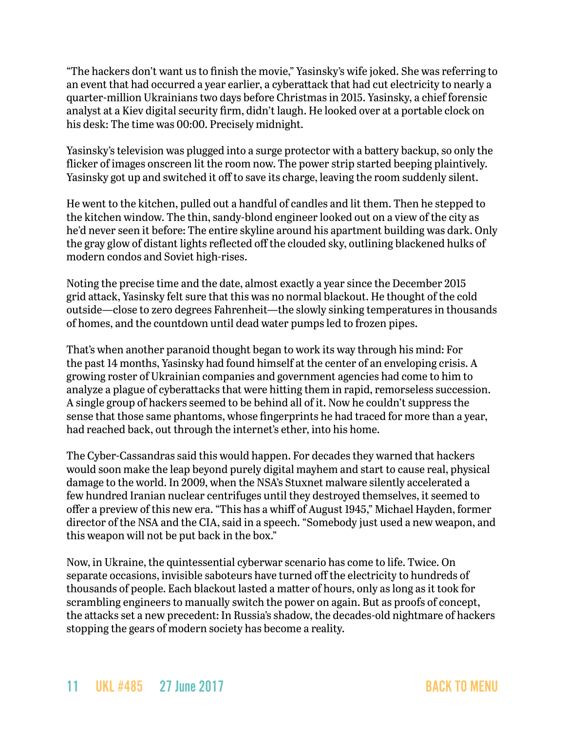"The hackers don't want us to finish the movie," Yasinsky's wife joked. She was referring to an event that had occurred a year earlier, a cyberattack that had cut electricity to nearly a quarter-million Ukrainians two days before Christmas in 2015. Yasinsky, a chief forensic analyst at a Kiev digital security firm, didn't laugh. He looked over at a portable clock on his desk: The time was 00:00. Precisely midnight.

Yasinsky's television was plugged into a surge protector with a battery backup, so only the flicker of images onscreen lit the room now. The power strip started beeping plaintively. Yasinsky got up and switched it off to save its charge, leaving the room suddenly silent.

He went to the kitchen, pulled out a handful of candles and lit them. Then he stepped to the kitchen window. The thin, sandy-blond engineer looked out on a view of the city as he'd never seen it before: The entire skyline around his apartment building was dark. Only the gray glow of distant lights reflected off the clouded sky, outlining blackened hulks of modern condos and Soviet high-rises.

Noting the precise time and the date, almost exactly a year since the December 2015 grid attack, Yasinsky felt sure that this was no normal blackout. He thought of the cold outside—close to zero degrees Fahrenheit—the slowly sinking temperatures in thousands of homes, and the countdown until dead water pumps led to frozen pipes.

That's when another paranoid thought began to work its way through his mind: For the past 14 months, Yasinsky had found himself at the center of an enveloping crisis. A growing roster of Ukrainian companies and government agencies had come to him to analyze a plague of cyberattacks that were hitting them in rapid, remorseless succession. A single group of hackers seemed to be behind all of it. Now he couldn't suppress the sense that those same phantoms, whose fingerprints he had traced for more than a year, had reached back, out through the internet's ether, into his home.

The Cyber-Cassandras said this would happen. For decades they warned that hackers would soon make the leap beyond purely digital mayhem and start to cause real, physical damage to the world. In 2009, when the NSA's Stuxnet malware silently accelerated a few hundred Iranian nuclear centrifuges until they destroyed themselves, it seemed to offer a preview of this new era. "This has a whiff of August 1945," Michael Hayden, former director of the NSA and the CIA, said in a speech. "Somebody just used a new weapon, and this weapon will not be put back in the box."

Now, in Ukraine, the quintessential cyberwar scenario has come to life. Twice. On separate occasions, invisible saboteurs have turned off the electricity to hundreds of thousands of people. Each blackout lasted a matter of hours, only as long as it took for scrambling engineers to manually switch the power on again. But as proofs of concept, the attacks set a new precedent: In Russia's shadow, the decades-old nightmare of hackers stopping the gears of modern society has become a reality.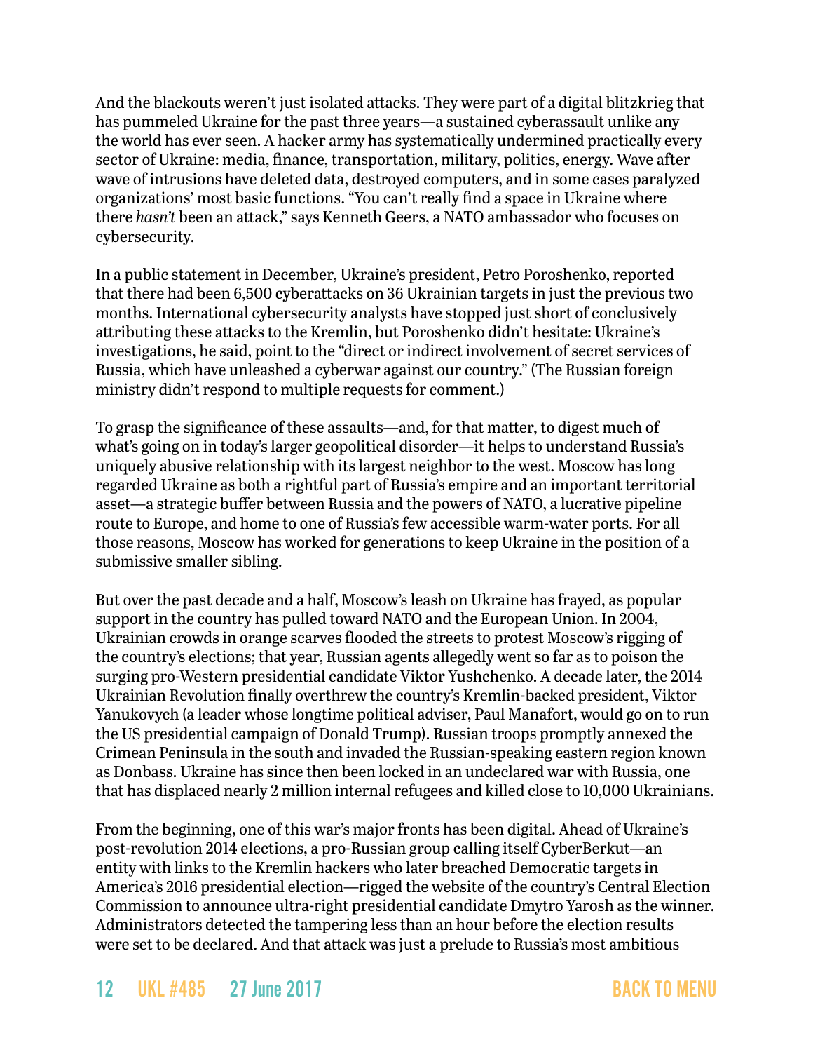And the blackouts weren't just isolated attacks. They were part of a digital blitzkrieg that has pummeled Ukraine for the past three years—a sustained cyberassault unlike any the world has ever seen. A hacker army has systematically undermined practically every sector of Ukraine: media, finance, transportation, military, politics, energy. Wave after wave of intrusions have deleted data, destroyed computers, and in some cases paralyzed organizations' most basic functions. "You can't really find a space in Ukraine where there *hasn't* been an attack," says Kenneth Geers, a NATO ambassador who focuses on cybersecurity.

In a public statement in December, Ukraine's president, Petro Poroshenko, reported that there had been 6,500 cyberattacks on 36 Ukrainian targets in just the previous two months. International cybersecurity analysts have stopped just short of conclusively attributing these attacks to the Kremlin, but Poroshenko didn't hesitate: Ukraine's investigations, he said, point to the "direct or indirect involvement of secret services of Russia, which have unleashed a cyberwar against our country." (The Russian foreign ministry didn't respond to multiple requests for comment.)

To grasp the significance of these assaults—and, for that matter, to digest much of what's going on in today's larger geopolitical disorder—it helps to understand Russia's uniquely abusive relationship with its largest neighbor to the west. Moscow has long regarded Ukraine as both a rightful part of Russia's empire and an important territorial asset—a strategic buffer between Russia and the powers of NATO, a lucrative pipeline route to Europe, and home to one of Russia's few accessible warm-water ports. For all those reasons, Moscow has worked for generations to keep Ukraine in the position of a submissive smaller sibling.

But over the past decade and a half, Moscow's leash on Ukraine has frayed, as popular support in the country has pulled toward NATO and the European Union. In 2004, Ukrainian crowds in orange scarves flooded the streets to protest Moscow's rigging of the country's elections; that year, Russian agents allegedly went so far as to poison the surging pro-Western presidential candidate Viktor Yushchenko. A decade later, the 2014 Ukrainian Revolution finally overthrew the country's Kremlin-backed president, Viktor Yanukovych (a leader whose longtime political adviser, Paul Manafort, would go on to run the US presidential campaign of Donald Trump). Russian troops promptly annexed the Crimean Peninsula in the south and invaded the Russian-speaking eastern region known as Donbass. Ukraine has since then been locked in an undeclared war with Russia, one that has displaced nearly 2 million internal refugees and killed close to 10,000 Ukrainians.

From the beginning, one of this war's major fronts has been digital. Ahead of Ukraine's post-revolution 2014 elections, a pro-Russian group calling itself CyberBerkut—an entity with links to the Kremlin hackers who later breached Democratic targets in America's 2016 presidential election—rigged the website of the country's Central Election Commission to announce ultra-right presidential candidate Dmytro Yarosh as the winner. Administrators detected the tampering less than an hour before the election results were set to be declared. And that attack was just a prelude to Russia's most ambitious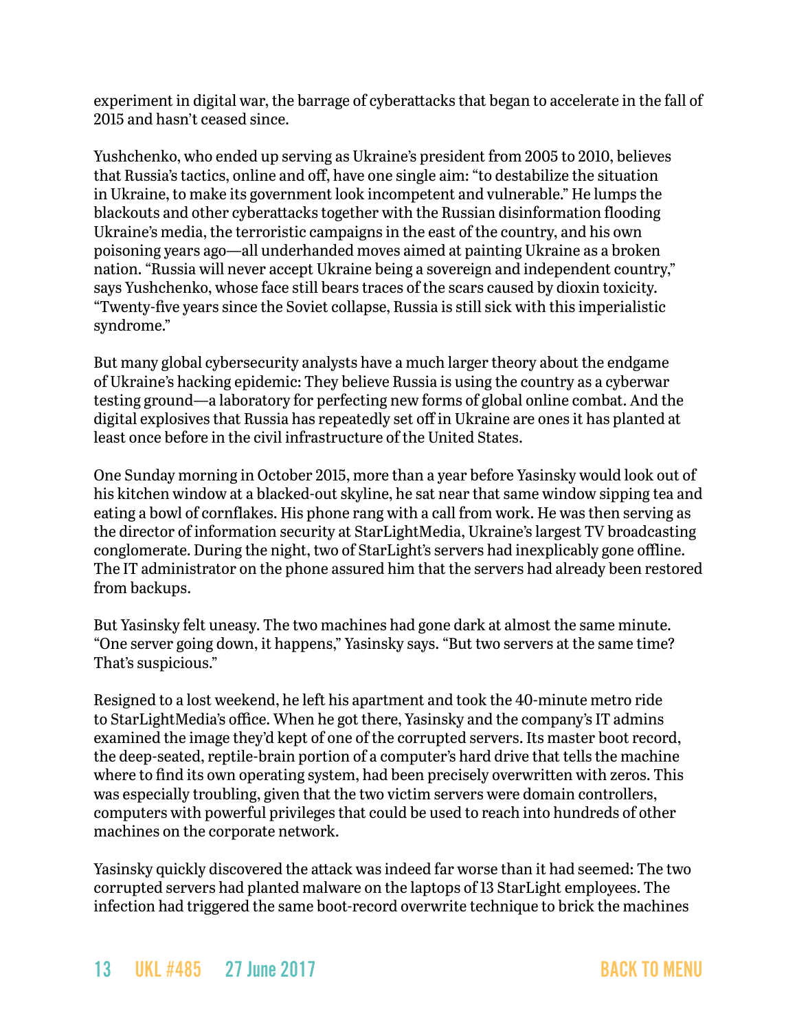experiment in digital war, the barrage of cyberattacks that began to accelerate in the fall of 2015 and hasn't ceased since.

Yushchenko, who ended up serving as Ukraine's president from 2005 to 2010, believes that Russia's tactics, online and off, have one single aim: "to destabilize the situation in Ukraine, to make its government look incompetent and vulnerable." He lumps the blackouts and other cyberattacks together with the Russian disinformation flooding Ukraine's media, the terroristic campaigns in the east of the country, and his own poisoning years ago—all underhanded moves aimed at painting Ukraine as a broken nation. "Russia will never accept Ukraine being a sovereign and independent country," says Yushchenko, whose face still bears traces of the scars caused by dioxin toxicity. "Twenty-five years since the Soviet collapse, Russia is still sick with this imperialistic syndrome."

But many global cybersecurity analysts have a much larger theory about the endgame of Ukraine's hacking epidemic: They believe Russia is using the country as a cyberwar testing ground—a laboratory for perfecting new forms of global online combat. And the digital explosives that Russia has repeatedly set off in Ukraine are ones it has planted at least once before in the civil infrastructure of the United States.

One Sunday morning in October 2015, more than a year before Yasinsky would look out of his kitchen window at a blacked-out skyline, he sat near that same window sipping tea and eating a bowl of cornflakes. His phone rang with a call from work. He was then serving as the director of information security at StarLightMedia, Ukraine's largest TV broadcasting conglomerate. During the night, two of StarLight's servers had inexplicably gone offline. The IT administrator on the phone assured him that the servers had already been restored from backups.

But Yasinsky felt uneasy. The two machines had gone dark at almost the same minute. "One server going down, it happens," Yasinsky says. "But two servers at the same time? That's suspicious."

Resigned to a lost weekend, he left his apartment and took the 40-minute metro ride to StarLightMedia's office. When he got there, Yasinsky and the company's IT admins examined the image they'd kept of one of the corrupted servers. Its master boot record, the deep-seated, reptile-brain portion of a computer's hard drive that tells the machine where to find its own operating system, had been precisely overwritten with zeros. This was especially troubling, given that the two victim servers were domain controllers, computers with powerful privileges that could be used to reach into hundreds of other machines on the corporate network.

Yasinsky quickly discovered the attack was indeed far worse than it had seemed: The two corrupted servers had planted malware on the laptops of 13 StarLight employees. The infection had triggered the same boot-record overwrite technique to brick the machines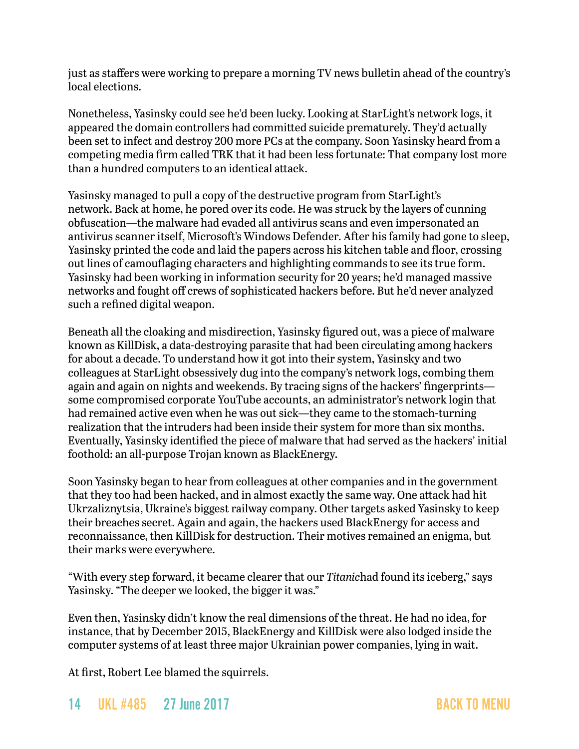just as staffers were working to prepare a morning TV news bulletin ahead of the country's local elections.

Nonetheless, Yasinsky could see he'd been lucky. Looking at StarLight's network logs, it appeared the domain controllers had committed suicide prematurely. They'd actually been set to infect and destroy 200 more PCs at the company. Soon Yasinsky heard from a competing media firm called TRK that it had been less fortunate: That company lost more than a hundred computers to an identical attack.

Yasinsky managed to pull a copy of the destructive program from StarLight's network. Back at home, he pored over its code. He was struck by the layers of cunning obfuscation—the malware had evaded all antivirus scans and even impersonated an antivirus scanner itself, Microsoft's Windows Defender. After his family had gone to sleep, Yasinsky printed the code and laid the papers across his kitchen table and floor, crossing out lines of camouflaging characters and highlighting commands to see its true form. Yasinsky had been working in information security for 20 years; he'd managed massive networks and fought off crews of sophisticated hackers before. But he'd never analyzed such a refined digital weapon.

Beneath all the cloaking and misdirection, Yasinsky figured out, was a piece of malware known as KillDisk, a data-destroying parasite that had been circulating among hackers for about a decade. To understand how it got into their system, Yasinsky and two colleagues at StarLight obsessively dug into the company's network logs, combing them again and again on nights and weekends. By tracing signs of the hackers' fingerprints—some compromised corporate YouTube accounts, an administrator's network login that had remained active even when he was out sick—they came to the stomach-turning realization that the intruders had been inside their system for more than six months. Eventually, Yasinsky identified the piece of malware that had served as the hackers' initial foothold: an all-purpose Trojan known as BlackEnergy.

Soon Yasinsky began to hear from colleagues at other companies and in the government that they too had been hacked, and in almost exactly the same way. One attack had hit Ukrzaliznytsia, Ukraine's biggest railway company. Other targets asked Yasinsky to keep their breaches secret. Again and again, the hackers used BlackEnergy for access and reconnaissance, then KillDisk for destruction. Their motives remained an enigma, but their marks were everywhere.

"With every step forward, it became clearer that our *Titanic*had found its iceberg," says Yasinsky. "The deeper we looked, the bigger it was."

Even then, Yasinsky didn't know the real dimensions of the threat. He had no idea, for instance, that by December 2015, BlackEnergy and KillDisk were also lodged inside the computer systems of at least three major Ukrainian power companies, lying in wait.

At first, Robert Lee blamed the squirrels.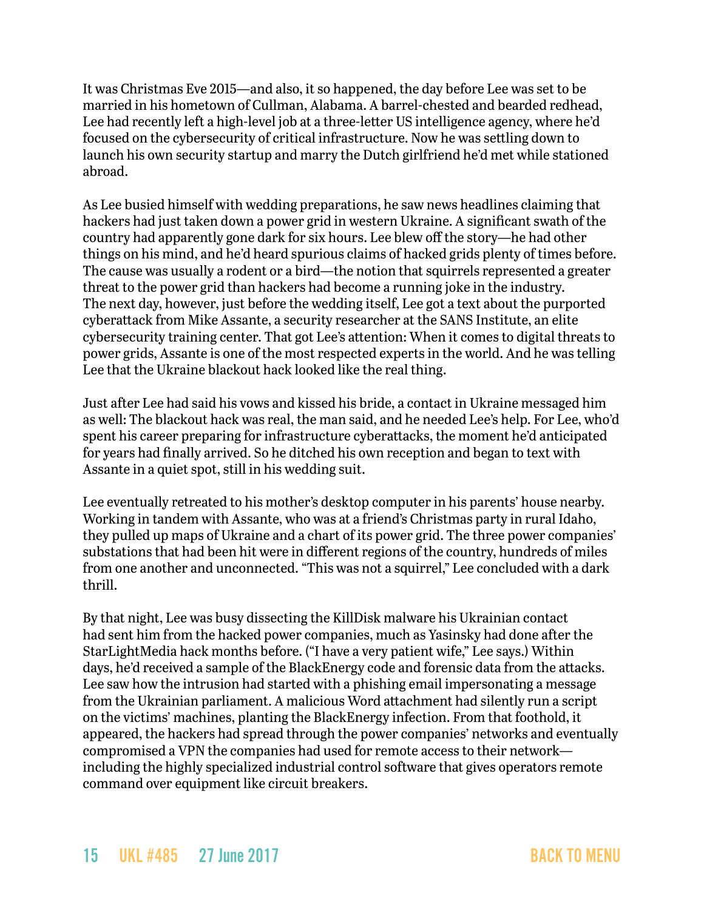It was Christmas Eve 2015—and also, it so happened, the day before Lee was set to be married in his hometown of Cullman, Alabama. A barrel-chested and bearded redhead, Lee had recently left a high-level job at a three-letter US intelligence agency, where he'd focused on the cybersecurity of critical infrastructure. Now he was settling down to launch his own security startup and marry the Dutch girlfriend he'd met while stationed abroad.

As Lee busied himself with wedding preparations, he saw news headlines claiming that hackers had just taken down a power grid in western Ukraine. A significant swath of the country had apparently gone dark for six hours. Lee blew off the story—he had other things on his mind, and he'd heard spurious claims of hacked grids plenty of times before. The cause was usually a rodent or a bird—the notion that squirrels represented a greater threat to the power grid than hackers had become a running joke in the industry.
The next day, however, just before the wedding itself, Lee got a text about the purported cyberattack from Mike Assante, a security researcher at the SANS Institute, an elite cybersecurity training center. That got Lee's attention: When it comes to digital threats to power grids, Assante is one of the most respected experts in the world. And he was telling Lee that the Ukraine blackout hack looked like the real thing.

Just after Lee had said his vows and kissed his bride, a contact in Ukraine messaged him as well: The blackout hack was real, the man said, and he needed Lee's help. For Lee, who'd spent his career preparing for infrastructure cyberattacks, the moment he'd anticipated for years had finally arrived. So he ditched his own reception and began to text with Assante in a quiet spot, still in his wedding suit.

Lee eventually retreated to his mother's desktop computer in his parents' house nearby. Working in tandem with Assante, who was at a friend's Christmas party in rural Idaho, they pulled up maps of Ukraine and a chart of its power grid. The three power companies' substations that had been hit were in different regions of the country, hundreds of miles from one another and unconnected. "This was not a squirrel," Lee concluded with a dark thrill.

By that night, Lee was busy dissecting the KillDisk malware his Ukrainian contact had sent him from the hacked power companies, much as Yasinsky had done after the StarLightMedia hack months before. ("I have a very patient wife," Lee says.) Within days, he'd received a sample of the BlackEnergy code and forensic data from the attacks. Lee saw how the intrusion had started with a phishing email impersonating a message from the Ukrainian parliament. A malicious Word attachment had silently run a script on the victims' machines, planting the BlackEnergy infection. From that foothold, it appeared, the hackers had spread through the power companies' networks and eventually compromised a VPN the companies had used for remote access to their network—including the highly specialized industrial control software that gives operators remote command over equipment like circuit breakers.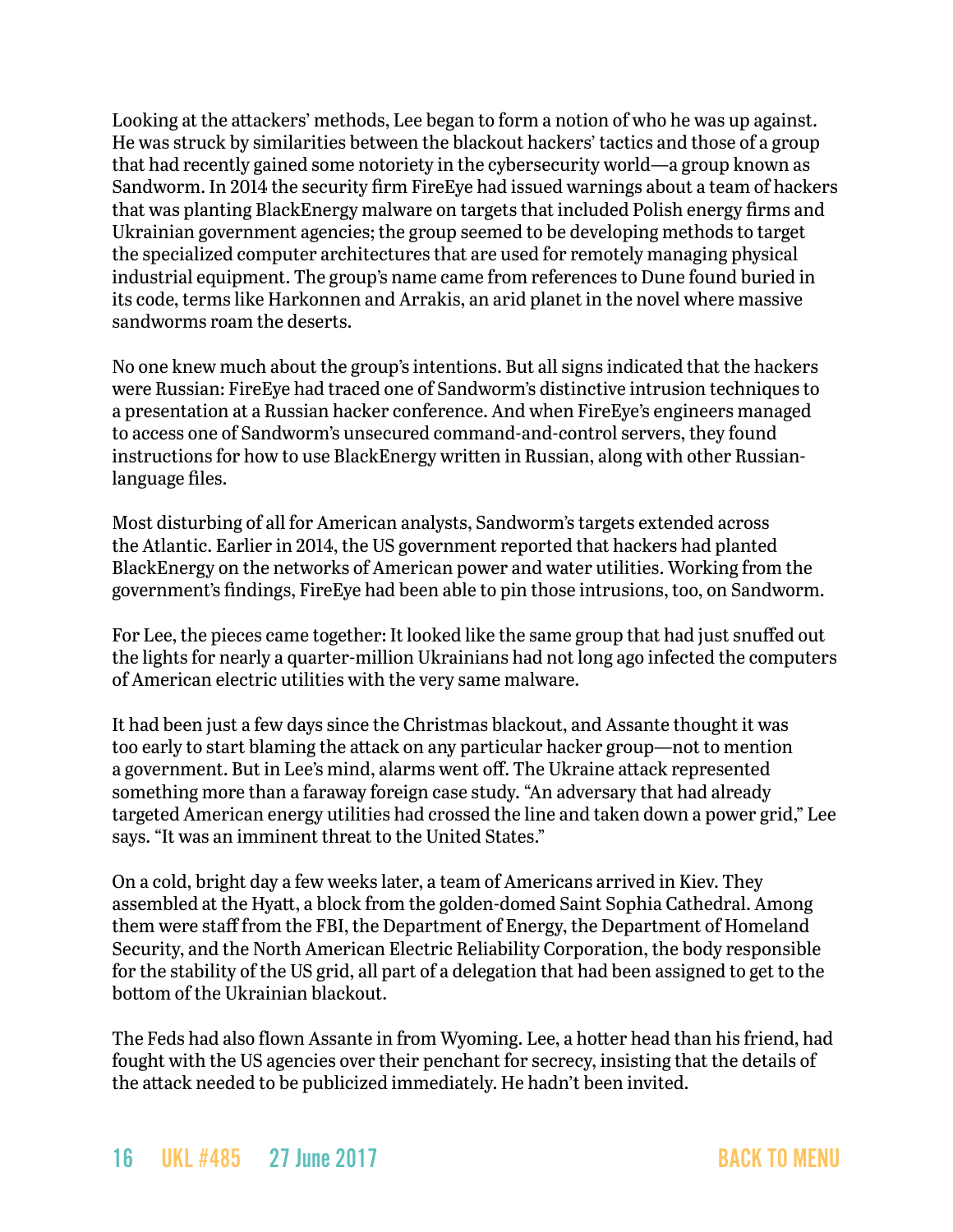Looking at the attackers' methods, Lee began to form a notion of who he was up against. He was struck by similarities between the blackout hackers' tactics and those of a group that had recently gained some notoriety in the cybersecurity world—a group known as Sandworm. In 2014 the security firm FireEye had issued warnings about a team of hackers that was planting BlackEnergy malware on targets that included Polish energy firms and Ukrainian government agencies; the group seemed to be developing methods to target the specialized computer architectures that are used for remotely managing physical industrial equipment. The group's name came from references to Dune found buried in its code, terms like Harkonnen and Arrakis, an arid planet in the novel where massive sandworms roam the deserts.

No one knew much about the group's intentions. But all signs indicated that the hackers were Russian: FireEye had traced one of Sandworm's distinctive intrusion techniques to a presentation at a Russian hacker conference. And when FireEye's engineers managed to access one of Sandworm's unsecured command-and-control servers, they found instructions for how to use BlackEnergy written in Russian, along with other Russian-language files.

Most disturbing of all for American analysts, Sandworm's targets extended across the Atlantic. Earlier in 2014, the US government reported that hackers had planted BlackEnergy on the networks of American power and water utilities. Working from the government's findings, FireEye had been able to pin those intrusions, too, on Sandworm.

For Lee, the pieces came together: It looked like the same group that had just snuffed out the lights for nearly a quarter-million Ukrainians had not long ago infected the computers of American electric utilities with the very same malware.

It had been just a few days since the Christmas blackout, and Assante thought it was too early to start blaming the attack on any particular hacker group—not to mention a government. But in Lee's mind, alarms went off. The Ukraine attack represented something more than a faraway foreign case study. "An adversary that had already targeted American energy utilities had crossed the line and taken down a power grid," Lee says. "It was an imminent threat to the United States."

On a cold, bright day a few weeks later, a team of Americans arrived in Kiev. They assembled at the Hyatt, a block from the golden-domed Saint Sophia Cathedral. Among them were staff from the FBI, the Department of Energy, the Department of Homeland Security, and the North American Electric Reliability Corporation, the body responsible for the stability of the US grid, all part of a delegation that had been assigned to get to the bottom of the Ukrainian blackout.

The Feds had also flown Assante in from Wyoming. Lee, a hotter head than his friend, had fought with the US agencies over their penchant for secrecy, insisting that the details of the attack needed to be publicized immediately. He hadn't been invited.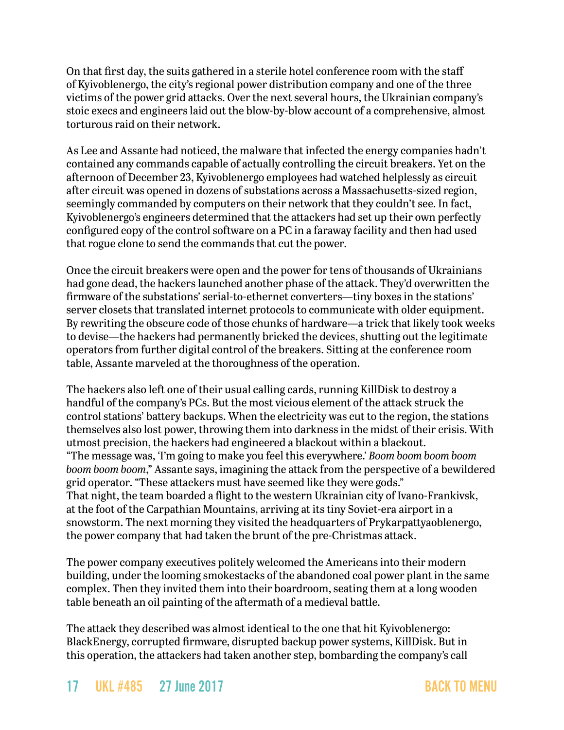On that first day, the suits gathered in a sterile hotel conference room with the staff of Kyivoblenergo, the city's regional power distribution company and one of the three victims of the power grid attacks. Over the next several hours, the Ukrainian company's stoic execs and engineers laid out the blow-by-blow account of a comprehensive, almost torturous raid on their network.

As Lee and Assante had noticed, the malware that infected the energy companies hadn't contained any commands capable of actually controlling the circuit breakers. Yet on the afternoon of December 23, Kyivoblenergo employees had watched helplessly as circuit after circuit was opened in dozens of substations across a Massachusetts-sized region, seemingly commanded by computers on their network that they couldn't see. In fact, Kyivoblenergo's engineers determined that the attackers had set up their own perfectly configured copy of the control software on a PC in a faraway facility and then had used that rogue clone to send the commands that cut the power.

Once the circuit breakers were open and the power for tens of thousands of Ukrainians had gone dead, the hackers launched another phase of the attack. They'd overwritten the firmware of the substations' serial-to-ethernet converters—tiny boxes in the stations' server closets that translated internet protocols to communicate with older equipment. By rewriting the obscure code of those chunks of hardware—a trick that likely took weeks to devise—the hackers had permanently bricked the devices, shutting out the legitimate operators from further digital control of the breakers. Sitting at the conference room table, Assante marveled at the thoroughness of the operation.

The hackers also left one of their usual calling cards, running KillDisk to destroy a handful of the company's PCs. But the most vicious element of the attack struck the control stations' battery backups. When the electricity was cut to the region, the stations themselves also lost power, throwing them into darkness in the midst of their crisis. With utmost precision, the hackers had engineered a blackout within a blackout.
"The message was, 'I'm going to make you feel this everywhere.' *Boom boom boom boom boom boom boom*," Assante says, imagining the attack from the perspective of a bewildered grid operator. "These attackers must have seemed like they were gods."
That night, the team boarded a flight to the western Ukrainian city of Ivano-Frankivsk, at the foot of the Carpathian Mountains, arriving at its tiny Soviet-era airport in a snowstorm. The next morning they visited the headquarters of Prykarpattyaoblenergo, the power company that had taken the brunt of the pre-Christmas attack.

The power company executives politely welcomed the Americans into their modern building, under the looming smokestacks of the abandoned coal power plant in the same complex. Then they invited them into their boardroom, seating them at a long wooden table beneath an oil painting of the aftermath of a medieval battle.

The attack they described was almost identical to the one that hit Kyivoblenergo: BlackEnergy, corrupted firmware, disrupted backup power systems, KillDisk. But in this operation, the attackers had taken another step, bombarding the company's call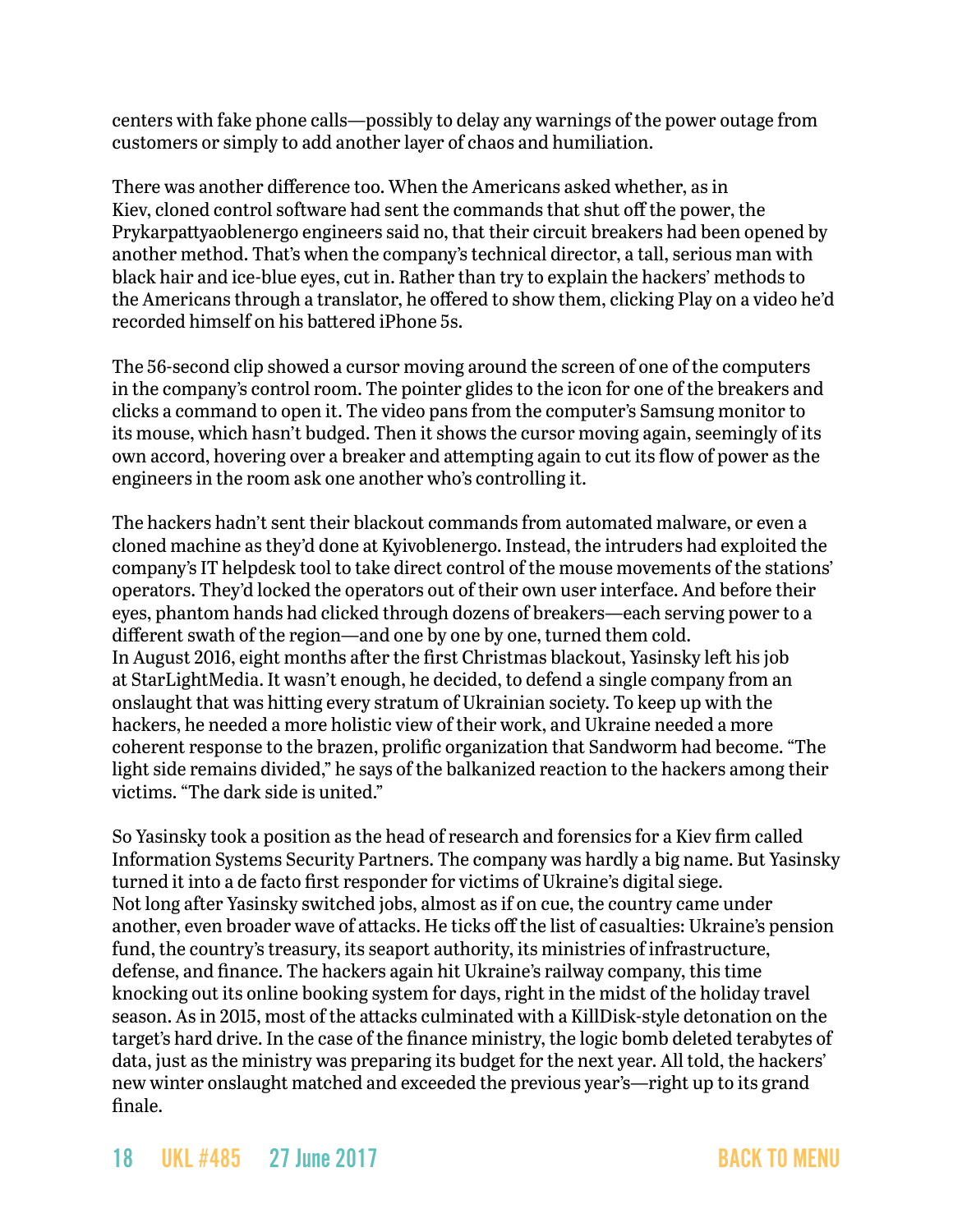centers with fake phone calls—possibly to delay any warnings of the power outage from customers or simply to add another layer of chaos and humiliation.

There was another difference too. When the Americans asked whether, as in Kiev, cloned control software had sent the commands that shut off the power, the Prykarpattyaoblenergo engineers said no, that their circuit breakers had been opened by another method. That's when the company's technical director, a tall, serious man with black hair and ice-blue eyes, cut in. Rather than try to explain the hackers' methods to the Americans through a translator, he offered to show them, clicking Play on a video he'd recorded himself on his battered iPhone 5s.

The 56-second clip showed a cursor moving around the screen of one of the computers in the company's control room. The pointer glides to the icon for one of the breakers and clicks a command to open it. The video pans from the computer's Samsung monitor to its mouse, which hasn't budged. Then it shows the cursor moving again, seemingly of its own accord, hovering over a breaker and attempting again to cut its flow of power as the engineers in the room ask one another who's controlling it.

The hackers hadn't sent their blackout commands from automated malware, or even a cloned machine as they'd done at Kyivoblenergo. Instead, the intruders had exploited the company's IT helpdesk tool to take direct control of the mouse movements of the stations' operators. They'd locked the operators out of their own user interface. And before their eyes, phantom hands had clicked through dozens of breakers—each serving power to a different swath of the region—and one by one by one, turned them cold.

In August 2016, eight months after the first Christmas blackout, Yasinsky left his job at StarLightMedia. It wasn't enough, he decided, to defend a single company from an onslaught that was hitting every stratum of Ukrainian society. To keep up with the hackers, he needed a more holistic view of their work, and Ukraine needed a more coherent response to the brazen, prolific organization that Sandworm had become. "The light side remains divided," he says of the balkanized reaction to the hackers among their victims. "The dark side is united."

So Yasinsky took a position as the head of research and forensics for a Kiev firm called Information Systems Security Partners. The company was hardly a big name. But Yasinsky turned it into a de facto first responder for victims of Ukraine's digital siege.

Not long after Yasinsky switched jobs, almost as if on cue, the country came under another, even broader wave of attacks. He ticks off the list of casualties: Ukraine's pension fund, the country's treasury, its seaport authority, its ministries of infrastructure, defense, and finance. The hackers again hit Ukraine's railway company, this time knocking out its online booking system for days, right in the midst of the holiday travel season. As in 2015, most of the attacks culminated with a KillDisk-style detonation on the target's hard drive. In the case of the finance ministry, the logic bomb deleted terabytes of data, just as the ministry was preparing its budget for the next year. All told, the hackers' new winter onslaught matched and exceeded the previous year's—right up to its grand finale.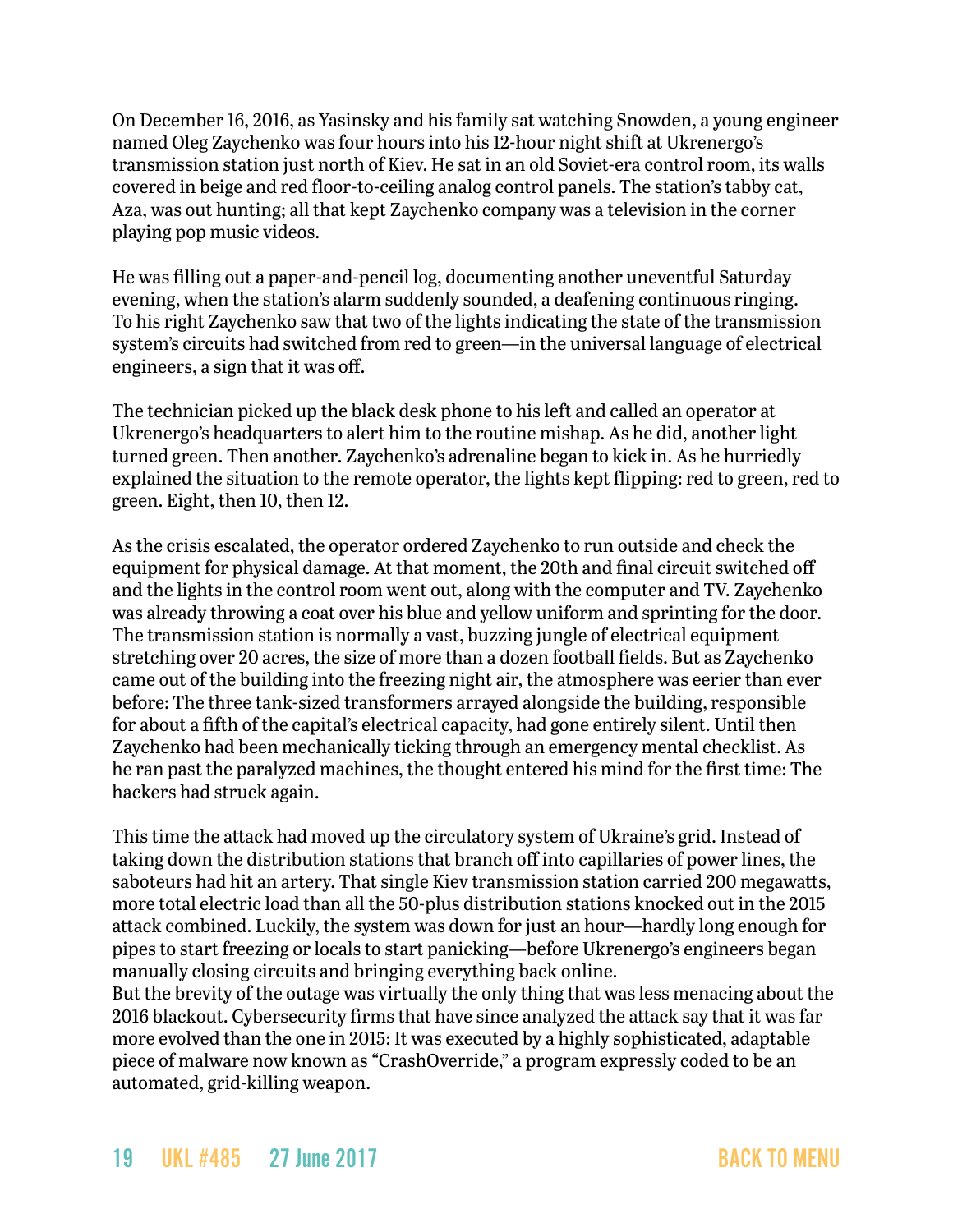On December 16, 2016, as Yasinsky and his family sat watching Snowden, a young engineer named Oleg Zaychenko was four hours into his 12-hour night shift at Ukrenergo's transmission station just north of Kiev. He sat in an old Soviet-era control room, its walls covered in beige and red floor-to-ceiling analog control panels. The station's tabby cat, Aza, was out hunting; all that kept Zaychenko company was a television in the corner playing pop music videos.

He was filling out a paper-and-pencil log, documenting another uneventful Saturday evening, when the station's alarm suddenly sounded, a deafening continuous ringing. To his right Zaychenko saw that two of the lights indicating the state of the transmission system's circuits had switched from red to green—in the universal language of electrical engineers, a sign that it was off.

The technician picked up the black desk phone to his left and called an operator at Ukrenergo's headquarters to alert him to the routine mishap. As he did, another light turned green. Then another. Zaychenko's adrenaline began to kick in. As he hurriedly explained the situation to the remote operator, the lights kept flipping: red to green, red to green. Eight, then 10, then 12.

As the crisis escalated, the operator ordered Zaychenko to run outside and check the equipment for physical damage. At that moment, the 20th and final circuit switched off and the lights in the control room went out, along with the computer and TV. Zaychenko was already throwing a coat over his blue and yellow uniform and sprinting for the door. The transmission station is normally a vast, buzzing jungle of electrical equipment stretching over 20 acres, the size of more than a dozen football fields. But as Zaychenko came out of the building into the freezing night air, the atmosphere was eerier than ever before: The three tank-sized transformers arrayed alongside the building, responsible for about a fifth of the capital's electrical capacity, had gone entirely silent. Until then Zaychenko had been mechanically ticking through an emergency mental checklist. As he ran past the paralyzed machines, the thought entered his mind for the first time: The hackers had struck again.

This time the attack had moved up the circulatory system of Ukraine's grid. Instead of taking down the distribution stations that branch off into capillaries of power lines, the saboteurs had hit an artery. That single Kiev transmission station carried 200 megawatts, more total electric load than all the 50-plus distribution stations knocked out in the 2015 attack combined. Luckily, the system was down for just an hour—hardly long enough for pipes to start freezing or locals to start panicking—before Ukrenergo's engineers began manually closing circuits and bringing everything back online.

But the brevity of the outage was virtually the only thing that was less menacing about the 2016 blackout. Cybersecurity firms that have since analyzed the attack say that it was far more evolved than the one in 2015: It was executed by a highly sophisticated, adaptable piece of malware now known as "CrashOverride," a program expressly coded to be an automated, grid-killing weapon.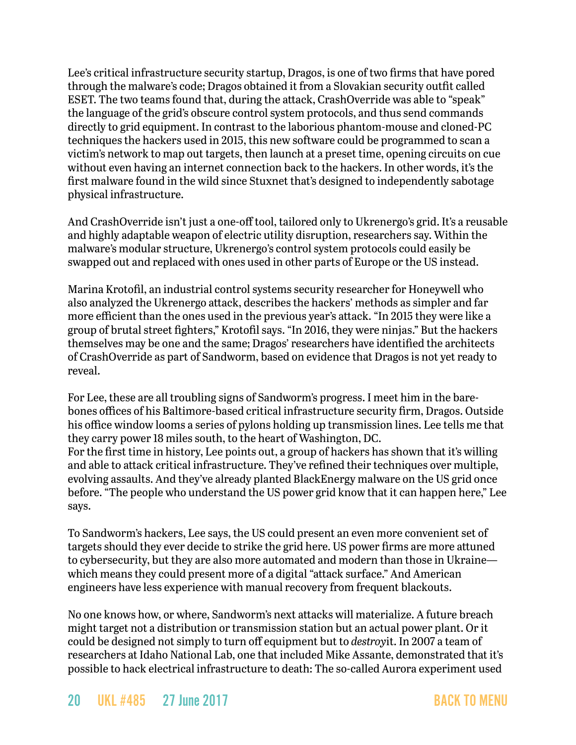Lee's critical infrastructure security startup, Dragos, is one of two firms that have pored through the malware's code; Dragos obtained it from a Slovakian security outfit called ESET. The two teams found that, during the attack, CrashOverride was able to "speak" the language of the grid's obscure control system protocols, and thus send commands directly to grid equipment. In contrast to the laborious phantom-mouse and cloned-PC techniques the hackers used in 2015, this new software could be programmed to scan a victim's network to map out targets, then launch at a preset time, opening circuits on cue without even having an internet connection back to the hackers. In other words, it's the first malware found in the wild since Stuxnet that's designed to independently sabotage physical infrastructure.

And CrashOverride isn't just a one-off tool, tailored only to Ukrenergo's grid. It's a reusable and highly adaptable weapon of electric utility disruption, researchers say. Within the malware's modular structure, Ukrenergo's control system protocols could easily be swapped out and replaced with ones used in other parts of Europe or the US instead.

Marina Krotofil, an industrial control systems security researcher for Honeywell who also analyzed the Ukrenergo attack, describes the hackers' methods as simpler and far more efficient than the ones used in the previous year's attack. "In 2015 they were like a group of brutal street fighters," Krotofil says. "In 2016, they were ninjas." But the hackers themselves may be one and the same; Dragos' researchers have identified the architects of CrashOverride as part of Sandworm, based on evidence that Dragos is not yet ready to reveal.

For Lee, these are all troubling signs of Sandworm's progress. I meet him in the bare-bones offices of his Baltimore-based critical infrastructure security firm, Dragos. Outside his office window looms a series of pylons holding up transmission lines. Lee tells me that they carry power 18 miles south, to the heart of Washington, DC.
For the first time in history, Lee points out, a group of hackers has shown that it's willing and able to attack critical infrastructure. They've refined their techniques over multiple, evolving assaults. And they've already planted BlackEnergy malware on the US grid once before. "The people who understand the US power grid know that it can happen here," Lee says.

To Sandworm's hackers, Lee says, the US could present an even more convenient set of targets should they ever decide to strike the grid here. US power firms are more attuned to cybersecurity, but they are also more automated and modern than those in Ukraine—which means they could present more of a digital "attack surface." And American engineers have less experience with manual recovery from frequent blackouts.

No one knows how, or where, Sandworm's next attacks will materialize. A future breach might target not a distribution or transmission station but an actual power plant. Or it could be designed not simply to turn off equipment but to *destroy* it. In 2007 a team of researchers at Idaho National Lab, one that included Mike Assante, demonstrated that it's possible to hack electrical infrastructure to death: The so-called Aurora experiment used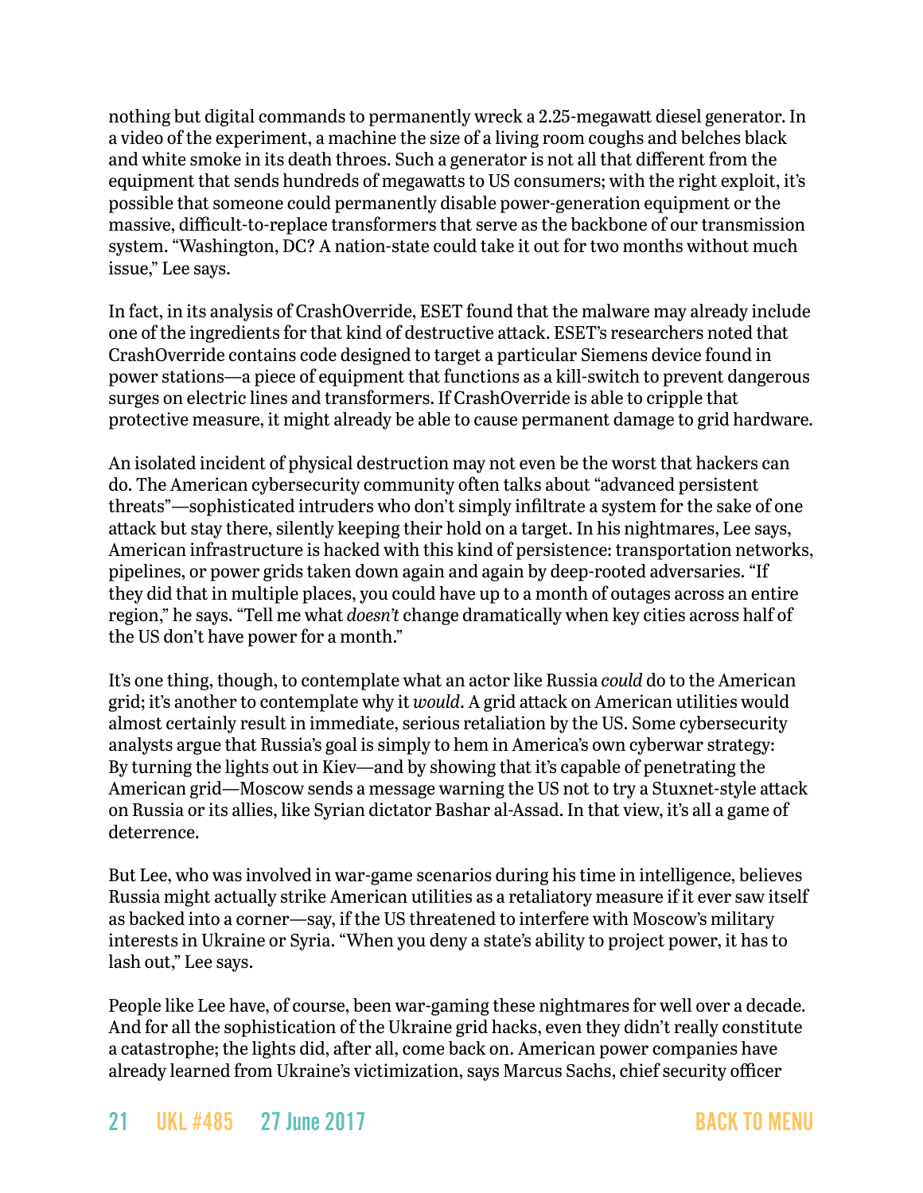nothing but digital commands to permanently wreck a 2.25-megawatt diesel generator. In a video of the experiment, a machine the size of a living room coughs and belches black and white smoke in its death throes. Such a generator is not all that different from the equipment that sends hundreds of megawatts to US consumers; with the right exploit, it's possible that someone could permanently disable power-generation equipment or the massive, difficult-to-replace transformers that serve as the backbone of our transmission system. "Washington, DC? A nation-state could take it out for two months without much issue," Lee says.

In fact, in its analysis of CrashOverride, ESET found that the malware may already include one of the ingredients for that kind of destructive attack. ESET's researchers noted that CrashOverride contains code designed to target a particular Siemens device found in power stations—a piece of equipment that functions as a kill-switch to prevent dangerous surges on electric lines and transformers. If CrashOverride is able to cripple that protective measure, it might already be able to cause permanent damage to grid hardware.

An isolated incident of physical destruction may not even be the worst that hackers can do. The American cybersecurity community often talks about "advanced persistent threats"—sophisticated intruders who don't simply infiltrate a system for the sake of one attack but stay there, silently keeping their hold on a target. In his nightmares, Lee says, American infrastructure is hacked with this kind of persistence: transportation networks, pipelines, or power grids taken down again and again by deep-rooted adversaries. "If they did that in multiple places, you could have up to a month of outages across an entire region," he says. "Tell me what *doesn't* change dramatically when key cities across half of the US don't have power for a month."

It's one thing, though, to contemplate what an actor like Russia *could* do to the American grid; it's another to contemplate why it *would*. A grid attack on American utilities would almost certainly result in immediate, serious retaliation by the US. Some cybersecurity analysts argue that Russia's goal is simply to hem in America's own cyberwar strategy: By turning the lights out in Kiev—and by showing that it's capable of penetrating the American grid—Moscow sends a message warning the US not to try a Stuxnet-style attack on Russia or its allies, like Syrian dictator Bashar al-Assad. In that view, it's all a game of deterrence.

But Lee, who was involved in war-game scenarios during his time in intelligence, believes Russia might actually strike American utilities as a retaliatory measure if it ever saw itself as backed into a corner—say, if the US threatened to interfere with Moscow's military interests in Ukraine or Syria. "When you deny a state's ability to project power, it has to lash out," Lee says.

People like Lee have, of course, been war-gaming these nightmares for well over a decade. And for all the sophistication of the Ukraine grid hacks, even they didn't really constitute a catastrophe; the lights did, after all, come back on. American power companies have already learned from Ukraine's victimization, says Marcus Sachs, chief security officer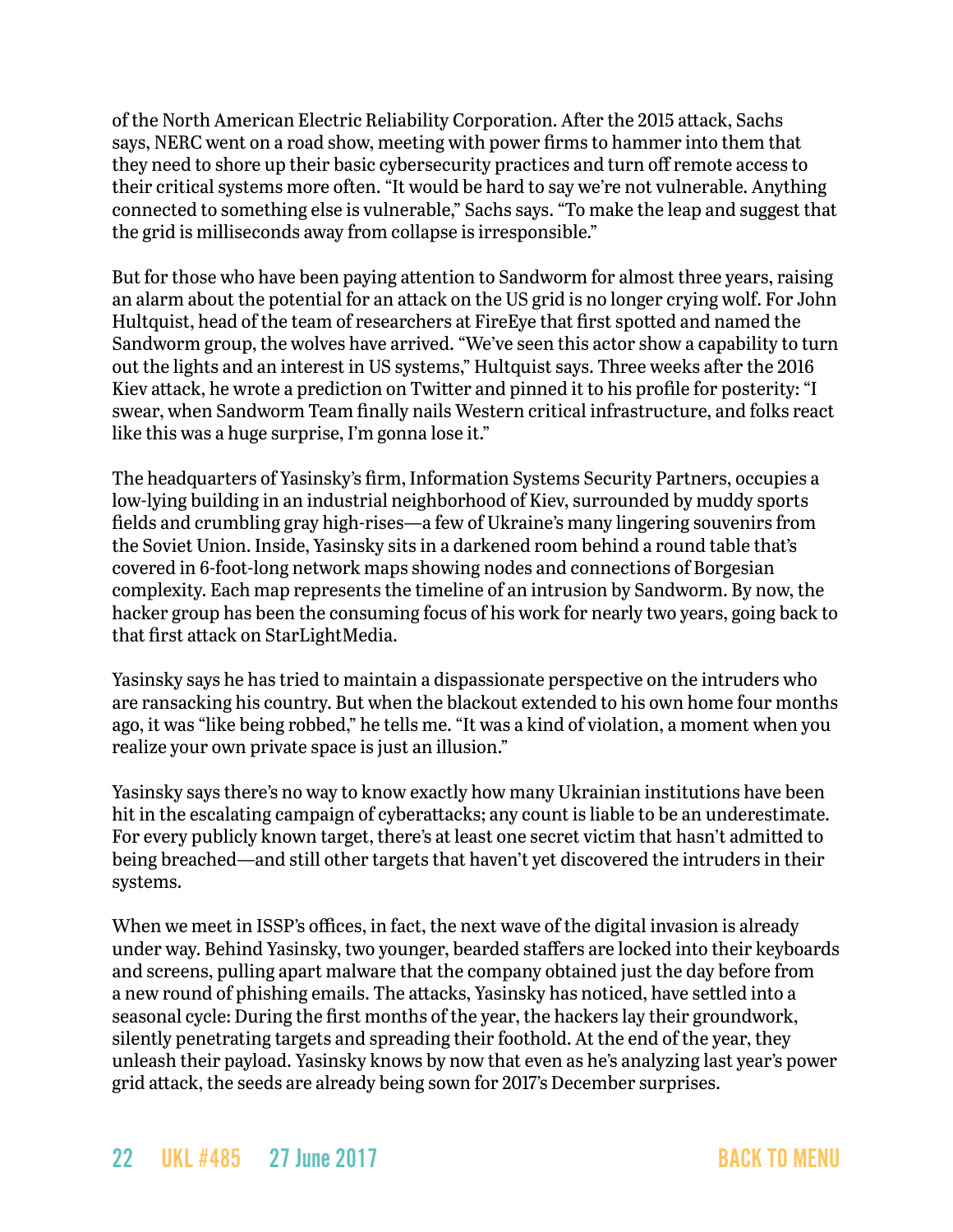of the North American Electric Reliability Corporation. After the 2015 attack, Sachs says, NERC went on a road show, meeting with power firms to hammer into them that they need to shore up their basic cybersecurity practices and turn off remote access to their critical systems more often. "It would be hard to say we're not vulnerable. Anything connected to something else is vulnerable," Sachs says. "To make the leap and suggest that the grid is milliseconds away from collapse is irresponsible."

But for those who have been paying attention to Sandworm for almost three years, raising an alarm about the potential for an attack on the US grid is no longer crying wolf. For John Hultquist, head of the team of researchers at FireEye that first spotted and named the Sandworm group, the wolves have arrived. "We've seen this actor show a capability to turn out the lights and an interest in US systems," Hultquist says. Three weeks after the 2016 Kiev attack, he wrote a prediction on Twitter and pinned it to his profile for posterity: "I swear, when Sandworm Team finally nails Western critical infrastructure, and folks react like this was a huge surprise, I'm gonna lose it."

The headquarters of Yasinsky's firm, Information Systems Security Partners, occupies a low-lying building in an industrial neighborhood of Kiev, surrounded by muddy sports fields and crumbling gray high-rises—a few of Ukraine's many lingering souvenirs from the Soviet Union. Inside, Yasinsky sits in a darkened room behind a round table that's covered in 6-foot-long network maps showing nodes and connections of Borgesian complexity. Each map represents the timeline of an intrusion by Sandworm. By now, the hacker group has been the consuming focus of his work for nearly two years, going back to that first attack on StarLightMedia.

Yasinsky says he has tried to maintain a dispassionate perspective on the intruders who are ransacking his country. But when the blackout extended to his own home four months ago, it was "like being robbed," he tells me. "It was a kind of violation, a moment when you realize your own private space is just an illusion."

Yasinsky says there's no way to know exactly how many Ukrainian institutions have been hit in the escalating campaign of cyberattacks; any count is liable to be an underestimate. For every publicly known target, there's at least one secret victim that hasn't admitted to being breached—and still other targets that haven't yet discovered the intruders in their systems.

When we meet in ISSP's offices, in fact, the next wave of the digital invasion is already under way. Behind Yasinsky, two younger, bearded staffers are locked into their keyboards and screens, pulling apart malware that the company obtained just the day before from a new round of phishing emails. The attacks, Yasinsky has noticed, have settled into a seasonal cycle: During the first months of the year, the hackers lay their groundwork, silently penetrating targets and spreading their foothold. At the end of the year, they unleash their payload. Yasinsky knows by now that even as he's analyzing last year's power grid attack, the seeds are already being sown for 2017's December surprises.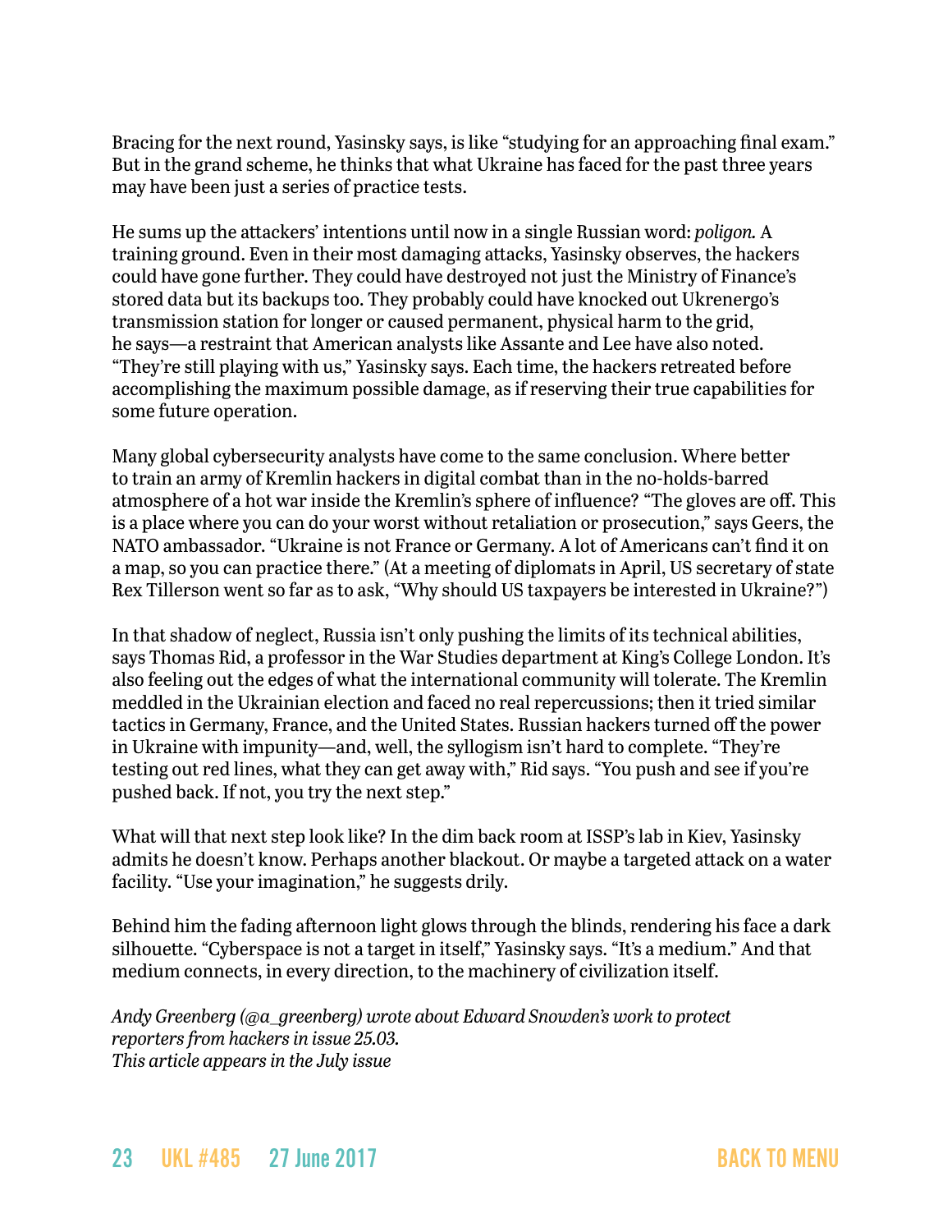Bracing for the next round, Yasinsky says, is like "studying for an approaching final exam." But in the grand scheme, he thinks that what Ukraine has faced for the past three years may have been just a series of practice tests.

He sums up the attackers' intentions until now in a single Russian word: *poligon*. A training ground. Even in their most damaging attacks, Yasinsky observes, the hackers could have gone further. They could have destroyed not just the Ministry of Finance's stored data but its backups too. They probably could have knocked out Ukrenergo's transmission station for longer or caused permanent, physical harm to the grid, he says—a restraint that American analysts like Assante and Lee have also noted. "They're still playing with us," Yasinsky says. Each time, the hackers retreated before accomplishing the maximum possible damage, as if reserving their true capabilities for some future operation.

Many global cybersecurity analysts have come to the same conclusion. Where better to train an army of Kremlin hackers in digital combat than in the no-holds-barred atmosphere of a hot war inside the Kremlin's sphere of influence? "The gloves are off. This is a place where you can do your worst without retaliation or prosecution," says Geers, the NATO ambassador. "Ukraine is not France or Germany. A lot of Americans can't find it on a map, so you can practice there." (At a meeting of diplomats in April, US secretary of state Rex Tillerson went so far as to ask, "Why should US taxpayers be interested in Ukraine?")

In that shadow of neglect, Russia isn't only pushing the limits of its technical abilities, says Thomas Rid, a professor in the War Studies department at King's College London. It's also feeling out the edges of what the international community will tolerate. The Kremlin meddled in the Ukrainian election and faced no real repercussions; then it tried similar tactics in Germany, France, and the United States. Russian hackers turned off the power in Ukraine with impunity—and, well, the syllogism isn't hard to complete. "They're testing out red lines, what they can get away with," Rid says. "You push and see if you're pushed back. If not, you try the next step."

What will that next step look like? In the dim back room at ISSP's lab in Kiev, Yasinsky admits he doesn't know. Perhaps another blackout. Or maybe a targeted attack on a water facility. "Use your imagination," he suggests drily.

Behind him the fading afternoon light glows through the blinds, rendering his face a dark silhouette. "Cyberspace is not a target in itself," Yasinsky says. "It's a medium." And that medium connects, in every direction, to the machinery of civilization itself.

*Andy Greenberg (@a_greenberg) wrote about Edward Snowden's work to protect reporters from hackers in issue 25.03.*
*This article appears in the July issue*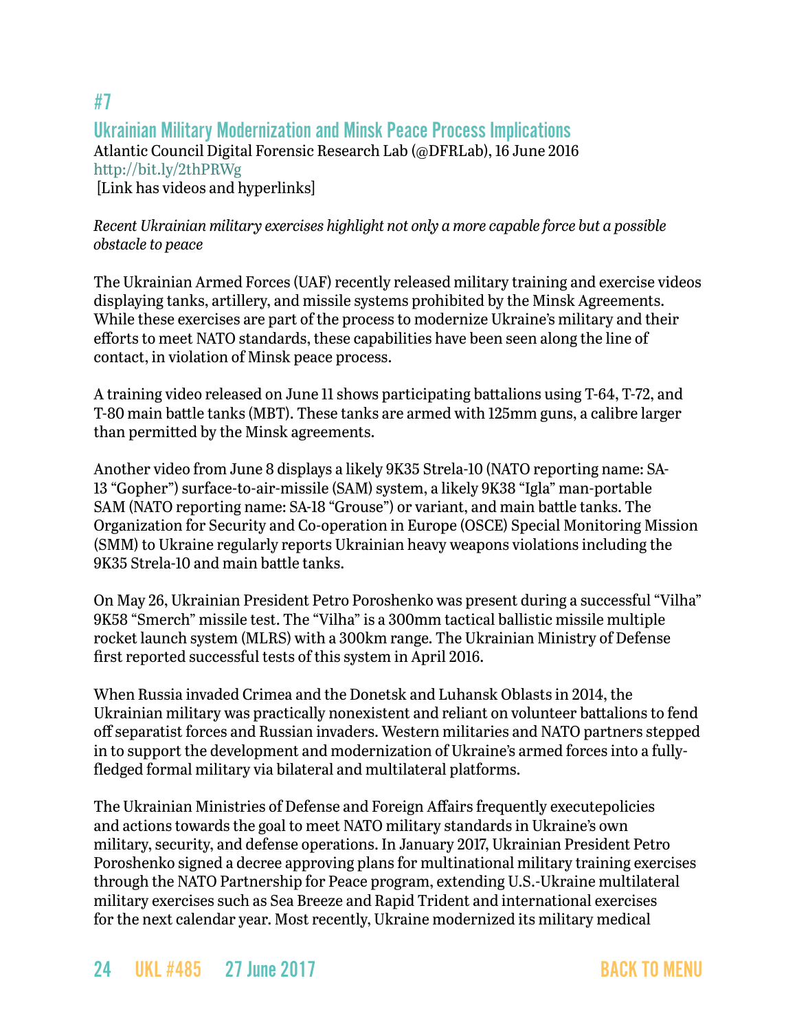## #7

## Ukrainian Military Modernization and Minsk Peace Process Implications

Atlantic Council Digital Forensic Research Lab (@DFRLab), 16 June 2016
http://bit.ly/2thPRWg
[Link has videos and hyperlinks]

*Recent Ukrainian military exercises highlight not only a more capable force but a possible obstacle to peace*

The Ukrainian Armed Forces (UAF) recently released military training and exercise videos displaying tanks, artillery, and missile systems prohibited by the Minsk Agreements. While these exercises are part of the process to modernize Ukraine's military and their efforts to meet NATO standards, these capabilities have been seen along the line of contact, in violation of Minsk peace process.

A training video released on June 11 shows participating battalions using T-64, T-72, and T-80 main battle tanks (MBT). These tanks are armed with 125mm guns, a calibre larger than permitted by the Minsk agreements.

Another video from June 8 displays a likely 9K35 Strela-10 (NATO reporting name: SA-13 "Gopher") surface-to-air-missile (SAM) system, a likely 9K38 "Igla" man-portable SAM (NATO reporting name: SA-18 "Grouse") or variant, and main battle tanks. The Organization for Security and Co-operation in Europe (OSCE) Special Monitoring Mission (SMM) to Ukraine regularly reports Ukrainian heavy weapons violations including the 9K35 Strela-10 and main battle tanks.

On May 26, Ukrainian President Petro Poroshenko was present during a successful "Vilha" 9K58 "Smerch" missile test. The "Vilha" is a 300mm tactical ballistic missile multiple rocket launch system (MLRS) with a 300km range. The Ukrainian Ministry of Defense first reported successful tests of this system in April 2016.

When Russia invaded Crimea and the Donetsk and Luhansk Oblasts in 2014, the Ukrainian military was practically nonexistent and reliant on volunteer battalions to fend off separatist forces and Russian invaders. Western militaries and NATO partners stepped in to support the development and modernization of Ukraine's armed forces into a fully-fledged formal military via bilateral and multilateral platforms.

The Ukrainian Ministries of Defense and Foreign Affairs frequently executepolicies and actions towards the goal to meet NATO military standards in Ukraine's own military, security, and defense operations. In January 2017, Ukrainian President Petro Poroshenko signed a decree approving plans for multinational military training exercises through the NATO Partnership for Peace program, extending U.S.-Ukraine multilateral military exercises such as Sea Breeze and Rapid Trident and international exercises for the next calendar year. Most recently, Ukraine modernized its military medical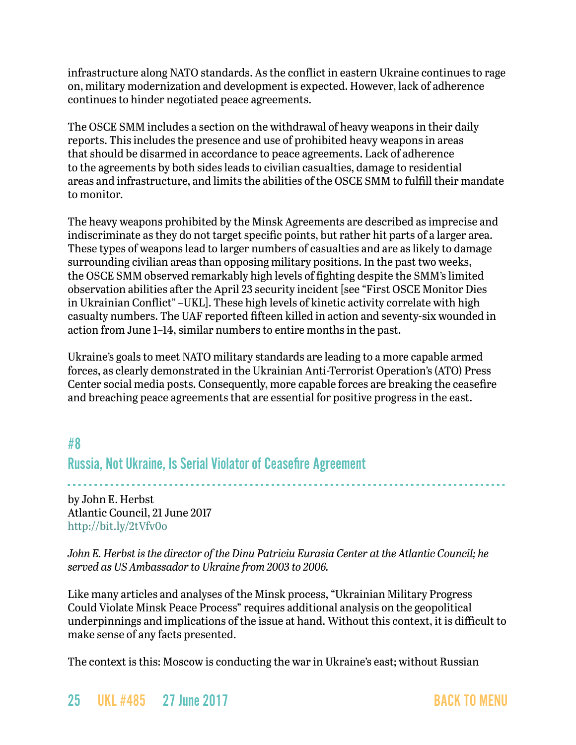infrastructure along NATO standards. As the conflict in eastern Ukraine continues to rage on, military modernization and development is expected. However, lack of adherence continues to hinder negotiated peace agreements.

The OSCE SMM includes a section on the withdrawal of heavy weapons in their daily reports. This includes the presence and use of prohibited heavy weapons in areas that should be disarmed in accordance to peace agreements. Lack of adherence to the agreements by both sides leads to civilian casualties, damage to residential areas and infrastructure, and limits the abilities of the OSCE SMM to fulfill their mandate to monitor.

The heavy weapons prohibited by the Minsk Agreements are described as imprecise and indiscriminate as they do not target specific points, but rather hit parts of a larger area. These types of weapons lead to larger numbers of casualties and are as likely to damage surrounding civilian areas than opposing military positions. In the past two weeks, the OSCE SMM observed remarkably high levels of fighting despite the SMM's limited observation abilities after the April 23 security incident [see "First OSCE Monitor Dies in Ukrainian Conflict" –UKL]. These high levels of kinetic activity correlate with high casualty numbers. The UAF reported fifteen killed in action and seventy-six wounded in action from June 1–14, similar numbers to entire months in the past.

Ukraine's goals to meet NATO military standards are leading to a more capable armed forces, as clearly demonstrated in the Ukrainian Anti-Terrorist Operation's (ATO) Press Center social media posts. Consequently, more capable forces are breaking the ceasefire and breaching peace agreements that are essential for positive progress in the east.

## #8
## Russia, Not Ukraine, Is Serial Violator of Ceasefire Agreement

by John E. Herbst
Atlantic Council, 21 June 2017
http://bit.ly/2tVfv0o

*John E. Herbst is the director of the Dinu Patriciu Eurasia Center at the Atlantic Council; he served as US Ambassador to Ukraine from 2003 to 2006.*

Like many articles and analyses of the Minsk process, "Ukrainian Military Progress Could Violate Minsk Peace Process" requires additional analysis on the geopolitical underpinnings and implications of the issue at hand. Without this context, it is difficult to make sense of any facts presented.

The context is this: Moscow is conducting the war in Ukraine's east; without Russian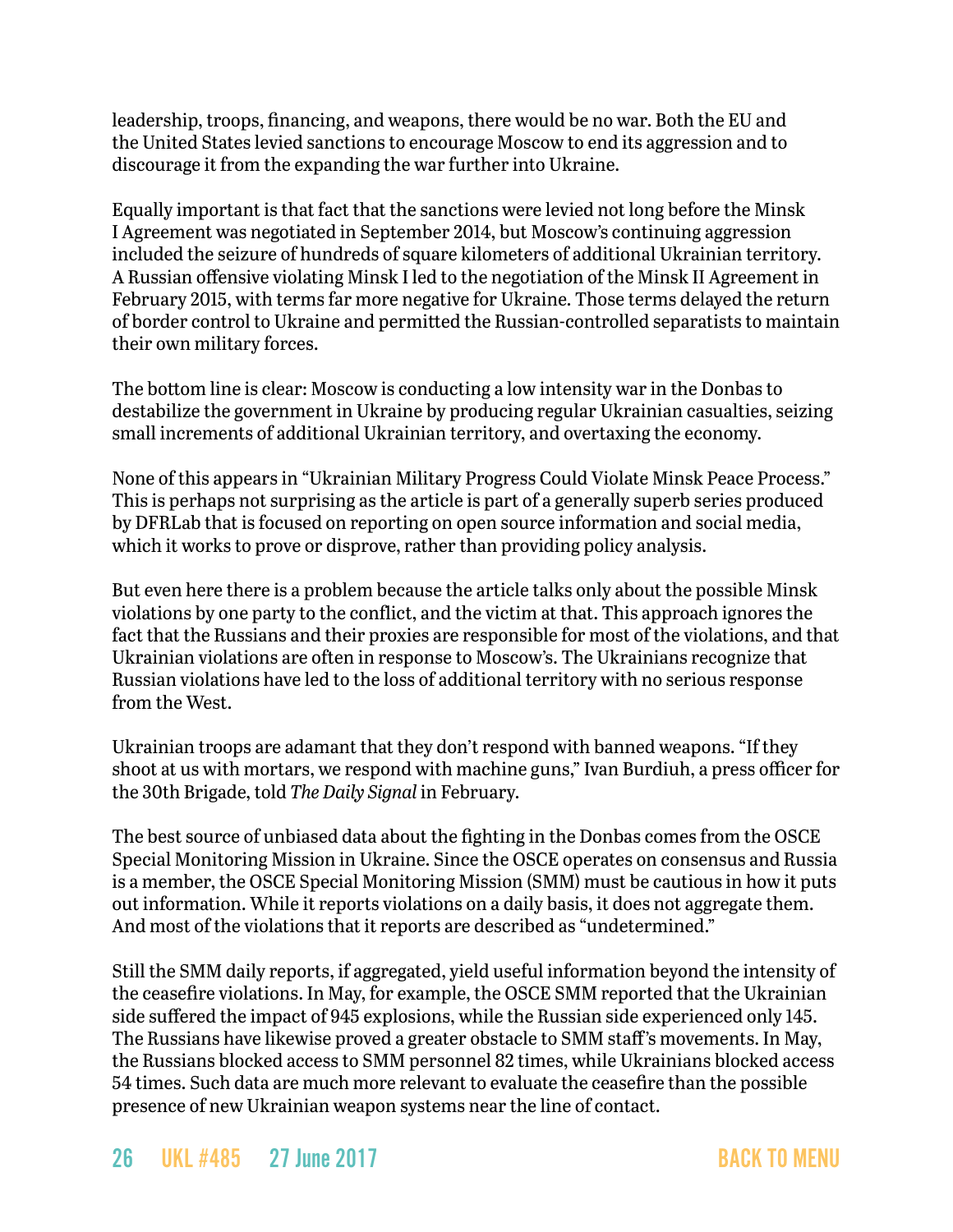leadership, troops, financing, and weapons, there would be no war. Both the EU and the United States levied sanctions to encourage Moscow to end its aggression and to discourage it from the expanding the war further into Ukraine.

Equally important is that fact that the sanctions were levied not long before the Minsk I Agreement was negotiated in September 2014, but Moscow's continuing aggression included the seizure of hundreds of square kilometers of additional Ukrainian territory. A Russian offensive violating Minsk I led to the negotiation of the Minsk II Agreement in February 2015, with terms far more negative for Ukraine. Those terms delayed the return of border control to Ukraine and permitted the Russian-controlled separatists to maintain their own military forces.

The bottom line is clear: Moscow is conducting a low intensity war in the Donbas to destabilize the government in Ukraine by producing regular Ukrainian casualties, seizing small increments of additional Ukrainian territory, and overtaxing the economy.

None of this appears in "Ukrainian Military Progress Could Violate Minsk Peace Process." This is perhaps not surprising as the article is part of a generally superb series produced by DFRLab that is focused on reporting on open source information and social media, which it works to prove or disprove, rather than providing policy analysis.

But even here there is a problem because the article talks only about the possible Minsk violations by one party to the conflict, and the victim at that. This approach ignores the fact that the Russians and their proxies are responsible for most of the violations, and that Ukrainian violations are often in response to Moscow's. The Ukrainians recognize that Russian violations have led to the loss of additional territory with no serious response from the West.

Ukrainian troops are adamant that they don't respond with banned weapons. "If they shoot at us with mortars, we respond with machine guns," Ivan Burdiuh, a press officer for the 30th Brigade, told *The Daily Signal* in February.

The best source of unbiased data about the fighting in the Donbas comes from the OSCE Special Monitoring Mission in Ukraine. Since the OSCE operates on consensus and Russia is a member, the OSCE Special Monitoring Mission (SMM) must be cautious in how it puts out information. While it reports violations on a daily basis, it does not aggregate them. And most of the violations that it reports are described as "undetermined."

Still the SMM daily reports, if aggregated, yield useful information beyond the intensity of the ceasefire violations. In May, for example, the OSCE SMM reported that the Ukrainian side suffered the impact of 945 explosions, while the Russian side experienced only 145. The Russians have likewise proved a greater obstacle to SMM staff's movements. In May, the Russians blocked access to SMM personnel 82 times, while Ukrainians blocked access 54 times. Such data are much more relevant to evaluate the ceasefire than the possible presence of new Ukrainian weapon systems near the line of contact.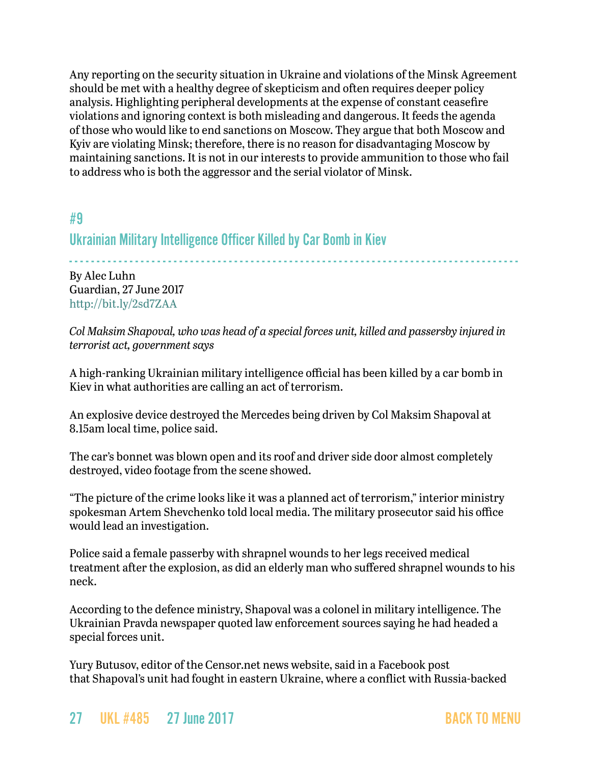Any reporting on the security situation in Ukraine and violations of the Minsk Agreement should be met with a healthy degree of skepticism and often requires deeper policy analysis. Highlighting peripheral developments at the expense of constant ceasefire violations and ignoring context is both misleading and dangerous. It feeds the agenda of those who would like to end sanctions on Moscow. They argue that both Moscow and Kyiv are violating Minsk; therefore, there is no reason for disadvantaging Moscow by maintaining sanctions. It is not in our interests to provide ammunition to those who fail to address who is both the aggressor and the serial violator of Minsk.

## #9

## Ukrainian Military Intelligence Officer Killed by Car Bomb in Kiev

By Alec Luhn
Guardian, 27 June 2017
http://bit.ly/2sd7ZAA

*Col Maksim Shapoval, who was head of a special forces unit, killed and passersby injured in terrorist act, government says*

A high-ranking Ukrainian military intelligence official has been killed by a car bomb in Kiev in what authorities are calling an act of terrorism.

An explosive device destroyed the Mercedes being driven by Col Maksim Shapoval at 8.15am local time, police said.

The car's bonnet was blown open and its roof and driver side door almost completely destroyed, video footage from the scene showed.

"The picture of the crime looks like it was a planned act of terrorism," interior ministry spokesman Artem Shevchenko told local media. The military prosecutor said his office would lead an investigation.

Police said a female passerby with shrapnel wounds to her legs received medical treatment after the explosion, as did an elderly man who suffered shrapnel wounds to his neck.

According to the defence ministry, Shapoval was a colonel in military intelligence. The Ukrainian Pravda newspaper quoted law enforcement sources saying he had headed a special forces unit.

Yury Butusov, editor of the Censor.net news website, said in a Facebook post that Shapoval's unit had fought in eastern Ukraine, where a conflict with Russia-backed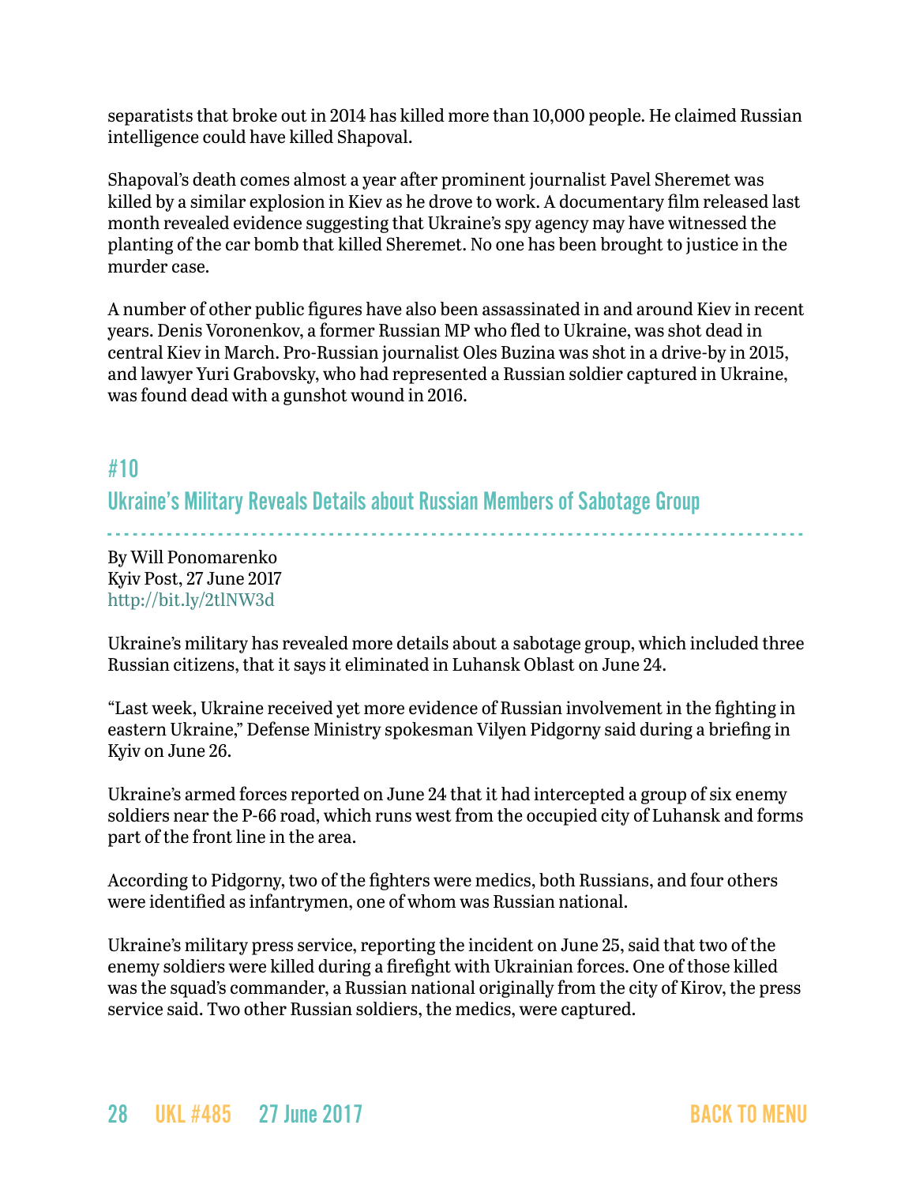separatists that broke out in 2014 has killed more than 10,000 people. He claimed Russian intelligence could have killed Shapoval.

Shapoval's death comes almost a year after prominent journalist Pavel Sheremet was killed by a similar explosion in Kiev as he drove to work. A documentary film released last month revealed evidence suggesting that Ukraine's spy agency may have witnessed the planting of the car bomb that killed Sheremet. No one has been brought to justice in the murder case.

A number of other public figures have also been assassinated in and around Kiev in recent years. Denis Voronenkov, a former Russian MP who fled to Ukraine, was shot dead in central Kiev in March. Pro-Russian journalist Oles Buzina was shot in a drive-by in 2015, and lawyer Yuri Grabovsky, who had represented a Russian soldier captured in Ukraine, was found dead with a gunshot wound in 2016.

## #10

## Ukraine's Military Reveals Details about Russian Members of Sabotage Group

By Will Ponomarenko
Kyiv Post, 27 June 2017
http://bit.ly/2tlNW3d

Ukraine's military has revealed more details about a sabotage group, which included three Russian citizens, that it says it eliminated in Luhansk Oblast on June 24.

"Last week, Ukraine received yet more evidence of Russian involvement in the fighting in eastern Ukraine," Defense Ministry spokesman Vilyen Pidgorny said during a briefing in Kyiv on June 26.

Ukraine's armed forces reported on June 24 that it had intercepted a group of six enemy soldiers near the P-66 road, which runs west from the occupied city of Luhansk and forms part of the front line in the area.

According to Pidgorny, two of the fighters were medics, both Russians, and four others were identified as infantrymen, one of whom was Russian national.

Ukraine's military press service, reporting the incident on June 25, said that two of the enemy soldiers were killed during a firefight with Ukrainian forces. One of those killed was the squad's commander, a Russian national originally from the city of Kirov, the press service said. Two other Russian soldiers, the medics, were captured.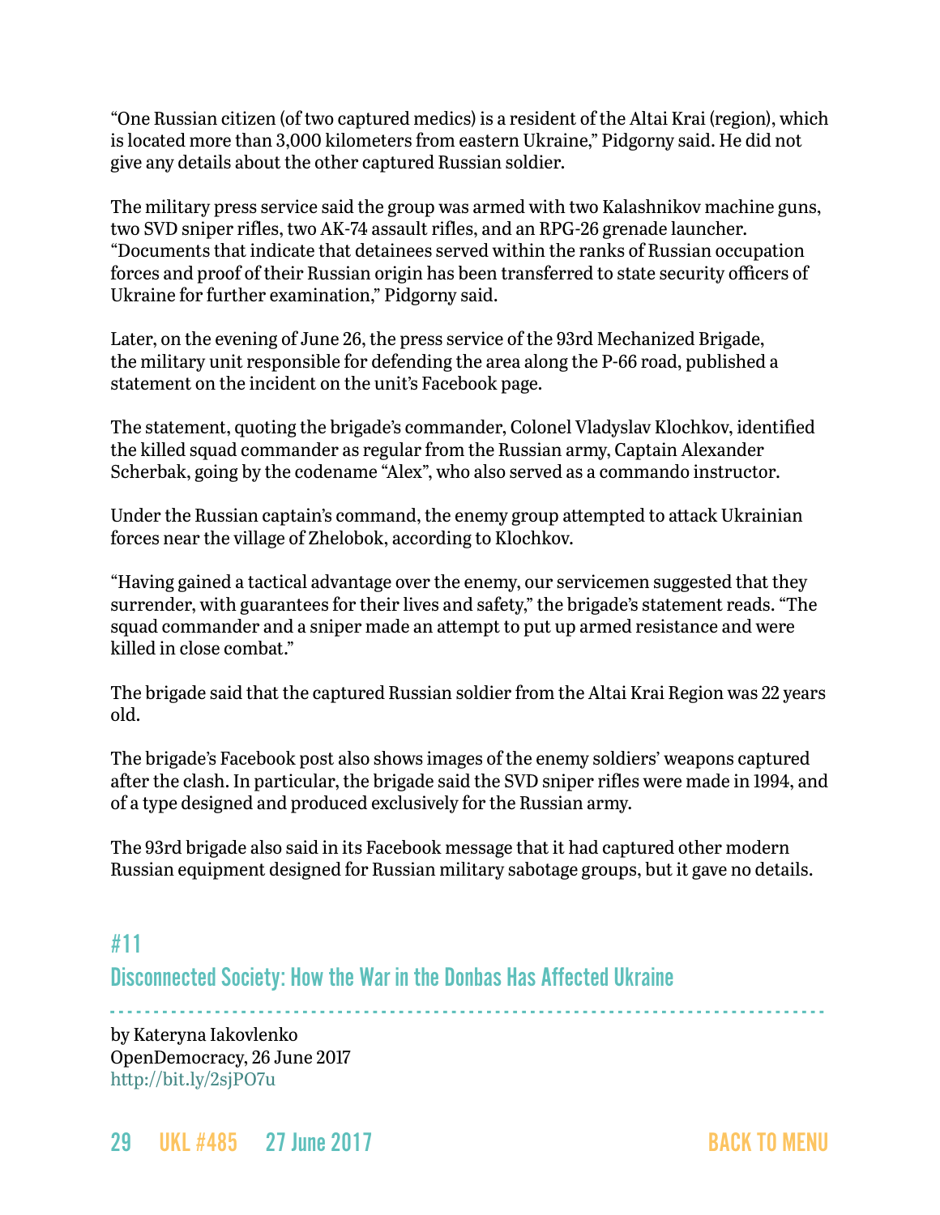"One Russian citizen (of two captured medics) is a resident of the Altai Krai (region), which is located more than 3,000 kilometers from eastern Ukraine," Pidgorny said. He did not give any details about the other captured Russian soldier.

The military press service said the group was armed with two Kalashnikov machine guns, two SVD sniper rifles, two AK-74 assault rifles, and an RPG-26 grenade launcher. "Documents that indicate that detainees served within the ranks of Russian occupation forces and proof of their Russian origin has been transferred to state security officers of Ukraine for further examination," Pidgorny said.

Later, on the evening of June 26, the press service of the 93rd Mechanized Brigade, the military unit responsible for defending the area along the P-66 road, published a statement on the incident on the unit's Facebook page.

The statement, quoting the brigade's commander, Colonel Vladyslav Klochkov, identified the killed squad commander as regular from the Russian army, Captain Alexander Scherbak, going by the codename "Alex", who also served as a commando instructor.

Under the Russian captain's command, the enemy group attempted to attack Ukrainian forces near the village of Zhelobok, according to Klochkov.

"Having gained a tactical advantage over the enemy, our servicemen suggested that they surrender, with guarantees for their lives and safety," the brigade's statement reads. "The squad commander and a sniper made an attempt to put up armed resistance and were killed in close combat."

The brigade said that the captured Russian soldier from the Altai Krai Region was 22 years old.

The brigade's Facebook post also shows images of the enemy soldiers' weapons captured after the clash. In particular, the brigade said the SVD sniper rifles were made in 1994, and of a type designed and produced exclusively for the Russian army.

The 93rd brigade also said in its Facebook message that it had captured other modern Russian equipment designed for Russian military sabotage groups, but it gave no details.

## #11

## Disconnected Society: How the War in the Donbas Has Affected Ukraine

by Kateryna Iakovlenko
OpenDemocracy, 26 June 2017
http://bit.ly/2sjPO7u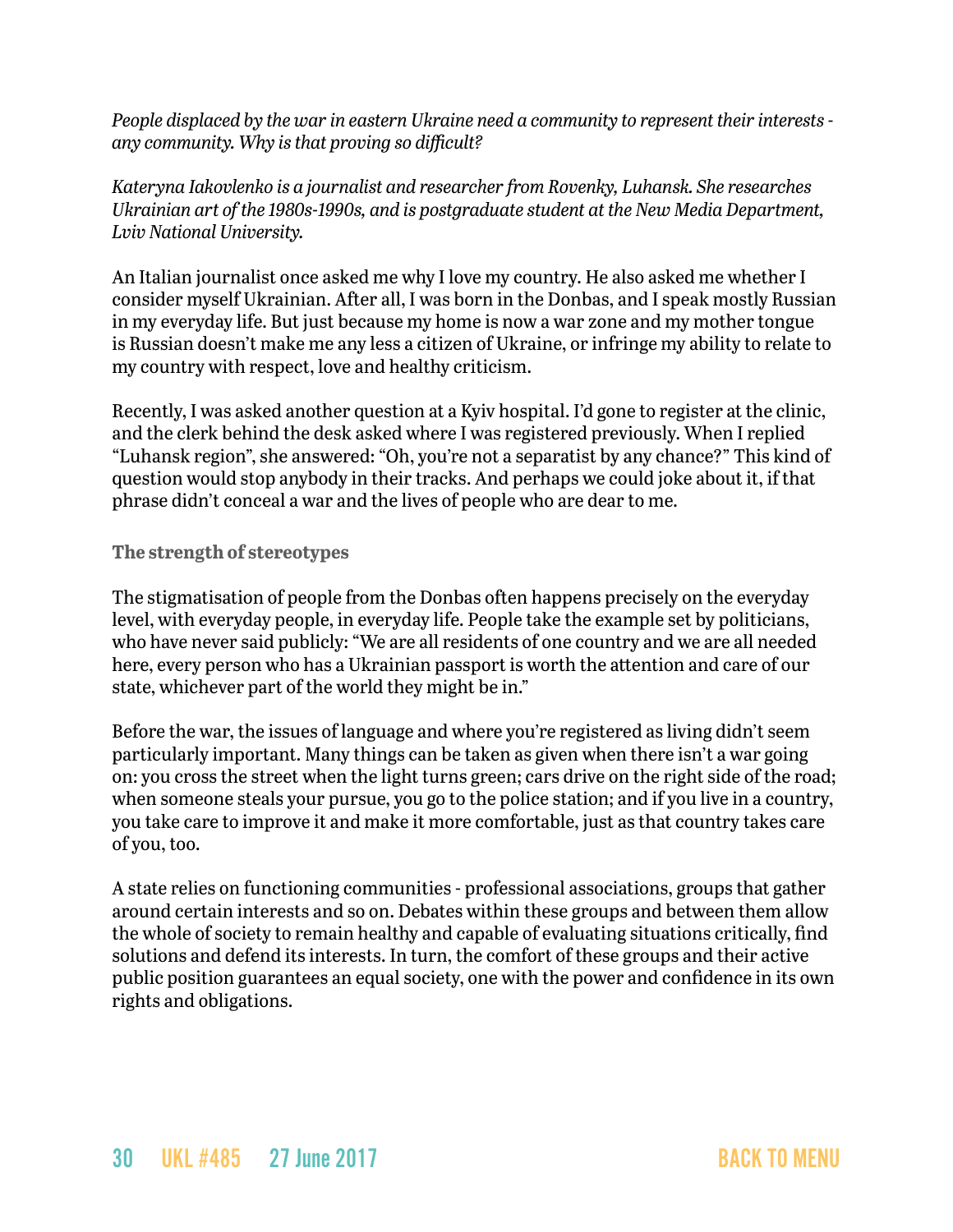*People displaced by the war in eastern Ukraine need a community to represent their interests - any community. Why is that proving so difficult?*

*Kateryna Iakovlenko is a journalist and researcher from Rovenky, Luhansk. She researches Ukrainian art of the 1980s-1990s, and is postgraduate student at the New Media Department, Lviv National University.*

An Italian journalist once asked me why I love my country. He also asked me whether I consider myself Ukrainian. After all, I was born in the Donbas, and I speak mostly Russian in my everyday life. But just because my home is now a war zone and my mother tongue is Russian doesn't make me any less a citizen of Ukraine, or infringe my ability to relate to my country with respect, love and healthy criticism.

Recently, I was asked another question at a Kyiv hospital. I'd gone to register at the clinic, and the clerk behind the desk asked where I was registered previously. When I replied "Luhansk region", she answered: "Oh, you're not a separatist by any chance?" This kind of question would stop anybody in their tracks. And perhaps we could joke about it, if that phrase didn't conceal a war and the lives of people who are dear to me.

### The strength of stereotypes

The stigmatisation of people from the Donbas often happens precisely on the everyday level, with everyday people, in everyday life. People take the example set by politicians, who have never said publicly: "We are all residents of one country and we are all needed here, every person who has a Ukrainian passport is worth the attention and care of our state, whichever part of the world they might be in."

Before the war, the issues of language and where you're registered as living didn't seem particularly important. Many things can be taken as given when there isn't a war going on: you cross the street when the light turns green; cars drive on the right side of the road; when someone steals your pursue, you go to the police station; and if you live in a country, you take care to improve it and make it more comfortable, just as that country takes care of you, too.

A state relies on functioning communities - professional associations, groups that gather around certain interests and so on. Debates within these groups and between them allow the whole of society to remain healthy and capable of evaluating situations critically, find solutions and defend its interests. In turn, the comfort of these groups and their active public position guarantees an equal society, one with the power and confidence in its own rights and obligations.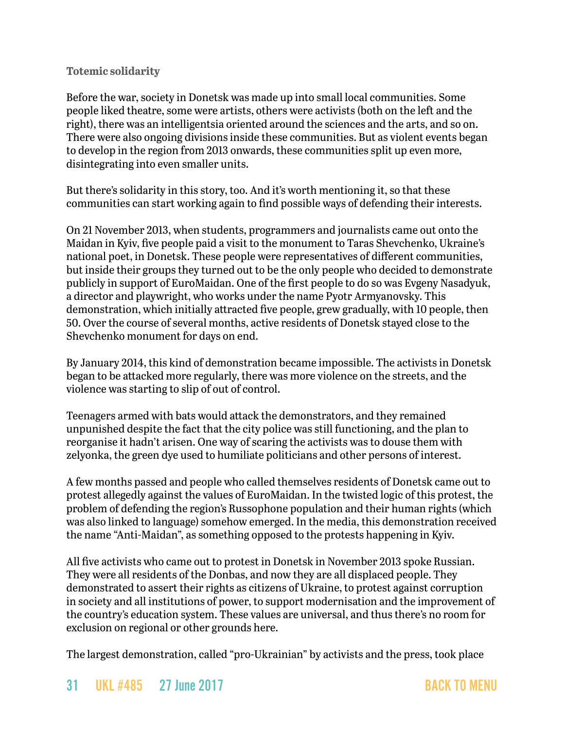### Totemic solidarity

Before the war, society in Donetsk was made up into small local communities. Some people liked theatre, some were artists, others were activists (both on the left and the right), there was an intelligentsia oriented around the sciences and the arts, and so on. There were also ongoing divisions inside these communities. But as violent events began to develop in the region from 2013 onwards, these communities split up even more, disintegrating into even smaller units.

But there's solidarity in this story, too. And it's worth mentioning it, so that these communities can start working again to find possible ways of defending their interests.

On 21 November 2013, when students, programmers and journalists came out onto the Maidan in Kyiv, five people paid a visit to the monument to Taras Shevchenko, Ukraine's national poet, in Donetsk. These people were representatives of different communities, but inside their groups they turned out to be the only people who decided to demonstrate publicly in support of EuroMaidan. One of the first people to do so was Evgeny Nasadyuk, a director and playwright, who works under the name Pyotr Armyanovsky. This demonstration, which initially attracted five people, grew gradually, with 10 people, then 50. Over the course of several months, active residents of Donetsk stayed close to the Shevchenko monument for days on end.

By January 2014, this kind of demonstration became impossible. The activists in Donetsk began to be attacked more regularly, there was more violence on the streets, and the violence was starting to slip of out of control.

Teenagers armed with bats would attack the demonstrators, and they remained unpunished despite the fact that the city police was still functioning, and the plan to reorganise it hadn't arisen. One way of scaring the activists was to douse them with zelyonka, the green dye used to humiliate politicians and other persons of interest.

A few months passed and people who called themselves residents of Donetsk came out to protest allegedly against the values of EuroMaidan. In the twisted logic of this protest, the problem of defending the region's Russophone population and their human rights (which was also linked to language) somehow emerged. In the media, this demonstration received the name "Anti-Maidan", as something opposed to the protests happening in Kyiv.

All five activists who came out to protest in Donetsk in November 2013 spoke Russian. They were all residents of the Donbas, and now they are all displaced people. They demonstrated to assert their rights as citizens of Ukraine, to protest against corruption in society and all institutions of power, to support modernisation and the improvement of the country's education system. These values are universal, and thus there's no room for exclusion on regional or other grounds here.

The largest demonstration, called "pro-Ukrainian" by activists and the press, took place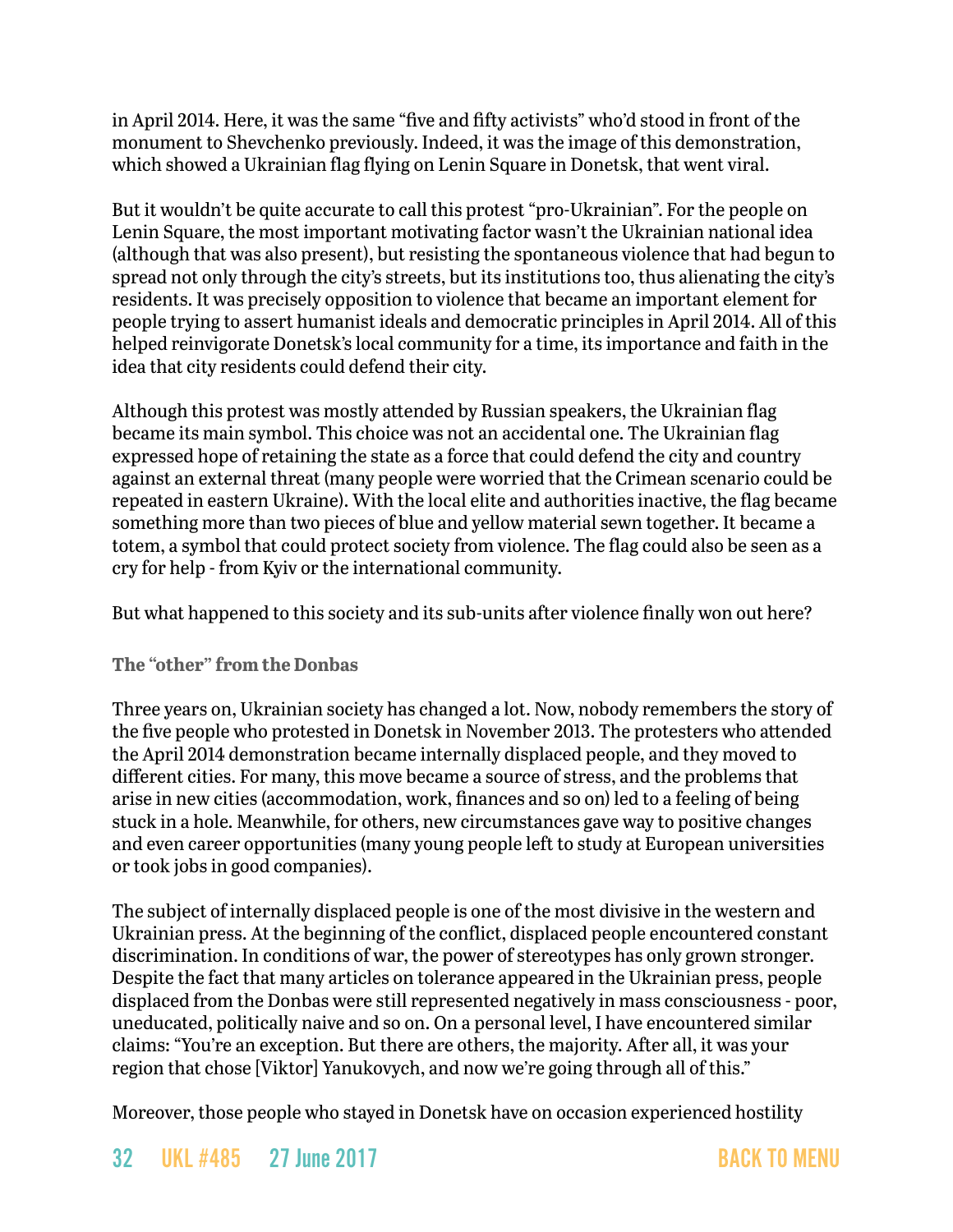in April 2014. Here, it was the same "five and fifty activists" who'd stood in front of the monument to Shevchenko previously. Indeed, it was the image of this demonstration, which showed a Ukrainian flag flying on Lenin Square in Donetsk, that went viral.

But it wouldn't be quite accurate to call this protest "pro-Ukrainian". For the people on Lenin Square, the most important motivating factor wasn't the Ukrainian national idea (although that was also present), but resisting the spontaneous violence that had begun to spread not only through the city's streets, but its institutions too, thus alienating the city's residents. It was precisely opposition to violence that became an important element for people trying to assert humanist ideals and democratic principles in April 2014. All of this helped reinvigorate Donetsk's local community for a time, its importance and faith in the idea that city residents could defend their city.

Although this protest was mostly attended by Russian speakers, the Ukrainian flag became its main symbol. This choice was not an accidental one. The Ukrainian flag expressed hope of retaining the state as a force that could defend the city and country against an external threat (many people were worried that the Crimean scenario could be repeated in eastern Ukraine). With the local elite and authorities inactive, the flag became something more than two pieces of blue and yellow material sewn together. It became a totem, a symbol that could protect society from violence. The flag could also be seen as a cry for help - from Kyiv or the international community.

But what happened to this society and its sub-units after violence finally won out here?

### The "other" from the Donbas

Three years on, Ukrainian society has changed a lot. Now, nobody remembers the story of the five people who protested in Donetsk in November 2013. The protesters who attended the April 2014 demonstration became internally displaced people, and they moved to different cities. For many, this move became a source of stress, and the problems that arise in new cities (accommodation, work, finances and so on) led to a feeling of being stuck in a hole. Meanwhile, for others, new circumstances gave way to positive changes and even career opportunities (many young people left to study at European universities or took jobs in good companies).

The subject of internally displaced people is one of the most divisive in the western and Ukrainian press. At the beginning of the conflict, displaced people encountered constant discrimination. In conditions of war, the power of stereotypes has only grown stronger. Despite the fact that many articles on tolerance appeared in the Ukrainian press, people displaced from the Donbas were still represented negatively in mass consciousness - poor, uneducated, politically naive and so on. On a personal level, I have encountered similar claims: "You're an exception. But there are others, the majority. After all, it was your region that chose [Viktor] Yanukovych, and now we're going through all of this."

Moreover, those people who stayed in Donetsk have on occasion experienced hostility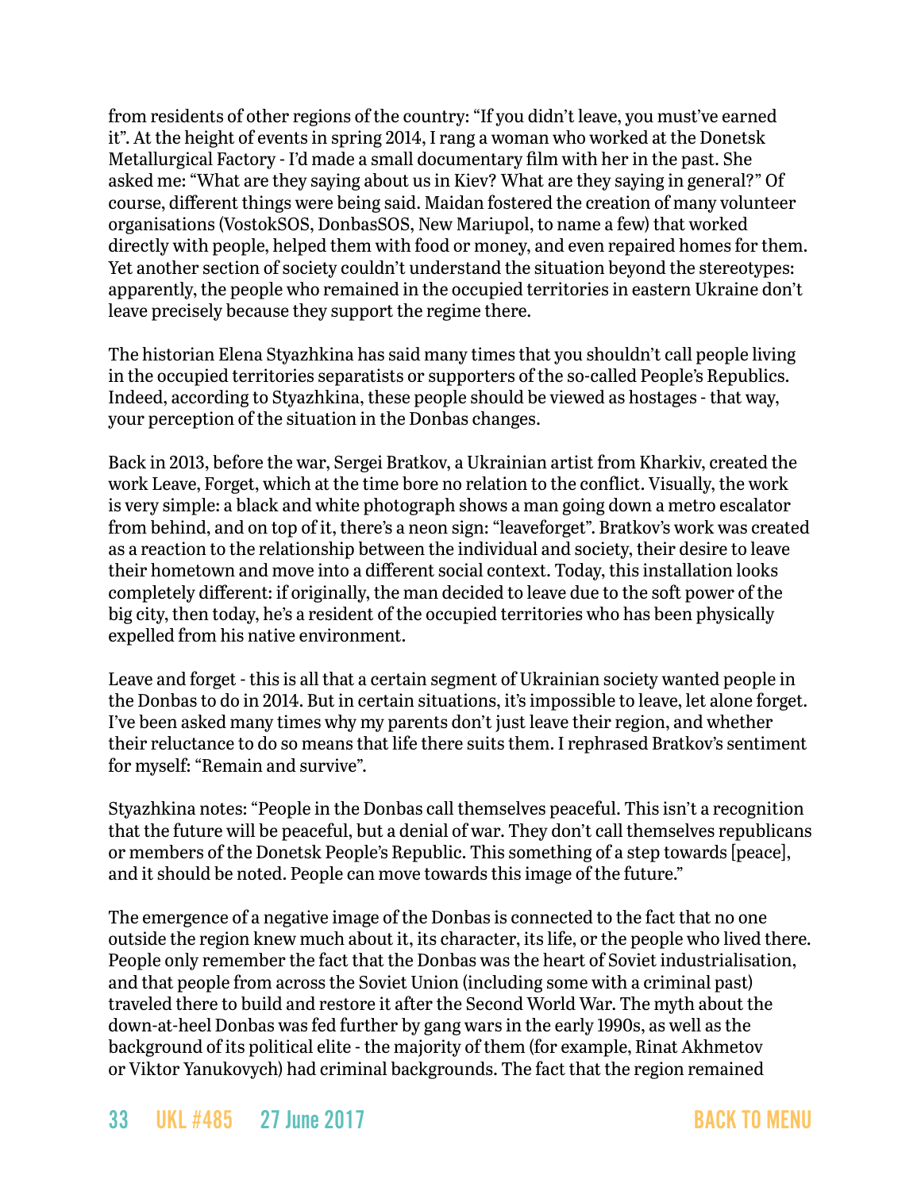from residents of other regions of the country: "If you didn't leave, you must've earned it". At the height of events in spring 2014, I rang a woman who worked at the Donetsk Metallurgical Factory - I'd made a small documentary film with her in the past. She asked me: "What are they saying about us in Kiev? What are they saying in general?" Of course, different things were being said. Maidan fostered the creation of many volunteer organisations (VostokSOS, DonbasSOS, New Mariupol, to name a few) that worked directly with people, helped them with food or money, and even repaired homes for them. Yet another section of society couldn't understand the situation beyond the stereotypes: apparently, the people who remained in the occupied territories in eastern Ukraine don't leave precisely because they support the regime there.

The historian Elena Styazhkina has said many times that you shouldn't call people living in the occupied territories separatists or supporters of the so-called People's Republics. Indeed, according to Styazhkina, these people should be viewed as hostages - that way, your perception of the situation in the Donbas changes.

Back in 2013, before the war, Sergei Bratkov, a Ukrainian artist from Kharkiv, created the work Leave, Forget, which at the time bore no relation to the conflict. Visually, the work is very simple: a black and white photograph shows a man going down a metro escalator from behind, and on top of it, there's a neon sign: "leaveforget". Bratkov's work was created as a reaction to the relationship between the individual and society, their desire to leave their hometown and move into a different social context. Today, this installation looks completely different: if originally, the man decided to leave due to the soft power of the big city, then today, he's a resident of the occupied territories who has been physically expelled from his native environment.

Leave and forget - this is all that a certain segment of Ukrainian society wanted people in the Donbas to do in 2014. But in certain situations, it's impossible to leave, let alone forget. I've been asked many times why my parents don't just leave their region, and whether their reluctance to do so means that life there suits them. I rephrased Bratkov's sentiment for myself: "Remain and survive".

Styazhkina notes: "People in the Donbas call themselves peaceful. This isn't a recognition that the future will be peaceful, but a denial of war. They don't call themselves republicans or members of the Donetsk People's Republic. This something of a step towards [peace], and it should be noted. People can move towards this image of the future."

The emergence of a negative image of the Donbas is connected to the fact that no one outside the region knew much about it, its character, its life, or the people who lived there. People only remember the fact that the Donbas was the heart of Soviet industrialisation, and that people from across the Soviet Union (including some with a criminal past) traveled there to build and restore it after the Second World War. The myth about the down-at-heel Donbas was fed further by gang wars in the early 1990s, as well as the background of its political elite - the majority of them (for example, Rinat Akhmetov or Viktor Yanukovych) had criminal backgrounds. The fact that the region remained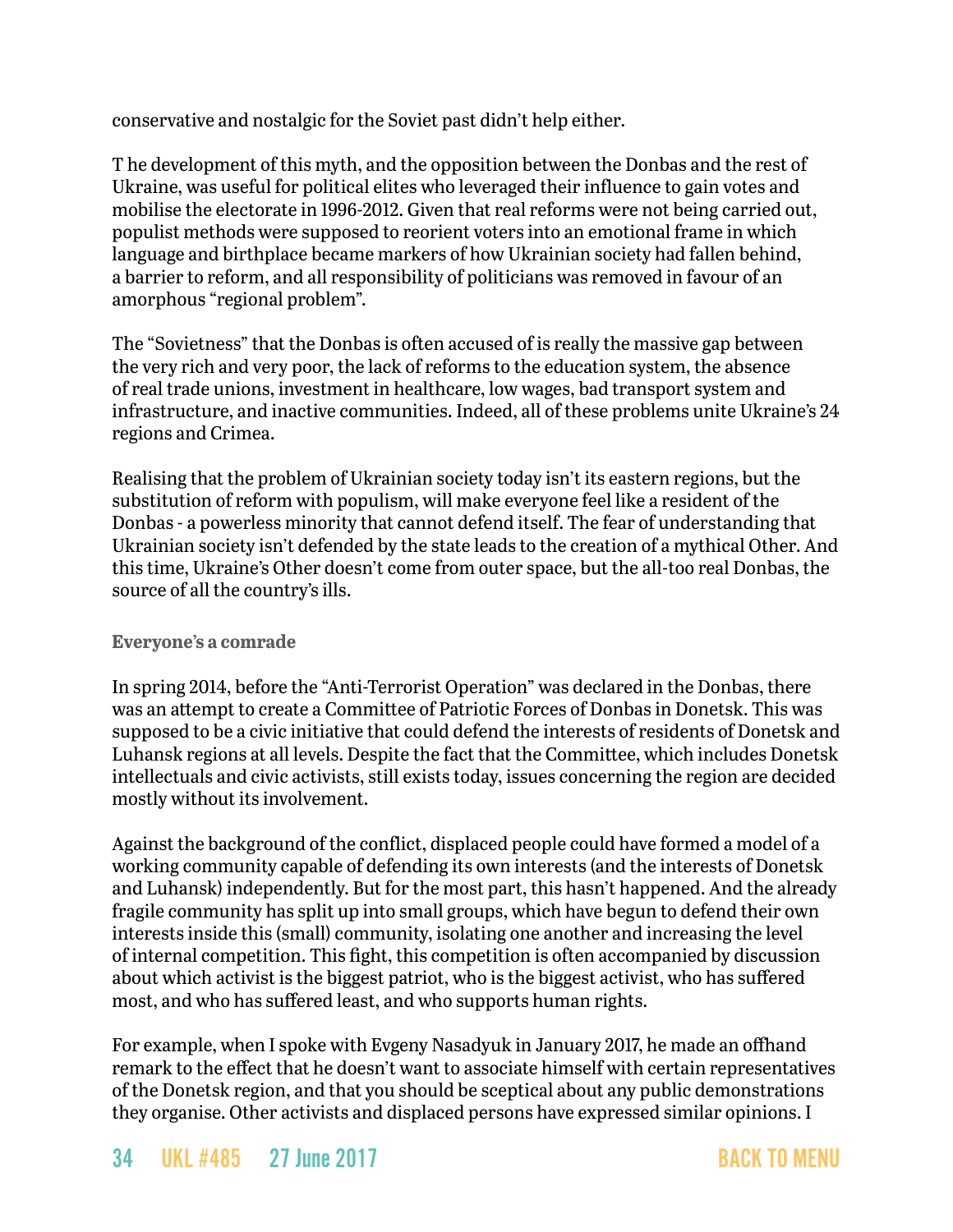conservative and nostalgic for the Soviet past didn't help either.

The development of this myth, and the opposition between the Donbas and the rest of Ukraine, was useful for political elites who leveraged their influence to gain votes and mobilise the electorate in 1996-2012. Given that real reforms were not being carried out, populist methods were supposed to reorient voters into an emotional frame in which language and birthplace became markers of how Ukrainian society had fallen behind, a barrier to reform, and all responsibility of politicians was removed in favour of an amorphous "regional problem".

The "Sovietness" that the Donbas is often accused of is really the massive gap between the very rich and very poor, the lack of reforms to the education system, the absence of real trade unions, investment in healthcare, low wages, bad transport system and infrastructure, and inactive communities. Indeed, all of these problems unite Ukraine's 24 regions and Crimea.

Realising that the problem of Ukrainian society today isn't its eastern regions, but the substitution of reform with populism, will make everyone feel like a resident of the Donbas - a powerless minority that cannot defend itself. The fear of understanding that Ukrainian society isn't defended by the state leads to the creation of a mythical Other. And this time, Ukraine's Other doesn't come from outer space, but the all-too real Donbas, the source of all the country's ills.

### Everyone's a comrade

In spring 2014, before the "Anti-Terrorist Operation" was declared in the Donbas, there was an attempt to create a Committee of Patriotic Forces of Donbas in Donetsk. This was supposed to be a civic initiative that could defend the interests of residents of Donetsk and Luhansk regions at all levels. Despite the fact that the Committee, which includes Donetsk intellectuals and civic activists, still exists today, issues concerning the region are decided mostly without its involvement.

Against the background of the conflict, displaced people could have formed a model of a working community capable of defending its own interests (and the interests of Donetsk and Luhansk) independently. But for the most part, this hasn't happened. And the already fragile community has split up into small groups, which have begun to defend their own interests inside this (small) community, isolating one another and increasing the level of internal competition. This fight, this competition is often accompanied by discussion about which activist is the biggest patriot, who is the biggest activist, who has suffered most, and who has suffered least, and who supports human rights.

For example, when I spoke with Evgeny Nasadyuk in January 2017, he made an offhand remark to the effect that he doesn't want to associate himself with certain representatives of the Donetsk region, and that you should be sceptical about any public demonstrations they organise. Other activists and displaced persons have expressed similar opinions. I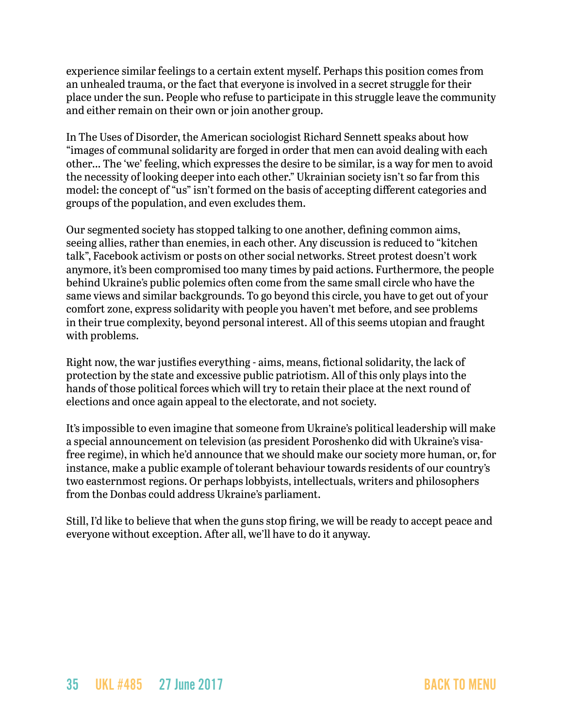experience similar feelings to a certain extent myself. Perhaps this position comes from an unhealed trauma, or the fact that everyone is involved in a secret struggle for their place under the sun. People who refuse to participate in this struggle leave the community and either remain on their own or join another group.

In The Uses of Disorder, the American sociologist Richard Sennett speaks about how "images of communal solidarity are forged in order that men can avoid dealing with each other… The 'we' feeling, which expresses the desire to be similar, is a way for men to avoid the necessity of looking deeper into each other." Ukrainian society isn't so far from this model: the concept of "us" isn't formed on the basis of accepting different categories and groups of the population, and even excludes them.

Our segmented society has stopped talking to one another, defining common aims, seeing allies, rather than enemies, in each other. Any discussion is reduced to "kitchen talk", Facebook activism or posts on other social networks. Street protest doesn't work anymore, it's been compromised too many times by paid actions. Furthermore, the people behind Ukraine's public polemics often come from the same small circle who have the same views and similar backgrounds. To go beyond this circle, you have to get out of your comfort zone, express solidarity with people you haven't met before, and see problems in their true complexity, beyond personal interest. All of this seems utopian and fraught with problems.

Right now, the war justifies everything - aims, means, fictional solidarity, the lack of protection by the state and excessive public patriotism. All of this only plays into the hands of those political forces which will try to retain their place at the next round of elections and once again appeal to the electorate, and not society.

It's impossible to even imagine that someone from Ukraine's political leadership will make a special announcement on television (as president Poroshenko did with Ukraine's visa-free regime), in which he'd announce that we should make our society more human, or, for instance, make a public example of tolerant behaviour towards residents of our country's two easternmost regions. Or perhaps lobbyists, intellectuals, writers and philosophers from the Donbas could address Ukraine's parliament.

Still, I'd like to believe that when the guns stop firing, we will be ready to accept peace and everyone without exception. After all, we'll have to do it anyway.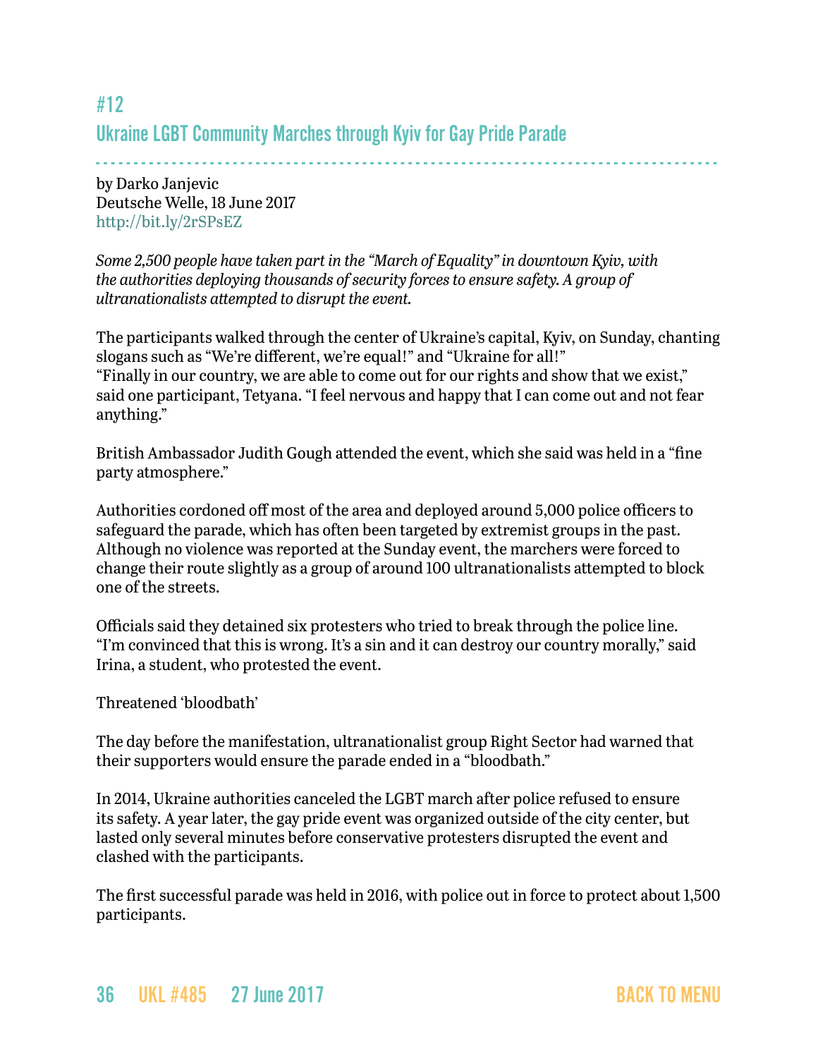## #12

## Ukraine LGBT Community Marches through Kyiv for Gay Pride Parade

by Darko Janjevic
Deutsche Welle, 18 June 2017
http://bit.ly/2rSPsEZ

*Some 2,500 people have taken part in the "March of Equality" in downtown Kyiv, with the authorities deploying thousands of security forces to ensure safety. A group of ultranationalists attempted to disrupt the event.*

The participants walked through the center of Ukraine's capital, Kyiv, on Sunday, chanting slogans such as "We're different, we're equal!" and "Ukraine for all!"
"Finally in our country, we are able to come out for our rights and show that we exist," said one participant, Tetyana. "I feel nervous and happy that I can come out and not fear anything."

British Ambassador Judith Gough attended the event, which she said was held in a "fine party atmosphere."

Authorities cordoned off most of the area and deployed around 5,000 police officers to safeguard the parade, which has often been targeted by extremist groups in the past. Although no violence was reported at the Sunday event, the marchers were forced to change their route slightly as a group of around 100 ultranationalists attempted to block one of the streets.

Officials said they detained six protesters who tried to break through the police line. "I'm convinced that this is wrong. It's a sin and it can destroy our country morally," said Irina, a student, who protested the event.

Threatened 'bloodbath'

The day before the manifestation, ultranationalist group Right Sector had warned that their supporters would ensure the parade ended in a "bloodbath."

In 2014, Ukraine authorities canceled the LGBT march after police refused to ensure its safety. A year later, the gay pride event was organized outside of the city center, but lasted only several minutes before conservative protesters disrupted the event and clashed with the participants.

The first successful parade was held in 2016, with police out in force to protect about 1,500 participants.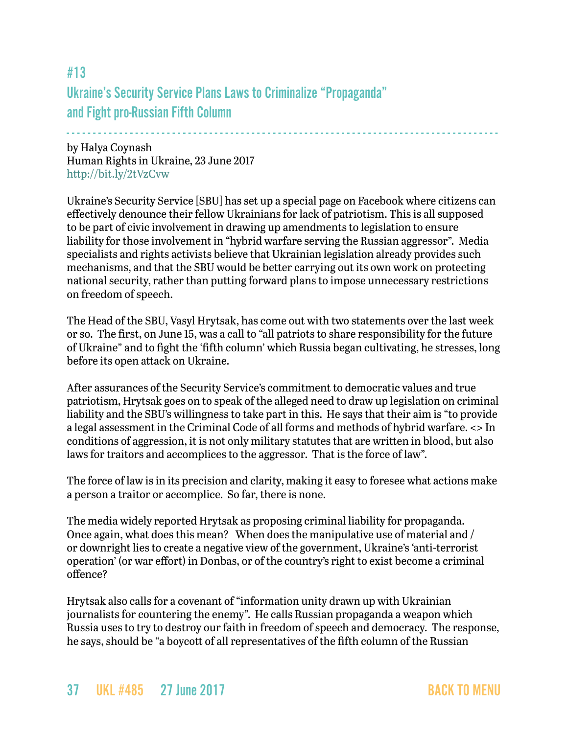# #13
# Ukraine's Security Service Plans Laws to Criminalize "Propaganda" and Fight pro-Russian Fifth Column

by Halya Coynash
Human Rights in Ukraine, 23 June 2017
http://bit.ly/2tVzCvw

Ukraine's Security Service [SBU] has set up a special page on Facebook where citizens can effectively denounce their fellow Ukrainians for lack of patriotism. This is all supposed to be part of civic involvement in drawing up amendments to legislation to ensure liability for those involvement in "hybrid warfare serving the Russian aggressor". Media specialists and rights activists believe that Ukrainian legislation already provides such mechanisms, and that the SBU would be better carrying out its own work on protecting national security, rather than putting forward plans to impose unnecessary restrictions on freedom of speech.

The Head of the SBU, Vasyl Hrytsak, has come out with two statements over the last week or so. The first, on June 15, was a call to "all patriots to share responsibility for the future of Ukraine" and to fight the 'fifth column' which Russia began cultivating, he stresses, long before its open attack on Ukraine.

After assurances of the Security Service's commitment to democratic values and true patriotism, Hrytsak goes on to speak of the alleged need to draw up legislation on criminal liability and the SBU's willingness to take part in this. He says that their aim is "to provide a legal assessment in the Criminal Code of all forms and methods of hybrid warfare. <> In conditions of aggression, it is not only military statutes that are written in blood, but also laws for traitors and accomplices to the aggressor. That is the force of law".

The force of law is in its precision and clarity, making it easy to foresee what actions make a person a traitor or accomplice. So far, there is none.

The media widely reported Hrytsak as proposing criminal liability for propaganda. Once again, what does this mean? When does the manipulative use of material and / or downright lies to create a negative view of the government, Ukraine's 'anti-terrorist operation' (or war effort) in Donbas, or of the country's right to exist become a criminal offence?

Hrytsak also calls for a covenant of "information unity drawn up with Ukrainian journalists for countering the enemy". He calls Russian propaganda a weapon which Russia uses to try to destroy our faith in freedom of speech and democracy. The response, he says, should be "a boycott of all representatives of the fifth column of the Russian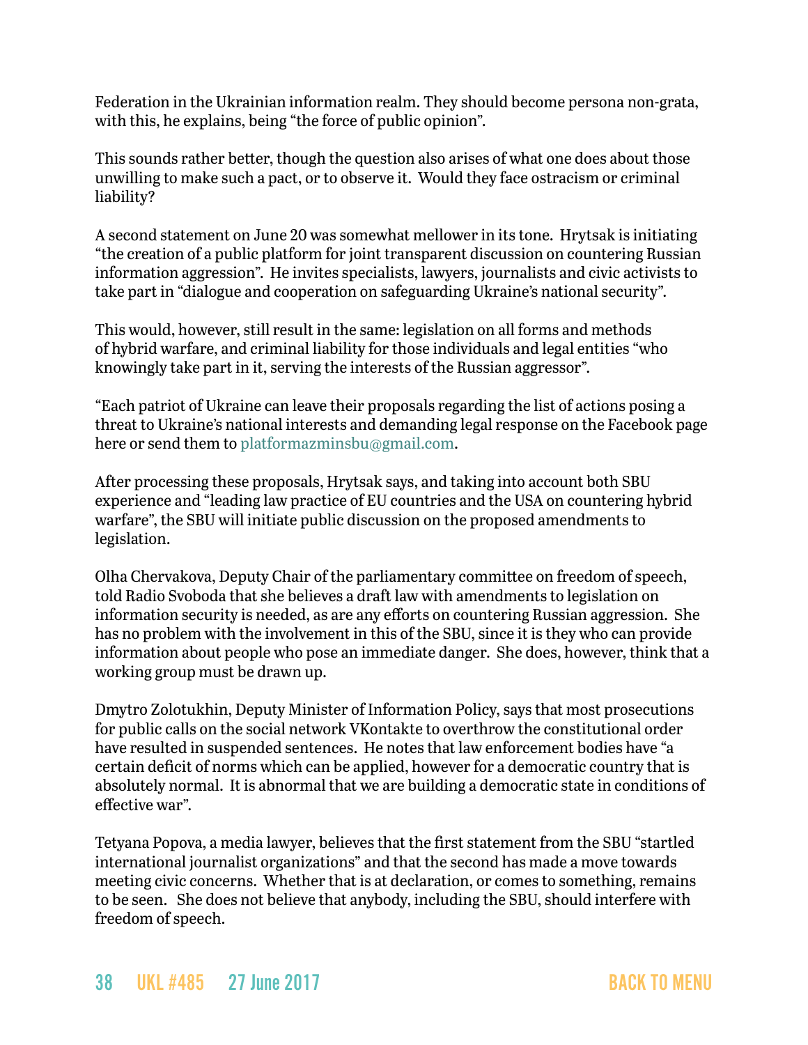Federation in the Ukrainian information realm. They should become persona non-grata, with this, he explains, being "the force of public opinion".

This sounds rather better, though the question also arises of what one does about those unwilling to make such a pact, or to observe it. Would they face ostracism or criminal liability?

A second statement on June 20 was somewhat mellower in its tone. Hrytsak is initiating "the creation of a public platform for joint transparent discussion on countering Russian information aggression". He invites specialists, lawyers, journalists and civic activists to take part in "dialogue and cooperation on safeguarding Ukraine's national security".

This would, however, still result in the same: legislation on all forms and methods of hybrid warfare, and criminal liability for those individuals and legal entities "who knowingly take part in it, serving the interests of the Russian aggressor".

"Each patriot of Ukraine can leave their proposals regarding the list of actions posing a threat to Ukraine's national interests and demanding legal response on the Facebook page here or send them to platformazminsbu@gmail.com.

After processing these proposals, Hrytsak says, and taking into account both SBU experience and "leading law practice of EU countries and the USA on countering hybrid warfare", the SBU will initiate public discussion on the proposed amendments to legislation.

Olha Chervakova, Deputy Chair of the parliamentary committee on freedom of speech, told Radio Svoboda that she believes a draft law with amendments to legislation on information security is needed, as are any efforts on countering Russian aggression. She has no problem with the involvement in this of the SBU, since it is they who can provide information about people who pose an immediate danger. She does, however, think that a working group must be drawn up.

Dmytro Zolotukhin, Deputy Minister of Information Policy, says that most prosecutions for public calls on the social network VKontakte to overthrow the constitutional order have resulted in suspended sentences. He notes that law enforcement bodies have "a certain deficit of norms which can be applied, however for a democratic country that is absolutely normal. It is abnormal that we are building a democratic state in conditions of effective war".

Tetyana Popova, a media lawyer, believes that the first statement from the SBU "startled international journalist organizations" and that the second has made a move towards meeting civic concerns. Whether that is at declaration, or comes to something, remains to be seen. She does not believe that anybody, including the SBU, should interfere with freedom of speech.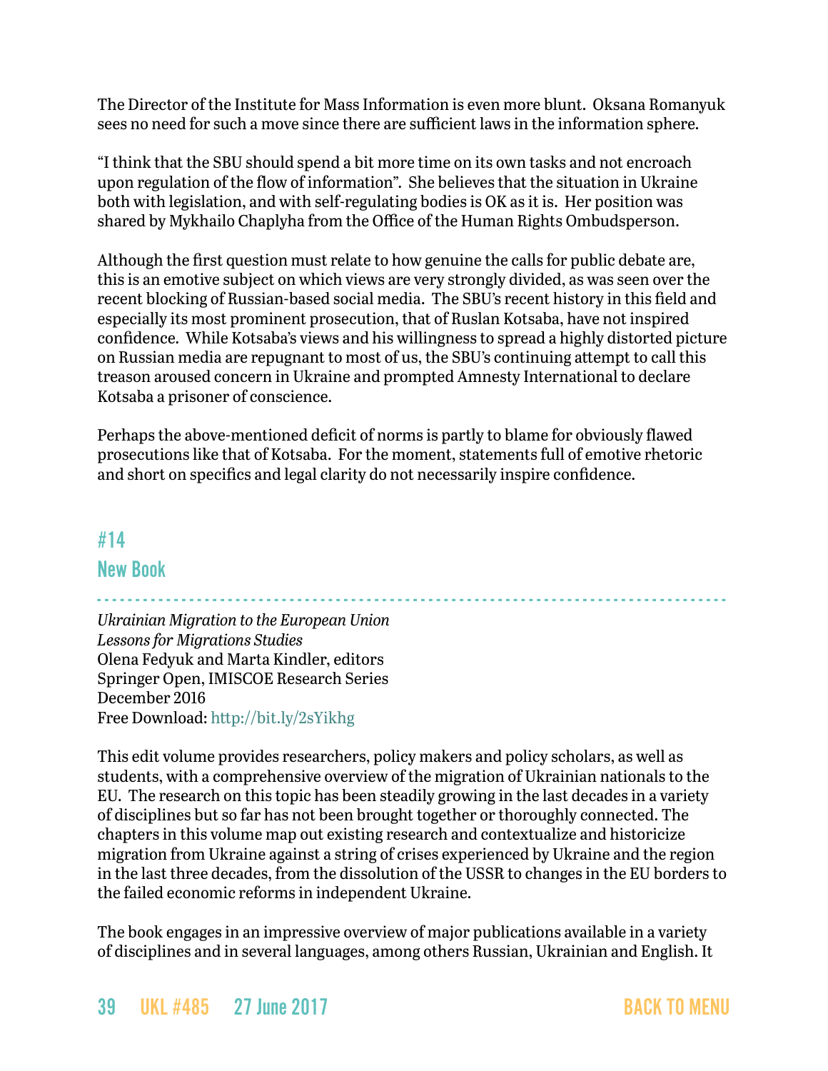The Director of the Institute for Mass Information is even more blunt. Oksana Romanyuk sees no need for such a move since there are sufficient laws in the information sphere.

"I think that the SBU should spend a bit more time on its own tasks and not encroach upon regulation of the flow of information". She believes that the situation in Ukraine both with legislation, and with self-regulating bodies is OK as it is. Her position was shared by Mykhailo Chaplyha from the Office of the Human Rights Ombudsperson.

Although the first question must relate to how genuine the calls for public debate are, this is an emotive subject on which views are very strongly divided, as was seen over the recent blocking of Russian-based social media. The SBU's recent history in this field and especially its most prominent prosecution, that of Ruslan Kotsaba, have not inspired confidence. While Kotsaba's views and his willingness to spread a highly distorted picture on Russian media are repugnant to most of us, the SBU's continuing attempt to call this treason aroused concern in Ukraine and prompted Amnesty International to declare Kotsaba a prisoner of conscience.

Perhaps the above-mentioned deficit of norms is partly to blame for obviously flawed prosecutions like that of Kotsaba. For the moment, statements full of emotive rhetoric and short on specifics and legal clarity do not necessarily inspire confidence.

## #14
## New Book

*Ukrainian Migration to the European Union*
*Lessons for Migrations Studies*
Olena Fedyuk and Marta Kindler, editors
Springer Open, IMISCOE Research Series
December 2016
Free Download: http://bit.ly/2sYikhg

This edit volume provides researchers, policy makers and policy scholars, as well as students, with a comprehensive overview of the migration of Ukrainian nationals to the EU. The research on this topic has been steadily growing in the last decades in a variety of disciplines but so far has not been brought together or thoroughly connected. The chapters in this volume map out existing research and contextualize and historicize migration from Ukraine against a string of crises experienced by Ukraine and the region in the last three decades, from the dissolution of the USSR to changes in the EU borders to the failed economic reforms in independent Ukraine.

The book engages in an impressive overview of major publications available in a variety of disciplines and in several languages, among others Russian, Ukrainian and English. It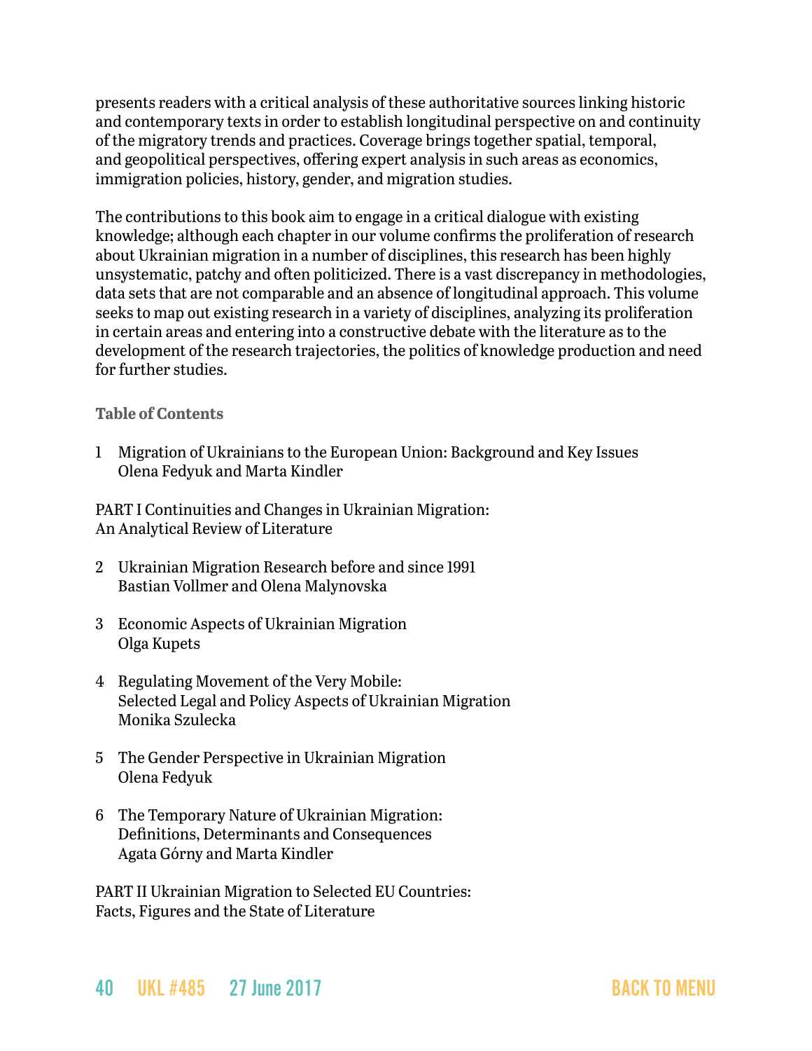presents readers with a critical analysis of these authoritative sources linking historic and contemporary texts in order to establish longitudinal perspective on and continuity of the migratory trends and practices. Coverage brings together spatial, temporal, and geopolitical perspectives, offering expert analysis in such areas as economics, immigration policies, history, gender, and migration studies.

The contributions to this book aim to engage in a critical dialogue with existing knowledge; although each chapter in our volume confirms the proliferation of research about Ukrainian migration in a number of disciplines, this research has been highly unsystematic, patchy and often politicized. There is a vast discrepancy in methodologies, data sets that are not comparable and an absence of longitudinal approach. This volume seeks to map out existing research in a variety of disciplines, analyzing its proliferation in certain areas and entering into a constructive debate with the literature as to the development of the research trajectories, the politics of knowledge production and need for further studies.

**Table of Contents**

1 Migration of Ukrainians to the European Union: Background and Key Issues
Olena Fedyuk and Marta Kindler

PART I Continuities and Changes in Ukrainian Migration:
An Analytical Review of Literature

2 Ukrainian Migration Research before and since 1991
Bastian Vollmer and Olena Malynovska

3 Economic Aspects of Ukrainian Migration
Olga Kupets

4 Regulating Movement of the Very Mobile:
Selected Legal and Policy Aspects of Ukrainian Migration
Monika Szulecka

5 The Gender Perspective in Ukrainian Migration
Olena Fedyuk

6 The Temporary Nature of Ukrainian Migration:
Definitions, Determinants and Consequences
Agata Górny and Marta Kindler

PART II Ukrainian Migration to Selected EU Countries:
Facts, Figures and the State of Literature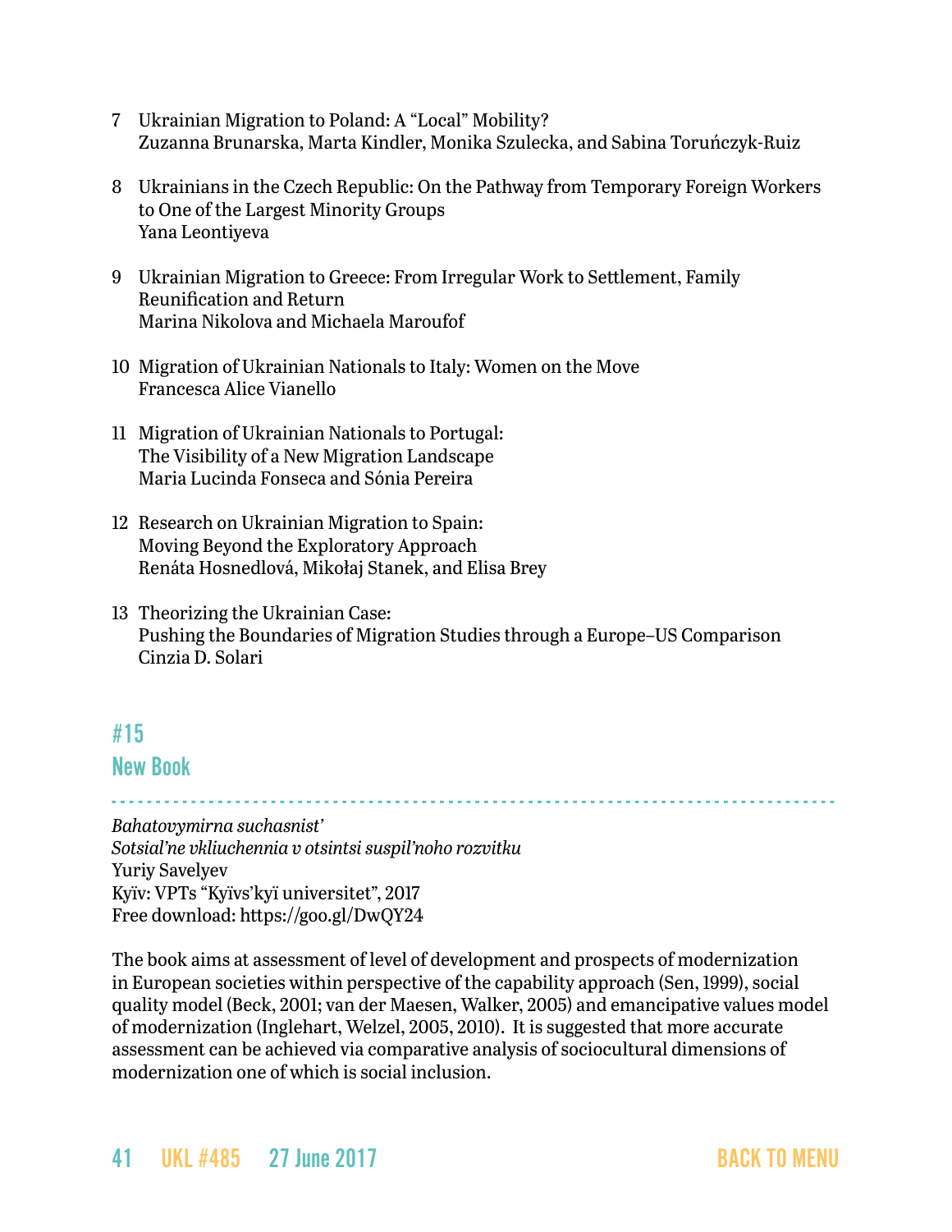7 Ukrainian Migration to Poland: A "Local" Mobility?
Zuzanna Brunarska, Marta Kindler, Monika Szulecka, and Sabina Toruńczyk-Ruiz

8 Ukrainians in the Czech Republic: On the Pathway from Temporary Foreign Workers to One of the Largest Minority Groups
Yana Leontiyeva

9 Ukrainian Migration to Greece: From Irregular Work to Settlement, Family Reunification and Return
Marina Nikolova and Michaela Maroufof

10 Migration of Ukrainian Nationals to Italy: Women on the Move
Francesca Alice Vianello

11 Migration of Ukrainian Nationals to Portugal: The Visibility of a New Migration Landscape
Maria Lucinda Fonseca and Sónia Pereira

12 Research on Ukrainian Migration to Spain: Moving Beyond the Exploratory Approach
Renáta Hosnedlová, Mikołaj Stanek, and Elisa Brey

13 Theorizing the Ukrainian Case: Pushing the Boundaries of Migration Studies through a Europe–US Comparison
Cinzia D. Solari

## #15

## New Book

*Bahatovymirna suchasnist'*
*Sotsial'ne vkliuchennia v otsintsi suspil'noho rozvytku*
Yuriy Savelyev
Kyïv: VPTs "Kyïvs'kyï universitet", 2017
Free download: https://goo.gl/DwQY24

The book aims at assessment of level of development and prospects of modernization in European societies within perspective of the capability approach (Sen, 1999), social quality model (Beck, 2001; van der Maesen, Walker, 2005) and emancipative values model of modernization (Inglehart, Welzel, 2005, 2010). It is suggested that more accurate assessment can be achieved via comparative analysis of sociocultural dimensions of modernization one of which is social inclusion.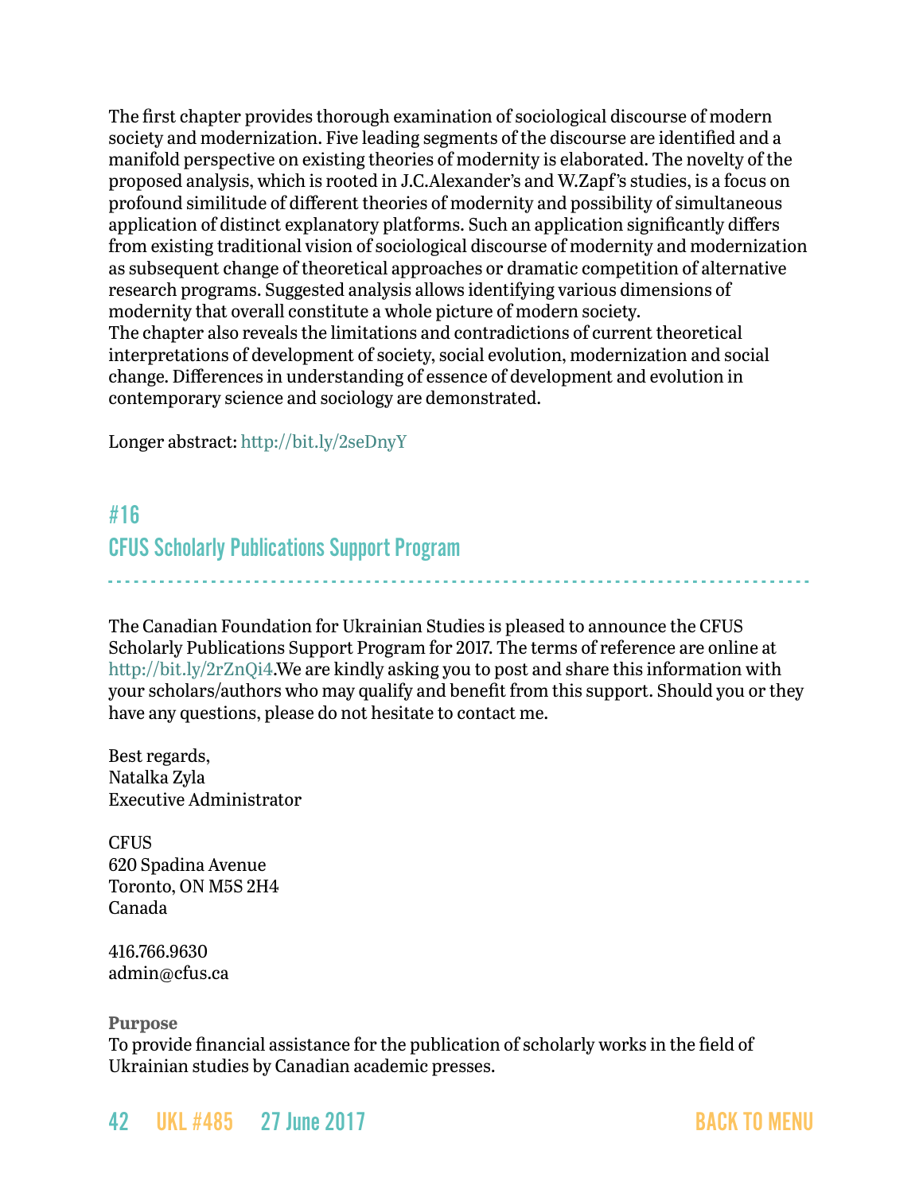The first chapter provides thorough examination of sociological discourse of modern society and modernization. Five leading segments of the discourse are identified and a manifold perspective on existing theories of modernity is elaborated. The novelty of the proposed analysis, which is rooted in J.C.Alexander's and W.Zapf's studies, is a focus on profound similitude of different theories of modernity and possibility of simultaneous application of distinct explanatory platforms. Such an application significantly differs from existing traditional vision of sociological discourse of modernity and modernization as subsequent change of theoretical approaches or dramatic competition of alternative research programs. Suggested analysis allows identifying various dimensions of modernity that overall constitute a whole picture of modern society.
The chapter also reveals the limitations and contradictions of current theoretical interpretations of development of society, social evolution, modernization and social change. Differences in understanding of essence of development and evolution in contemporary science and sociology are demonstrated.

Longer abstract: http://bit.ly/2seDnyY

## #16
## CFUS Scholarly Publications Support Program

The Canadian Foundation for Ukrainian Studies is pleased to announce the CFUS Scholarly Publications Support Program for 2017. The terms of reference are online at http://bit.ly/2rZnQi4.We are kindly asking you to post and share this information with your scholars/authors who may qualify and benefit from this support. Should you or they have any questions, please do not hesitate to contact me.

Best regards,
Natalka Zyla
Executive Administrator

CFUS
620 Spadina Avenue
Toronto, ON M5S 2H4
Canada

416.766.9630
admin@cfus.ca

**Purpose**
To provide financial assistance for the publication of scholarly works in the field of Ukrainian studies by Canadian academic presses.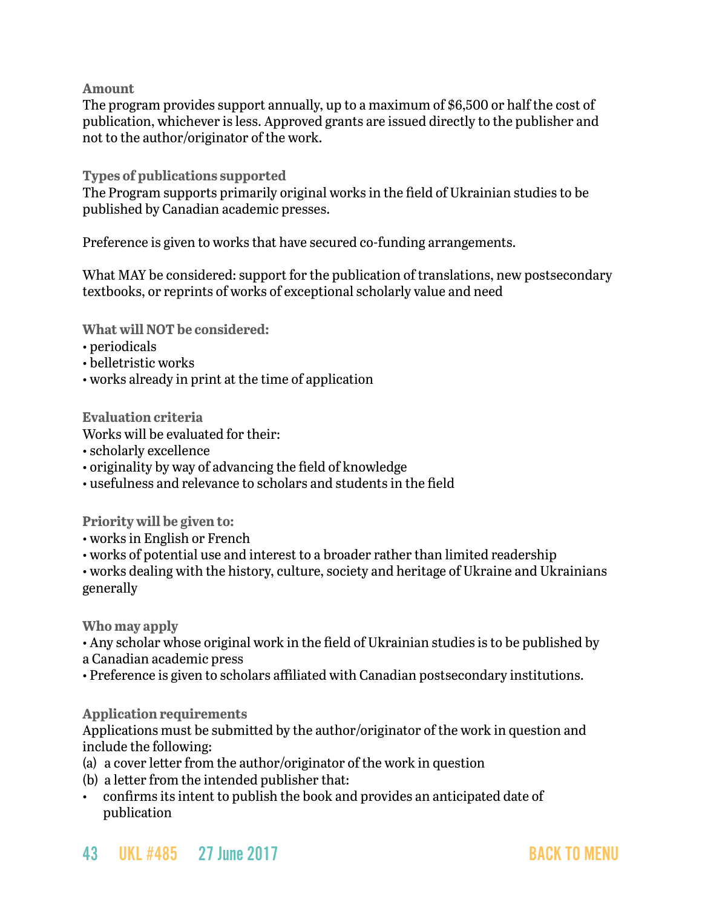### Amount

The program provides support annually, up to a maximum of $6,500 or half the cost of publication, whichever is less. Approved grants are issued directly to the publisher and not to the author/originator of the work.

### Types of publications supported

The Program supports primarily original works in the field of Ukrainian studies to be published by Canadian academic presses.

Preference is given to works that have secured co-funding arrangements.

What MAY be considered: support for the publication of translations, new postsecondary textbooks, or reprints of works of exceptional scholarly value and need

### What will NOT be considered:

- periodicals
- belletristic works
- works already in print at the time of application

### Evaluation criteria

Works will be evaluated for their:

- scholarly excellence
- originality by way of advancing the field of knowledge
- usefulness and relevance to scholars and students in the field

### Priority will be given to:

- works in English or French
- works of potential use and interest to a broader rather than limited readership
- works dealing with the history, culture, society and heritage of Ukraine and Ukrainians generally

### Who may apply

- Any scholar whose original work in the field of Ukrainian studies is to be published by a Canadian academic press
- Preference is given to scholars affiliated with Canadian postsecondary institutions.

### Application requirements

Applications must be submitted by the author/originator of the work in question and include the following:

(a) a cover letter from the author/originator of the work in question

(b) a letter from the intended publisher that:

- confirms its intent to publish the book and provides an anticipated date of publication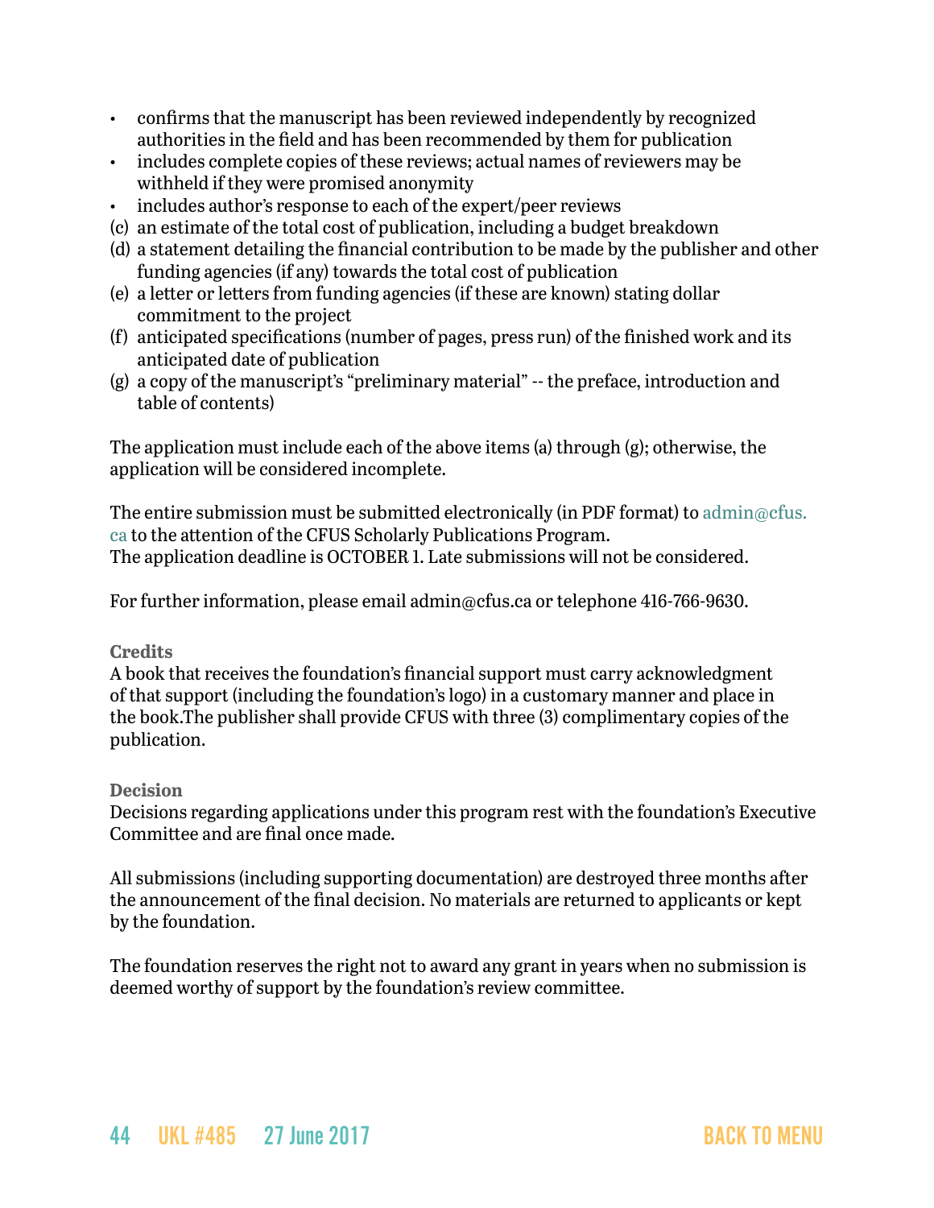- confirms that the manuscript has been reviewed independently by recognized authorities in the field and has been recommended by them for publication
- includes complete copies of these reviews; actual names of reviewers may be withheld if they were promised anonymity
- includes author's response to each of the expert/peer reviews

(c) an estimate of the total cost of publication, including a budget breakdown
(d) a statement detailing the financial contribution to be made by the publisher and other funding agencies (if any) towards the total cost of publication
(e) a letter or letters from funding agencies (if these are known) stating dollar commitment to the project
(f) anticipated specifications (number of pages, press run) of the finished work and its anticipated date of publication
(g) a copy of the manuscript's "preliminary material" -- the preface, introduction and table of contents)

The application must include each of the above items (a) through (g); otherwise, the application will be considered incomplete.

The entire submission must be submitted electronically (in PDF format) to admin@cfus.ca to the attention of the CFUS Scholarly Publications Program.
The application deadline is OCTOBER 1. Late submissions will not be considered.

For further information, please email admin@cfus.ca or telephone 416-766-9630.

**Credits**
A book that receives the foundation's financial support must carry acknowledgment of that support (including the foundation's logo) in a customary manner and place in the book.The publisher shall provide CFUS with three (3) complimentary copies of the publication.

**Decision**
Decisions regarding applications under this program rest with the foundation's Executive Committee and are final once made.

All submissions (including supporting documentation) are destroyed three months after the announcement of the final decision. No materials are returned to applicants or kept by the foundation.

The foundation reserves the right not to award any grant in years when no submission is deemed worthy of support by the foundation's review committee.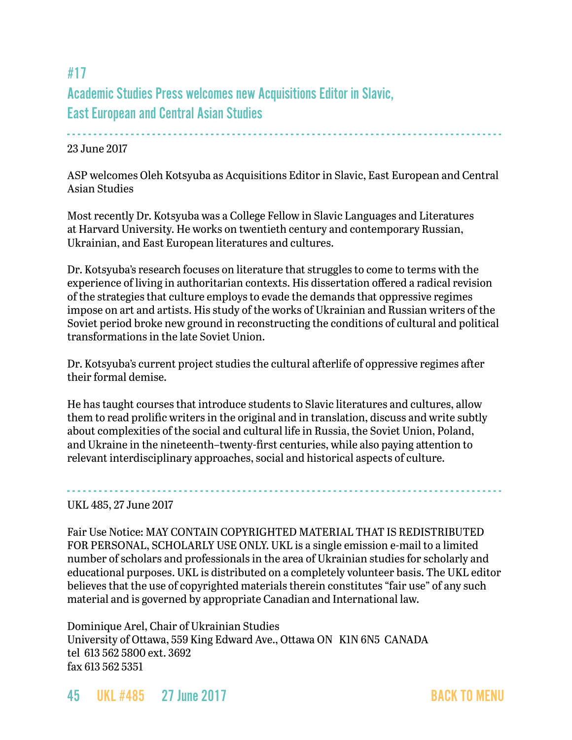## #17

## Academic Studies Press welcomes new Acquisitions Editor in Slavic, East European and Central Asian Studies

23 June 2017

ASP welcomes Oleh Kotsyuba as Acquisitions Editor in Slavic, East European and Central Asian Studies

Most recently Dr. Kotsyuba was a College Fellow in Slavic Languages and Literatures at Harvard University. He works on twentieth century and contemporary Russian, Ukrainian, and East European literatures and cultures.

Dr. Kotsyuba's research focuses on literature that struggles to come to terms with the experience of living in authoritarian contexts. His dissertation offered a radical revision of the strategies that culture employs to evade the demands that oppressive regimes impose on art and artists. His study of the works of Ukrainian and Russian writers of the Soviet period broke new ground in reconstructing the conditions of cultural and political transformations in the late Soviet Union.

Dr. Kotsyuba's current project studies the cultural afterlife of oppressive regimes after their formal demise.

He has taught courses that introduce students to Slavic literatures and cultures, allow them to read prolific writers in the original and in translation, discuss and write subtly about complexities of the social and cultural life in Russia, the Soviet Union, Poland, and Ukraine in the nineteenth–twenty-first centuries, while also paying attention to relevant interdisciplinary approaches, social and historical aspects of culture.

---

UKL 485, 27 June 2017

Fair Use Notice: MAY CONTAIN COPYRIGHTED MATERIAL THAT IS REDISTRIBUTED FOR PERSONAL, SCHOLARLY USE ONLY. UKL is a single emission e-mail to a limited number of scholars and professionals in the area of Ukrainian studies for scholarly and educational purposes. UKL is distributed on a completely volunteer basis. The UKL editor believes that the use of copyrighted materials therein constitutes "fair use" of any such material and is governed by appropriate Canadian and International law.

Dominique Arel, Chair of Ukrainian Studies
University of Ottawa, 559 King Edward Ave., Ottawa ON K1N 6N5 CANADA
tel 613 562 5800 ext. 3692
fax 613 562 5351